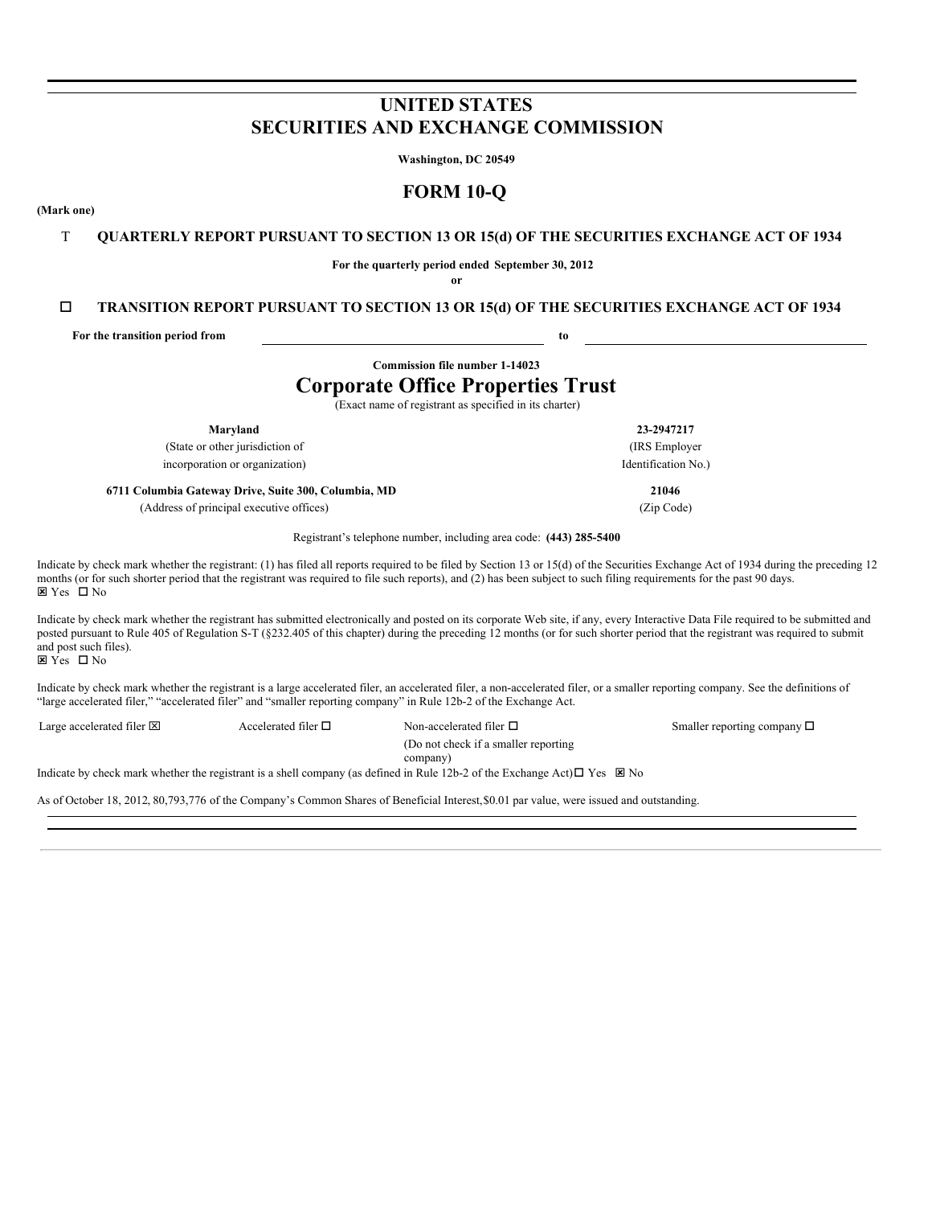# UNITED STATES
# SECURITIES AND EXCHANGE COMMISSION

**Washington, DC 20549**

## FORM 10-Q

**(Mark one)**

T **QUARTERLY REPORT PURSUANT TO SECTION 13 OR 15(d) OF THE SECURITIES EXCHANGE ACT OF 1934**

**For the quarterly period ended September 30, 2012**

**or**

☐ **TRANSITION REPORT PURSUANT TO SECTION 13 OR 15(d) OF THE SECURITIES EXCHANGE ACT OF 1934**

**For the transition period from** \_\_\_\_\_\_\_\_\_\_\_\_\_\_\_\_\_\_\_\_ **to** \_\_\_\_\_\_\_\_\_\_\_\_\_\_\_\_\_\_\_\_

**Commission file number 1-14023**

# Corporate Office Properties Trust

(Exact name of registrant as specified in its charter)

| | |
|---|---|
| **Maryland** | **23-2947217** |
| (State or other jurisdiction of incorporation or organization) | (IRS Employer Identification No.) |
| **6711 Columbia Gateway Drive, Suite 300, Columbia, MD** | **21046** |
| (Address of principal executive offices) | (Zip Code) |

Registrant's telephone number, including area code: **(443) 285-5400**

Indicate by check mark whether the registrant: (1) has filed all reports required to be filed by Section 13 or 15(d) of the Securities Exchange Act of 1934 during the preceding 12 months (or for such shorter period that the registrant was required to file such reports), and (2) has been subject to such filing requirements for the past 90 days.
☒ Yes ☐ No

Indicate by check mark whether the registrant has submitted electronically and posted on its corporate Web site, if any, every Interactive Data File required to be submitted and posted pursuant to Rule 405 of Regulation S-T (§232.405 of this chapter) during the preceding 12 months (or for such shorter period that the registrant was required to submit and post such files).
☒ Yes ☐ No

Indicate by check mark whether the registrant is a large accelerated filer, an accelerated filer, a non-accelerated filer, or a smaller reporting company. See the definitions of "large accelerated filer," "accelerated filer" and "smaller reporting company" in Rule 12b-2 of the Exchange Act.

| | | | |
|---|---|---|---|
| Large accelerated filer ☒ | Accelerated filer ☐ | Non-accelerated filer ☐ (Do not check if a smaller reporting company) | Smaller reporting company ☐ |

Indicate by check mark whether the registrant is a shell company (as defined in Rule 12b-2 of the Exchange Act) ☐ Yes ☒ No

As of October 18, 2012, 80,793,776 of the Company's Common Shares of Beneficial Interest, $0.01 par value, were issued and outstanding.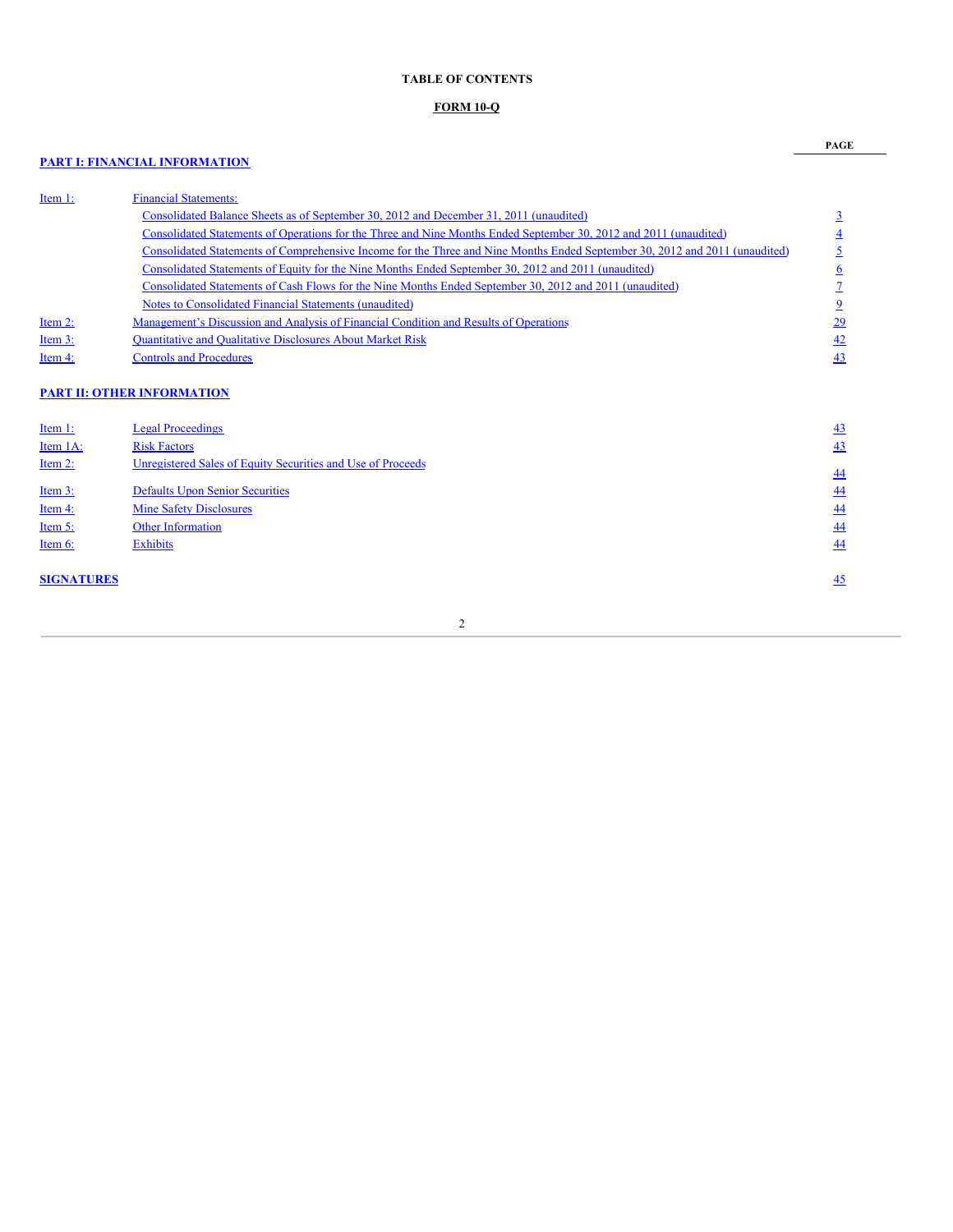**TABLE OF CONTENTS**

**FORM 10-Q**

| | | PAGE |
|---|---|---|
| **PART I: FINANCIAL INFORMATION** | | |
| Item 1: | Financial Statements: | |
| | Consolidated Balance Sheets as of September 30, 2012 and December 31, 2011 (unaudited) | 3 |
| | Consolidated Statements of Operations for the Three and Nine Months Ended September 30, 2012 and 2011 (unaudited) | 4 |
| | Consolidated Statements of Comprehensive Income for the Three and Nine Months Ended September 30, 2012 and 2011 (unaudited) | 5 |
| | Consolidated Statements of Equity for the Nine Months Ended September 30, 2012 and 2011 (unaudited) | 6 |
| | Consolidated Statements of Cash Flows for the Nine Months Ended September 30, 2012 and 2011 (unaudited) | 7 |
| | Notes to Consolidated Financial Statements (unaudited) | 9 |
| Item 2: | Management's Discussion and Analysis of Financial Condition and Results of Operations | 29 |
| Item 3: | Quantitative and Qualitative Disclosures About Market Risk | 42 |
| Item 4: | Controls and Procedures | 43 |
| **PART II: OTHER INFORMATION** | | |
| Item 1: | Legal Proceedings | 43 |
| Item 1A: | Risk Factors | 43 |
| Item 2: | Unregistered Sales of Equity Securities and Use of Proceeds | 44 |
| Item 3: | Defaults Upon Senior Securities | 44 |
| Item 4: | Mine Safety Disclosures | 44 |
| Item 5: | Other Information | 44 |
| Item 6: | Exhibits | 44 |
| **SIGNATURES** | | 45 |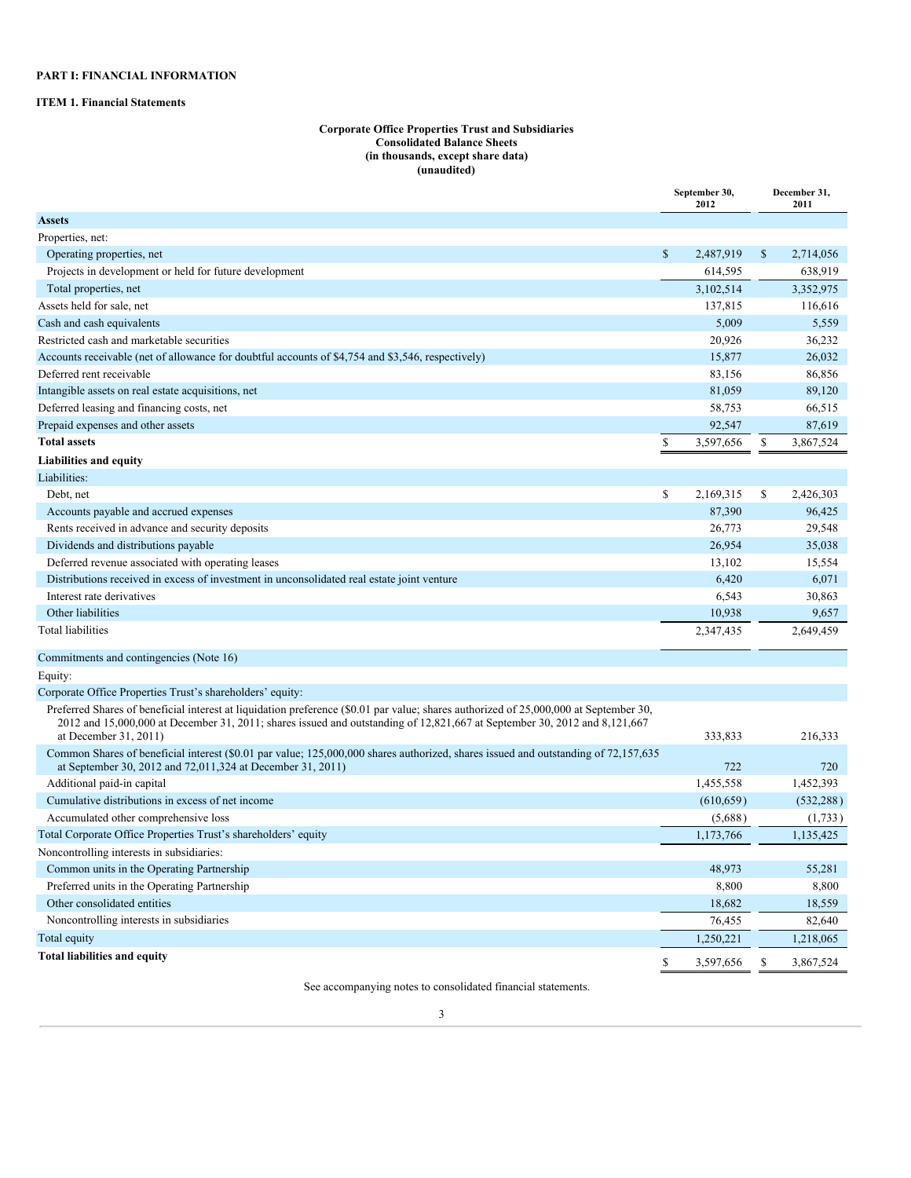# PART I: FINANCIAL INFORMATION

## ITEM 1. Financial Statements

### Corporate Office Properties Trust and Subsidiaries
### Consolidated Balance Sheets
### (in thousands, except share data)
### (unaudited)

| | September 30, 2012 | December 31, 2011 |
|---|---|---|
| **Assets** | | |
| Properties, net: | | |
| Operating properties, net | $ 2,487,919 | $ 2,714,056 |
| Projects in development or held for future development | 614,595 | 638,919 |
| Total properties, net | 3,102,514 | 3,352,975 |
| Assets held for sale, net | 137,815 | 116,616 |
| Cash and cash equivalents | 5,009 | 5,559 |
| Restricted cash and marketable securities | 20,926 | 36,232 |
| Accounts receivable (net of allowance for doubtful accounts of $4,754 and $3,546, respectively) | 15,877 | 26,032 |
| Deferred rent receivable | 83,156 | 86,856 |
| Intangible assets on real estate acquisitions, net | 81,059 | 89,120 |
| Deferred leasing and financing costs, net | 58,753 | 66,515 |
| Prepaid expenses and other assets | 92,547 | 87,619 |
| **Total assets** | $ 3,597,656 | $ 3,867,524 |
| **Liabilities and equity** | | |
| Liabilities: | | |
| Debt, net | $ 2,169,315 | $ 2,426,303 |
| Accounts payable and accrued expenses | 87,390 | 96,425 |
| Rents received in advance and security deposits | 26,773 | 29,548 |
| Dividends and distributions payable | 26,954 | 35,038 |
| Deferred revenue associated with operating leases | 13,102 | 15,554 |
| Distributions received in excess of investment in unconsolidated real estate joint venture | 6,420 | 6,071 |
| Interest rate derivatives | 6,543 | 30,863 |
| Other liabilities | 10,938 | 9,657 |
| Total liabilities | 2,347,435 | 2,649,459 |
| Commitments and contingencies (Note 16) | | |
| Equity: | | |
| Corporate Office Properties Trust's shareholders' equity: | | |
| Preferred Shares of beneficial interest at liquidation preference ($0.01 par value; shares authorized of 25,000,000 at September 30, 2012 and 15,000,000 at December 31, 2011; shares issued and outstanding of 12,821,667 at September 30, 2012 and 8,121,667 at December 31, 2011) | 333,833 | 216,333 |
| Common Shares of beneficial interest ($0.01 par value; 125,000,000 shares authorized, shares issued and outstanding of 72,157,635 at September 30, 2012 and 72,011,324 at December 31, 2011) | 722 | 720 |
| Additional paid-in capital | 1,455,558 | 1,452,393 |
| Cumulative distributions in excess of net income | (610,659) | (532,288) |
| Accumulated other comprehensive loss | (5,688) | (1,733) |
| Total Corporate Office Properties Trust's shareholders' equity | 1,173,766 | 1,135,425 |
| Noncontrolling interests in subsidiaries: | | |
| Common units in the Operating Partnership | 48,973 | 55,281 |
| Preferred units in the Operating Partnership | 8,800 | 8,800 |
| Other consolidated entities | 18,682 | 18,559 |
| Noncontrolling interests in subsidiaries | 76,455 | 82,640 |
| Total equity | 1,250,221 | 1,218,065 |
| **Total liabilities and equity** | $ 3,597,656 | $ 3,867,524 |

See accompanying notes to consolidated financial statements.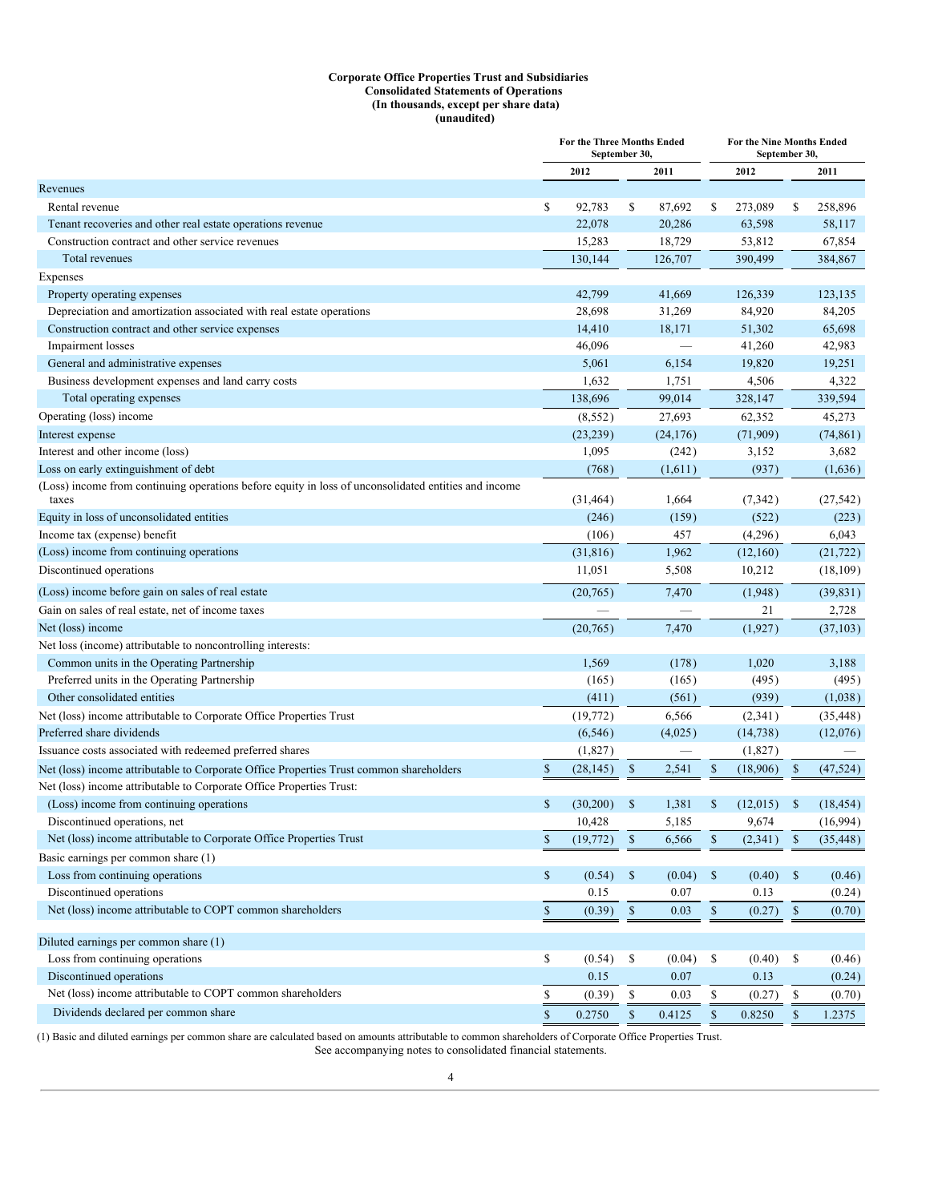**Corporate Office Properties Trust and Subsidiaries**
**Consolidated Statements of Operations**
**(In thousands, except per share data)**
**(unaudited)**

| | For the Three Months Ended September 30, | | For the Nine Months Ended September 30, | |
|---|---|---|---|---|
| | 2012 | 2011 | 2012 | 2011 |
| Revenues | | | | |
| Rental revenue | $ 92,783 | $ 87,692 | $ 273,089 | $ 258,896 |
| Tenant recoveries and other real estate operations revenue | 22,078 | 20,286 | 63,598 | 58,117 |
| Construction contract and other service revenues | 15,283 | 18,729 | 53,812 | 67,854 |
| Total revenues | 130,144 | 126,707 | 390,499 | 384,867 |
| Expenses | | | | |
| Property operating expenses | 42,799 | 41,669 | 126,339 | 123,135 |
| Depreciation and amortization associated with real estate operations | 28,698 | 31,269 | 84,920 | 84,205 |
| Construction contract and other service expenses | 14,410 | 18,171 | 51,302 | 65,698 |
| Impairment losses | 46,096 | — | 41,260 | 42,983 |
| General and administrative expenses | 5,061 | 6,154 | 19,820 | 19,251 |
| Business development expenses and land carry costs | 1,632 | 1,751 | 4,506 | 4,322 |
| Total operating expenses | 138,696 | 99,014 | 328,147 | 339,594 |
| Operating (loss) income | (8,552) | 27,693 | 62,352 | 45,273 |
| Interest expense | (23,239) | (24,176) | (71,909) | (74,861) |
| Interest and other income (loss) | 1,095 | (242) | 3,152 | 3,682 |
| Loss on early extinguishment of debt | (768) | (1,611) | (937) | (1,636) |
| (Loss) income from continuing operations before equity in loss of unconsolidated entities and income taxes | (31,464) | 1,664 | (7,342) | (27,542) |
| Equity in loss of unconsolidated entities | (246) | (159) | (522) | (223) |
| Income tax (expense) benefit | (106) | 457 | (4,296) | 6,043 |
| (Loss) income from continuing operations | (31,816) | 1,962 | (12,160) | (21,722) |
| Discontinued operations | 11,051 | 5,508 | 10,212 | (18,109) |
| (Loss) income before gain on sales of real estate | (20,765) | 7,470 | (1,948) | (39,831) |
| Gain on sales of real estate, net of income taxes | — | — | 21 | 2,728 |
| Net (loss) income | (20,765) | 7,470 | (1,927) | (37,103) |
| Net loss (income) attributable to noncontrolling interests: | | | | |
| Common units in the Operating Partnership | 1,569 | (178) | 1,020 | 3,188 |
| Preferred units in the Operating Partnership | (165) | (165) | (495) | (495) |
| Other consolidated entities | (411) | (561) | (939) | (1,038) |
| Net (loss) income attributable to Corporate Office Properties Trust | (19,772) | 6,566 | (2,341) | (35,448) |
| Preferred share dividends | (6,546) | (4,025) | (14,738) | (12,076) |
| Issuance costs associated with redeemed preferred shares | (1,827) | — | (1,827) | — |
| Net (loss) income attributable to Corporate Office Properties Trust common shareholders | $ (28,145) | $ 2,541 | $ (18,906) | $ (47,524) |
| Net (loss) income attributable to Corporate Office Properties Trust: | | | | |
| (Loss) income from continuing operations | $ (30,200) | $ 1,381 | $ (12,015) | $ (18,454) |
| Discontinued operations, net | 10,428 | 5,185 | 9,674 | (16,994) |
| Net (loss) income attributable to Corporate Office Properties Trust | $ (19,772) | $ 6,566 | $ (2,341) | $ (35,448) |
| Basic earnings per common share (1) | | | | |
| Loss from continuing operations | $ (0.54) | $ (0.04) | $ (0.40) | $ (0.46) |
| Discontinued operations | 0.15 | 0.07 | 0.13 | (0.24) |
| Net (loss) income attributable to COPT common shareholders | $ (0.39) | $ 0.03 | $ (0.27) | $ (0.70) |
| Diluted earnings per common share (1) | | | | |
| Loss from continuing operations | $ (0.54) | $ (0.04) | $ (0.40) | $ (0.46) |
| Discontinued operations | 0.15 | 0.07 | 0.13 | (0.24) |
| Net (loss) income attributable to COPT common shareholders | $ (0.39) | $ 0.03 | $ (0.27) | $ (0.70) |
| Dividends declared per common share | $ 0.2750 | $ 0.4125 | $ 0.8250 | $ 1.2375 |

(1) Basic and diluted earnings per common share are calculated based on amounts attributable to common shareholders of Corporate Office Properties Trust.

See accompanying notes to consolidated financial statements.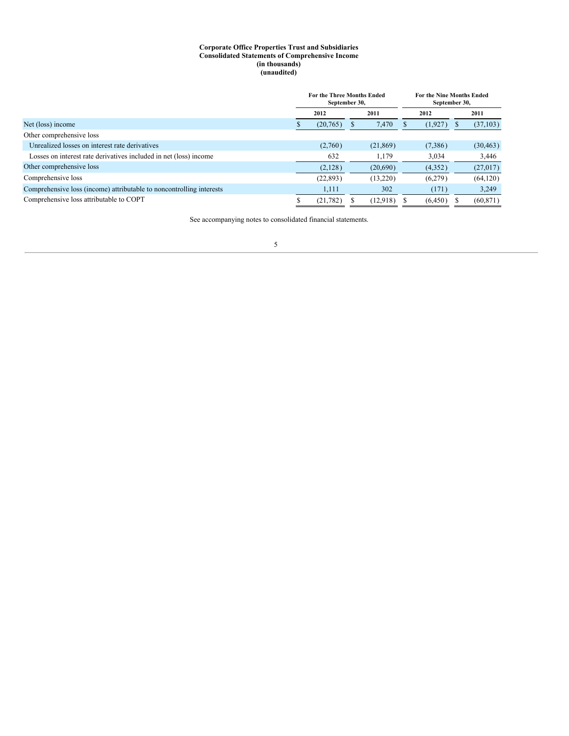**Corporate Office Properties Trust and Subsidiaries**
**Consolidated Statements of Comprehensive Income**
**(in thousands)**
**(unaudited)**

| | For the Three Months Ended September 30, | | For the Nine Months Ended September 30, | |
|---|---|---|---|---|
| | 2012 | 2011 | 2012 | 2011 |
| Net (loss) income | $ (20,765) | $ 7,470 | $ (1,927) | $ (37,103) |
| Other comprehensive loss | | | | |
| Unrealized losses on interest rate derivatives | (2,760) | (21,869) | (7,386) | (30,463) |
| Losses on interest rate derivatives included in net (loss) income | 632 | 1,179 | 3,034 | 3,446 |
| Other comprehensive loss | (2,128) | (20,690) | (4,352) | (27,017) |
| Comprehensive loss | (22,893) | (13,220) | (6,279) | (64,120) |
| Comprehensive loss (income) attributable to noncontrolling interests | 1,111 | 302 | (171) | 3,249 |
| Comprehensive loss attributable to COPT | $ (21,782) | $ (12,918) | $ (6,450) | $ (60,871) |

See accompanying notes to consolidated financial statements.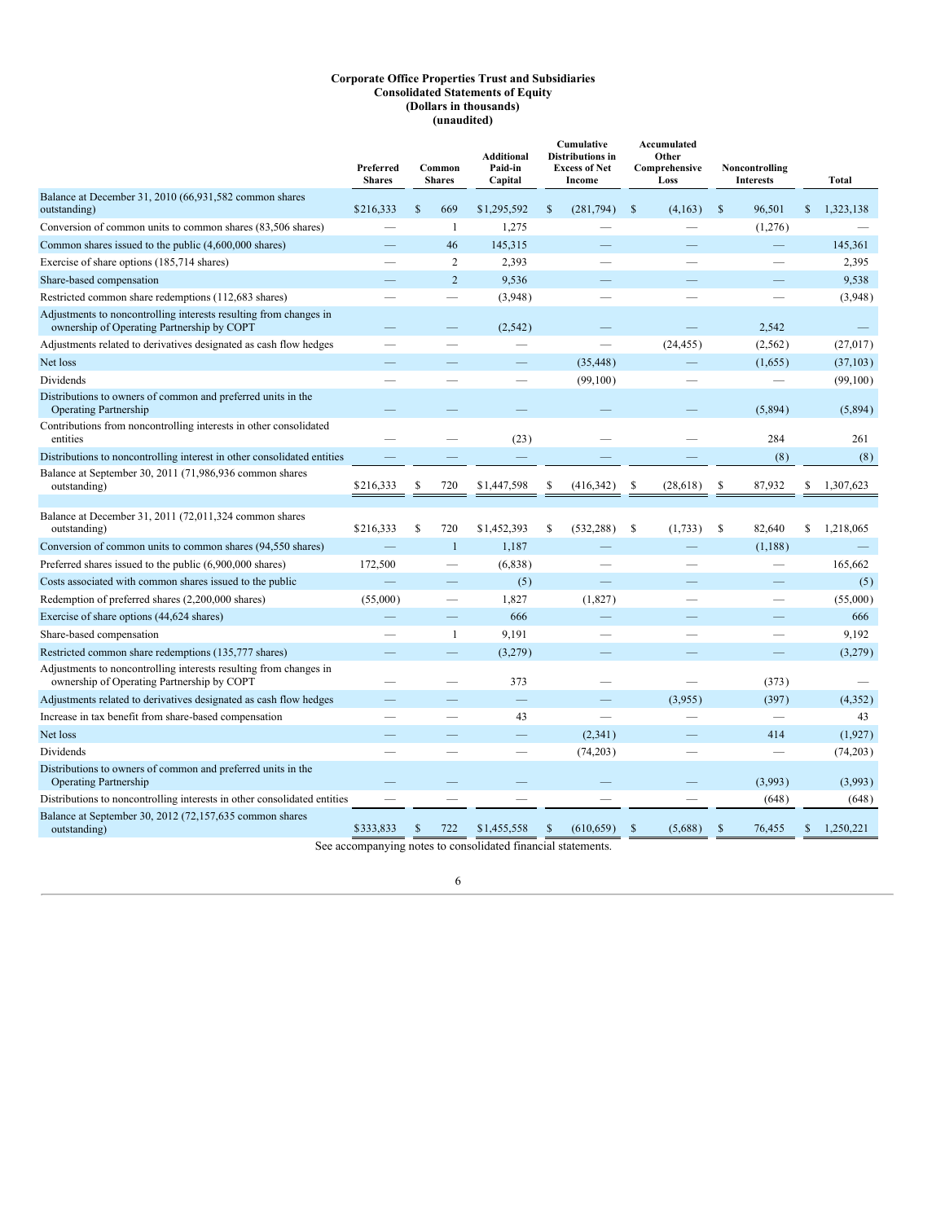**Corporate Office Properties Trust and Subsidiaries**
**Consolidated Statements of Equity**
**(Dollars in thousands)**
**(unaudited)**

| | Preferred Shares | Common Shares | Additional Paid-in Capital | Cumulative Distributions in Excess of Net Income | Accumulated Other Comprehensive Loss | Noncontrolling Interests | Total |
|---|---|---|---|---|---|---|---|
| Balance at December 31, 2010 (66,931,582 common shares outstanding) | $216,333 | $ 669 | $1,295,592 | $ (281,794) | $ (4,163) | $ 96,501 | $ 1,323,138 |
| Conversion of common units to common shares (83,506 shares) | — | 1 | 1,275 | — | — | (1,276) | — |
| Common shares issued to the public (4,600,000 shares) | — | 46 | 145,315 | — | — | — | 145,361 |
| Exercise of share options (185,714 shares) | — | 2 | 2,393 | — | — | — | 2,395 |
| Share-based compensation | — | 2 | 9,536 | — | — | — | 9,538 |
| Restricted common share redemptions (112,683 shares) | — | — | (3,948) | — | — | — | (3,948) |
| Adjustments to noncontrolling interests resulting from changes in ownership of Operating Partnership by COPT | — | — | (2,542) | — | — | 2,542 | — |
| Adjustments related to derivatives designated as cash flow hedges | — | — | — | — | (24,455) | (2,562) | (27,017) |
| Net loss | — | — | — | (35,448) | — | (1,655) | (37,103) |
| Dividends | — | — | — | (99,100) | — | — | (99,100) |
| Distributions to owners of common and preferred units in the Operating Partnership | — | — | — | — | — | (5,894) | (5,894) |
| Contributions from noncontrolling interests in other consolidated entities | — | — | (23) | — | — | 284 | 261 |
| Distributions to noncontrolling interest in other consolidated entities | — | — | — | — | — | (8) | (8) |
| Balance at September 30, 2011 (71,986,936 common shares outstanding) | $216,333 | $ 720 | $1,447,598 | $ (416,342) | $ (28,618) | $ 87,932 | $ 1,307,623 |
| | | | | | | | |
| Balance at December 31, 2011 (72,011,324 common shares outstanding) | $216,333 | $ 720 | $1,452,393 | $ (532,288) | $ (1,733) | $ 82,640 | $ 1,218,065 |
| Conversion of common units to common shares (94,550 shares) | — | 1 | 1,187 | — | — | (1,188) | — |
| Preferred shares issued to the public (6,900,000 shares) | 172,500 | — | (6,838) | — | — | — | 165,662 |
| Costs associated with common shares issued to the public | — | — | (5) | — | — | — | (5) |
| Redemption of preferred shares (2,200,000 shares) | (55,000) | — | 1,827 | (1,827) | — | — | (55,000) |
| Exercise of share options (44,624 shares) | — | — | 666 | — | — | — | 666 |
| Share-based compensation | — | 1 | 9,191 | — | — | — | 9,192 |
| Restricted common share redemptions (135,777 shares) | — | — | (3,279) | — | — | — | (3,279) |
| Adjustments to noncontrolling interests resulting from changes in ownership of Operating Partnership by COPT | — | — | 373 | — | — | (373) | — |
| Adjustments related to derivatives designated as cash flow hedges | — | — | — | — | (3,955) | (397) | (4,352) |
| Increase in tax benefit from share-based compensation | — | — | 43 | — | — | — | 43 |
| Net loss | — | — | — | (2,341) | — | 414 | (1,927) |
| Dividends | — | — | — | (74,203) | — | — | (74,203) |
| Distributions to owners of common and preferred units in the Operating Partnership | — | — | — | — | — | (3,993) | (3,993) |
| Distributions to noncontrolling interests in other consolidated entities | — | — | — | — | — | (648) | (648) |
| Balance at September 30, 2012 (72,157,635 common shares outstanding) | $333,833 | $ 722 | $1,455,558 | $ (610,659) | $ (5,688) | $ 76,455 | $ 1,250,221 |

See accompanying notes to consolidated financial statements.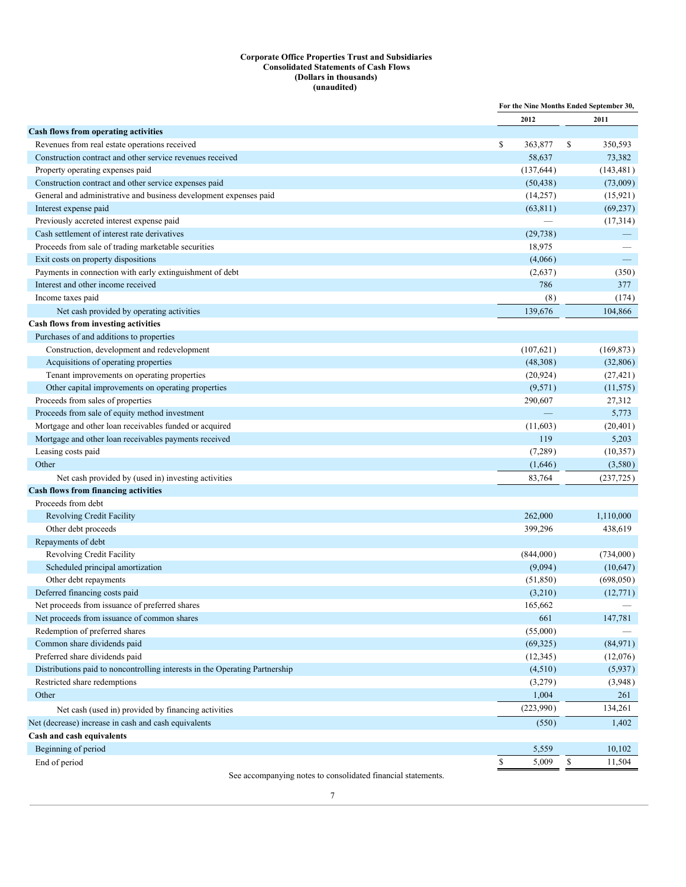**Corporate Office Properties Trust and Subsidiaries**
**Consolidated Statements of Cash Flows**
**(Dollars in thousands)**
**(unaudited)**

| | For the Nine Months Ended September 30, | |
|---|---|---|
| | 2012 | 2011 |
| **Cash flows from operating activities** | | |
| Revenues from real estate operations received | $ 363,877 | $ 350,593 |
| Construction contract and other service revenues received | 58,637 | 73,382 |
| Property operating expenses paid | (137,644) | (143,481) |
| Construction contract and other service expenses paid | (50,438) | (73,009) |
| General and administrative and business development expenses paid | (14,257) | (15,921) |
| Interest expense paid | (63,811) | (69,237) |
| Previously accreted interest expense paid | — | (17,314) |
| Cash settlement of interest rate derivatives | (29,738) | — |
| Proceeds from sale of trading marketable securities | 18,975 | — |
| Exit costs on property dispositions | (4,066) | — |
| Payments in connection with early extinguishment of debt | (2,637) | (350) |
| Interest and other income received | 786 | 377 |
| Income taxes paid | (8) | (174) |
| Net cash provided by operating activities | 139,676 | 104,866 |
| **Cash flows from investing activities** | | |
| Purchases of and additions to properties | | |
| Construction, development and redevelopment | (107,621) | (169,873) |
| Acquisitions of operating properties | (48,308) | (32,806) |
| Tenant improvements on operating properties | (20,924) | (27,421) |
| Other capital improvements on operating properties | (9,571) | (11,575) |
| Proceeds from sales of properties | 290,607 | 27,312 |
| Proceeds from sale of equity method investment | — | 5,773 |
| Mortgage and other loan receivables funded or acquired | (11,603) | (20,401) |
| Mortgage and other loan receivables payments received | 119 | 5,203 |
| Leasing costs paid | (7,289) | (10,357) |
| Other | (1,646) | (3,580) |
| Net cash provided by (used in) investing activities | 83,764 | (237,725) |
| **Cash flows from financing activities** | | |
| Proceeds from debt | | |
| Revolving Credit Facility | 262,000 | 1,110,000 |
| Other debt proceeds | 399,296 | 438,619 |
| Repayments of debt | | |
| Revolving Credit Facility | (844,000) | (734,000) |
| Scheduled principal amortization | (9,094) | (10,647) |
| Other debt repayments | (51,850) | (698,050) |
| Deferred financing costs paid | (3,210) | (12,771) |
| Net proceeds from issuance of preferred shares | 165,662 | — |
| Net proceeds from issuance of common shares | 661 | 147,781 |
| Redemption of preferred shares | (55,000) | — |
| Common share dividends paid | (69,325) | (84,971) |
| Preferred share dividends paid | (12,345) | (12,076) |
| Distributions paid to noncontrolling interests in the Operating Partnership | (4,510) | (5,937) |
| Restricted share redemptions | (3,279) | (3,948) |
| Other | 1,004 | 261 |
| Net cash (used in) provided by financing activities | (223,990) | 134,261 |
| Net (decrease) increase in cash and cash equivalents | (550) | 1,402 |
| **Cash and cash equivalents** | | |
| Beginning of period | 5,559 | 10,102 |
| End of period | $ 5,009 | $ 11,504 |

See accompanying notes to consolidated financial statements.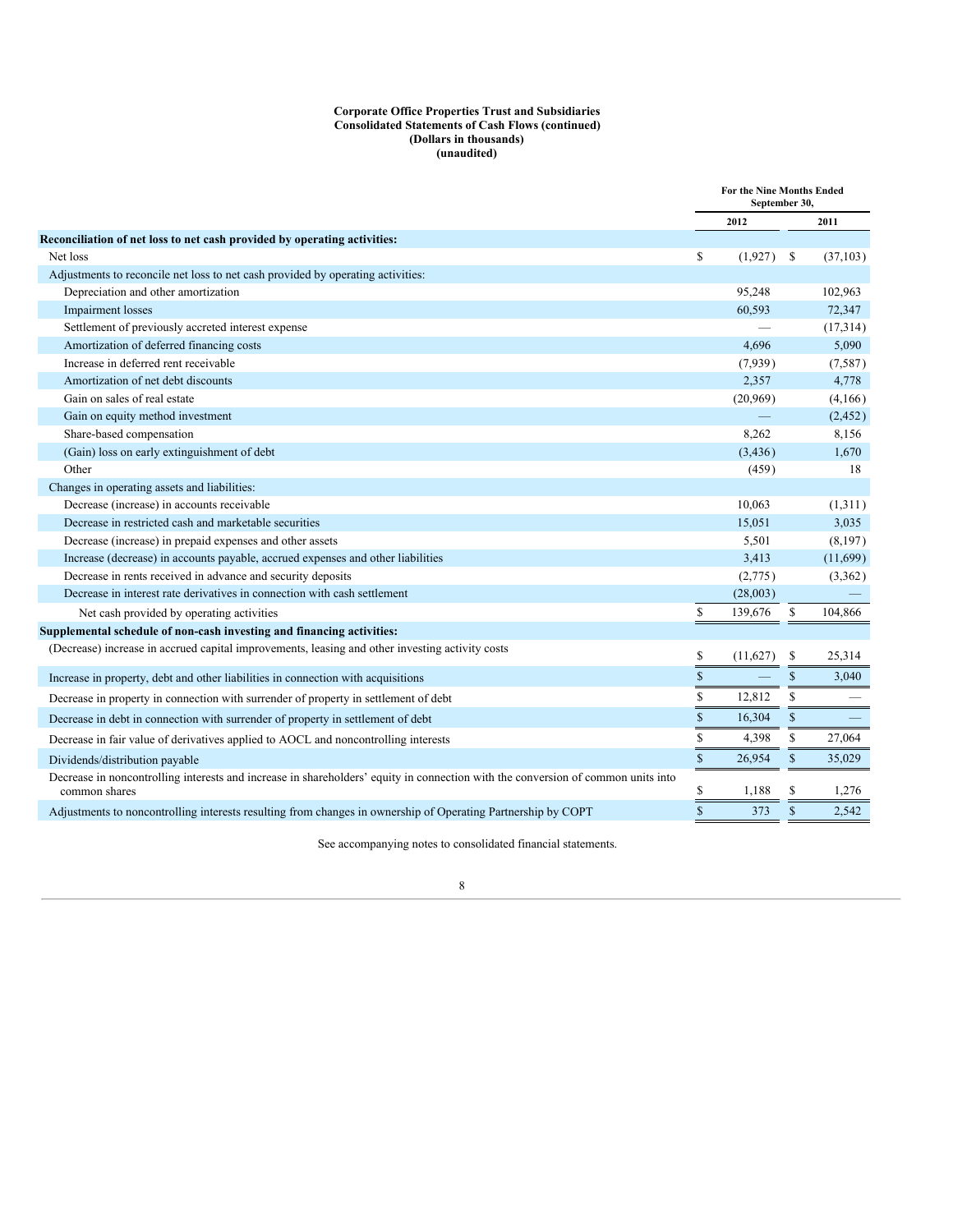**Corporate Office Properties Trust and Subsidiaries**
**Consolidated Statements of Cash Flows (continued)**
**(Dollars in thousands)**
**(unaudited)**

| | For the Nine Months Ended September 30, | |
|---|---|---|
| | 2012 | 2011 |
| **Reconciliation of net loss to net cash provided by operating activities:** | | |
| Net loss | $ (1,927) | $ (37,103) |
| Adjustments to reconcile net loss to net cash provided by operating activities: | | |
| Depreciation and other amortization | 95,248 | 102,963 |
| Impairment losses | 60,593 | 72,347 |
| Settlement of previously accreted interest expense | — | (17,314) |
| Amortization of deferred financing costs | 4,696 | 5,090 |
| Increase in deferred rent receivable | (7,939) | (7,587) |
| Amortization of net debt discounts | 2,357 | 4,778 |
| Gain on sales of real estate | (20,969) | (4,166) |
| Gain on equity method investment | — | (2,452) |
| Share-based compensation | 8,262 | 8,156 |
| (Gain) loss on early extinguishment of debt | (3,436) | 1,670 |
| Other | (459) | 18 |
| Changes in operating assets and liabilities: | | |
| Decrease (increase) in accounts receivable | 10,063 | (1,311) |
| Decrease in restricted cash and marketable securities | 15,051 | 3,035 |
| Decrease (increase) in prepaid expenses and other assets | 5,501 | (8,197) |
| Increase (decrease) in accounts payable, accrued expenses and other liabilities | 3,413 | (11,699) |
| Decrease in rents received in advance and security deposits | (2,775) | (3,362) |
| Decrease in interest rate derivatives in connection with cash settlement | (28,003) | — |
| Net cash provided by operating activities | $ 139,676 | $ 104,866 |
| **Supplemental schedule of non-cash investing and financing activities:** | | |
| (Decrease) increase in accrued capital improvements, leasing and other investing activity costs | $ (11,627) | $ 25,314 |
| Increase in property, debt and other liabilities in connection with acquisitions | $ — | $ 3,040 |
| Decrease in property in connection with surrender of property in settlement of debt | $ 12,812 | $ — |
| Decrease in debt in connection with surrender of property in settlement of debt | $ 16,304 | $ — |
| Decrease in fair value of derivatives applied to AOCL and noncontrolling interests | $ 4,398 | $ 27,064 |
| Dividends/distribution payable | $ 26,954 | $ 35,029 |
| Decrease in noncontrolling interests and increase in shareholders' equity in connection with the conversion of common units into common shares | $ 1,188 | $ 1,276 |
| Adjustments to noncontrolling interests resulting from changes in ownership of Operating Partnership by COPT | $ 373 | $ 2,542 |

See accompanying notes to consolidated financial statements.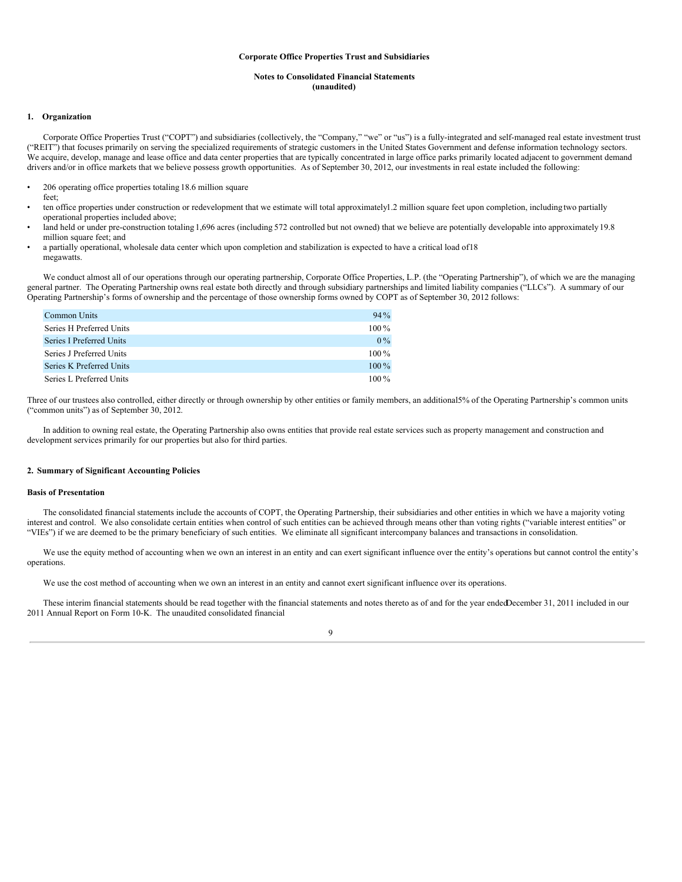**Corporate Office Properties Trust and Subsidiaries**

**Notes to Consolidated Financial Statements**
**(unaudited)**

## 1. Organization

Corporate Office Properties Trust ("COPT") and subsidiaries (collectively, the "Company," "we" or "us") is a fully-integrated and self-managed real estate investment trust ("REIT") that focuses primarily on serving the specialized requirements of strategic customers in the United States Government and defense information technology sectors. We acquire, develop, manage and lease office and data center properties that are typically concentrated in large office parks primarily located adjacent to government demand drivers and/or in office markets that we believe possess growth opportunities. As of September 30, 2012, our investments in real estate included the following:

- 206 operating office properties totaling 18.6 million square feet;
- ten office properties under construction or redevelopment that we estimate will total approximately 1.2 million square feet upon completion, including two partially operational properties included above;
- land held or under pre-construction totaling 1,696 acres (including 572 controlled but not owned) that we believe are potentially developable into approximately 19.8 million square feet; and
- a partially operational, wholesale data center which upon completion and stabilization is expected to have a critical load of 18 megawatts.

We conduct almost all of our operations through our operating partnership, Corporate Office Properties, L.P. (the "Operating Partnership"), of which we are the managing general partner. The Operating Partnership owns real estate both directly and through subsidiary partnerships and limited liability companies ("LLCs"). A summary of our Operating Partnership's forms of ownership and the percentage of those ownership forms owned by COPT as of September 30, 2012 follows:

| | |
|---|---|
| Common Units | 94 % |
| Series H Preferred Units | 100 % |
| Series I Preferred Units | 0 % |
| Series J Preferred Units | 100 % |
| Series K Preferred Units | 100 % |
| Series L Preferred Units | 100 % |

Three of our trustees also controlled, either directly or through ownership by other entities or family members, an additional 5% of the Operating Partnership's common units ("common units") as of September 30, 2012.

In addition to owning real estate, the Operating Partnership also owns entities that provide real estate services such as property management and construction and development services primarily for our properties but also for third parties.

## 2. Summary of Significant Accounting Policies

### Basis of Presentation

The consolidated financial statements include the accounts of COPT, the Operating Partnership, their subsidiaries and other entities in which we have a majority voting interest and control. We also consolidate certain entities when control of such entities can be achieved through means other than voting rights ("variable interest entities" or "VIEs") if we are deemed to be the primary beneficiary of such entities. We eliminate all significant intercompany balances and transactions in consolidation.

We use the equity method of accounting when we own an interest in an entity and can exert significant influence over the entity's operations but cannot control the entity's operations.

We use the cost method of accounting when we own an interest in an entity and cannot exert significant influence over its operations.

These interim financial statements should be read together with the financial statements and notes thereto as of and for the year ended December 31, 2011 included in our 2011 Annual Report on Form 10-K. The unaudited consolidated financial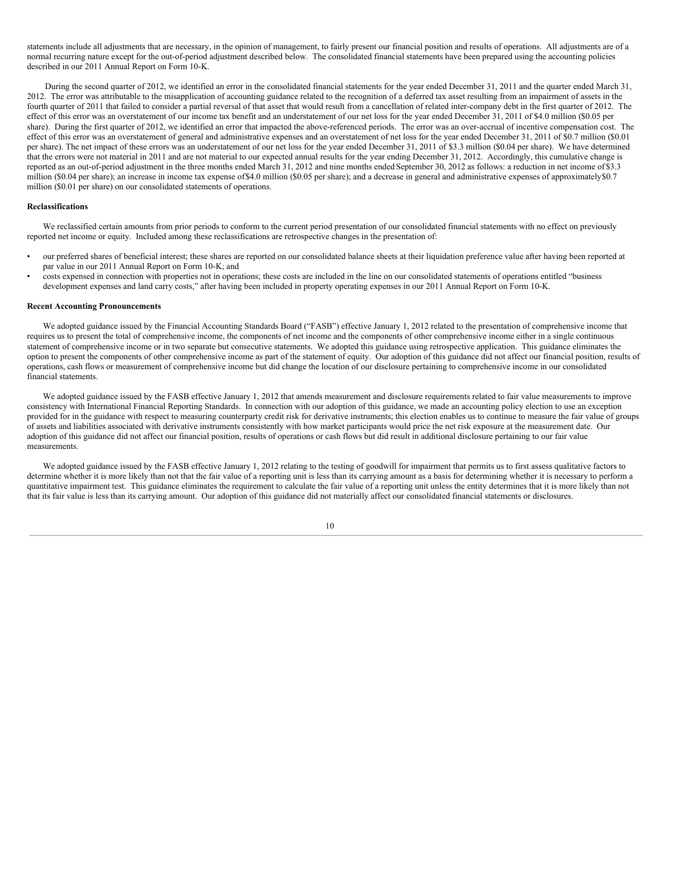statements include all adjustments that are necessary, in the opinion of management, to fairly present our financial position and results of operations. All adjustments are of a normal recurring nature except for the out-of-period adjustment described below. The consolidated financial statements have been prepared using the accounting policies described in our 2011 Annual Report on Form 10-K.

During the second quarter of 2012, we identified an error in the consolidated financial statements for the year ended December 31, 2011 and the quarter ended March 31, 2012. The error was attributable to the misapplication of accounting guidance related to the recognition of a deferred tax asset resulting from an impairment of assets in the fourth quarter of 2011 that failed to consider a partial reversal of that asset that would result from a cancellation of related inter-company debt in the first quarter of 2012. The effect of this error was an overstatement of our income tax benefit and an understatement of our net loss for the year ended December 31, 2011 of $4.0 million ($0.05 per share). During the first quarter of 2012, we identified an error that impacted the above-referenced periods. The error was an over-accrual of incentive compensation cost. The effect of this error was an overstatement of general and administrative expenses and an overstatement of net loss for the year ended December 31, 2011 of $0.7 million ($0.01 per share). The net impact of these errors was an understatement of our net loss for the year ended December 31, 2011 of $3.3 million ($0.04 per share). We have determined that the errors were not material in 2011 and are not material to our expected annual results for the year ending December 31, 2012. Accordingly, this cumulative change is reported as an out-of-period adjustment in the three months ended March 31, 2012 and nine months ended September 30, 2012 as follows: a reduction in net income of $3.3 million ($0.04 per share); an increase in income tax expense of $4.0 million ($0.05 per share); and a decrease in general and administrative expenses of approximately $0.7 million ($0.01 per share) on our consolidated statements of operations.

**Reclassifications**

We reclassified certain amounts from prior periods to conform to the current period presentation of our consolidated financial statements with no effect on previously reported net income or equity. Included among these reclassifications are retrospective changes in the presentation of:

- our preferred shares of beneficial interest; these shares are reported on our consolidated balance sheets at their liquidation preference value after having been reported at par value in our 2011 Annual Report on Form 10-K; and
- costs expensed in connection with properties not in operations; these costs are included in the line on our consolidated statements of operations entitled "business development expenses and land carry costs," after having been included in property operating expenses in our 2011 Annual Report on Form 10-K.

**Recent Accounting Pronouncements**

We adopted guidance issued by the Financial Accounting Standards Board ("FASB") effective January 1, 2012 related to the presentation of comprehensive income that requires us to present the total of comprehensive income, the components of net income and the components of other comprehensive income either in a single continuous statement of comprehensive income or in two separate but consecutive statements. We adopted this guidance using retrospective application. This guidance eliminates the option to present the components of other comprehensive income as part of the statement of equity. Our adoption of this guidance did not affect our financial position, results of operations, cash flows or measurement of comprehensive income but did change the location of our disclosure pertaining to comprehensive income in our consolidated financial statements.

We adopted guidance issued by the FASB effective January 1, 2012 that amends measurement and disclosure requirements related to fair value measurements to improve consistency with International Financial Reporting Standards. In connection with our adoption of this guidance, we made an accounting policy election to use an exception provided for in the guidance with respect to measuring counterparty credit risk for derivative instruments; this election enables us to continue to measure the fair value of groups of assets and liabilities associated with derivative instruments consistently with how market participants would price the net risk exposure at the measurement date. Our adoption of this guidance did not affect our financial position, results of operations or cash flows but did result in additional disclosure pertaining to our fair value measurements.

We adopted guidance issued by the FASB effective January 1, 2012 relating to the testing of goodwill for impairment that permits us to first assess qualitative factors to determine whether it is more likely than not that the fair value of a reporting unit is less than its carrying amount as a basis for determining whether it is necessary to perform a quantitative impairment test. This guidance eliminates the requirement to calculate the fair value of a reporting unit unless the entity determines that it is more likely than not that its fair value is less than its carrying amount. Our adoption of this guidance did not materially affect our consolidated financial statements or disclosures.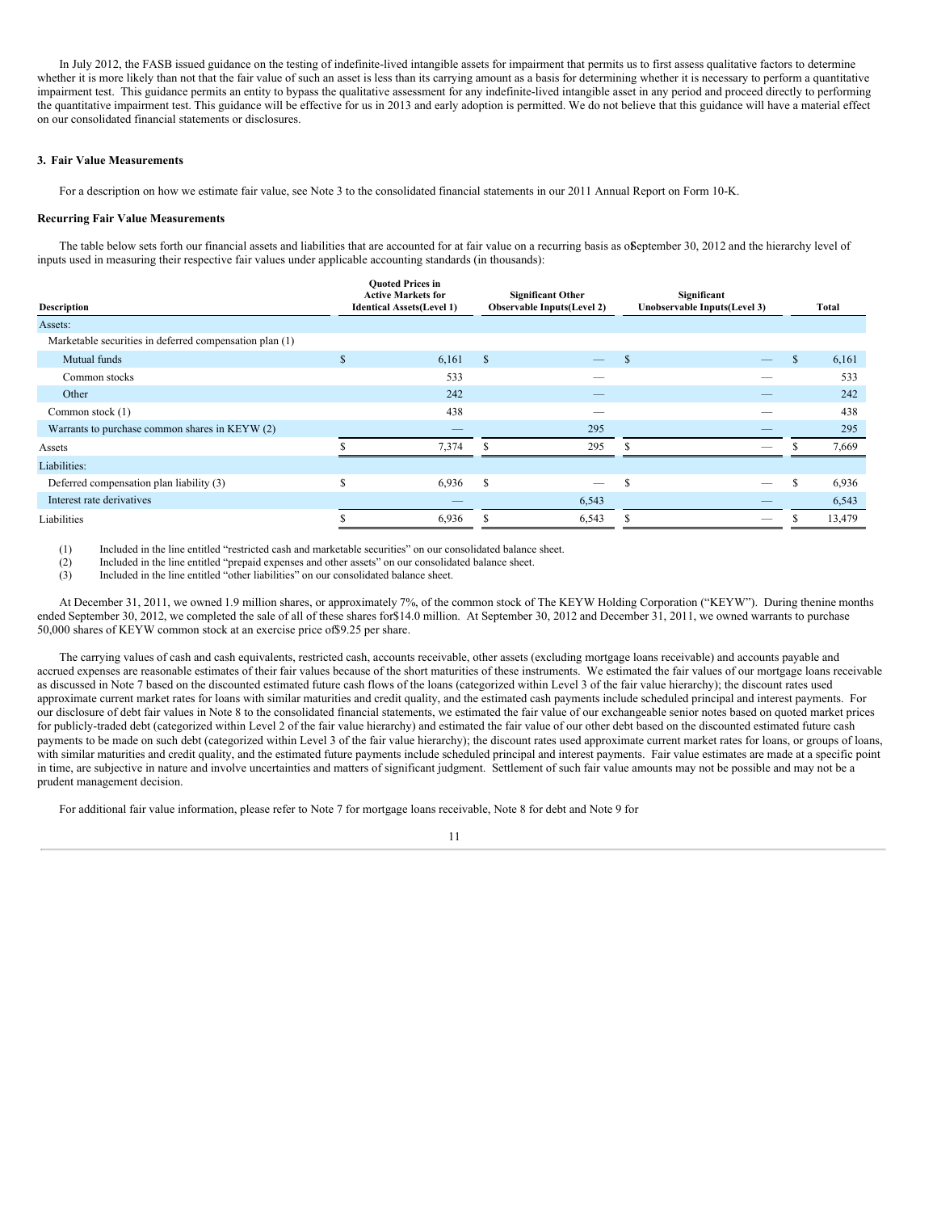In July 2012, the FASB issued guidance on the testing of indefinite-lived intangible assets for impairment that permits us to first assess qualitative factors to determine whether it is more likely than not that the fair value of such an asset is less than its carrying amount as a basis for determining whether it is necessary to perform a quantitative impairment test. This guidance permits an entity to bypass the qualitative assessment for any indefinite-lived intangible asset in any period and proceed directly to performing the quantitative impairment test. This guidance will be effective for us in 2013 and early adoption is permitted. We do not believe that this guidance will have a material effect on our consolidated financial statements or disclosures.

### 3. Fair Value Measurements

For a description on how we estimate fair value, see Note 3 to the consolidated financial statements in our 2011 Annual Report on Form 10-K.

#### Recurring Fair Value Measurements

The table below sets forth our financial assets and liabilities that are accounted for at fair value on a recurring basis as of September 30, 2012 and the hierarchy level of inputs used in measuring their respective fair values under applicable accounting standards (in thousands):

| Description | Quoted Prices in Active Markets for Identical Assets(Level 1) | Significant Other Observable Inputs(Level 2) | Significant Unobservable Inputs(Level 3) | Total |
|---|---|---|---|---|
| Assets: | | | | |
| Marketable securities in deferred compensation plan (1) | | | | |
| Mutual funds | $ 6,161 | $ — | $ — | $ 6,161 |
| Common stocks | 533 | — | — | 533 |
| Other | 242 | — | — | 242 |
| Common stock (1) | 438 | — | — | 438 |
| Warrants to purchase common shares in KEYW (2) | — | 295 | — | 295 |
| Assets | $ 7,374 | $ 295 | $ — | $ 7,669 |
| Liabilities: | | | | |
| Deferred compensation plan liability (3) | $ 6,936 | $ — | $ — | $ 6,936 |
| Interest rate derivatives | — | 6,543 | — | 6,543 |
| Liabilities | $ 6,936 | $ 6,543 | $ — | $ 13,479 |

(1) Included in the line entitled "restricted cash and marketable securities" on our consolidated balance sheet.
(2) Included in the line entitled "prepaid expenses and other assets" on our consolidated balance sheet.
(3) Included in the line entitled "other liabilities" on our consolidated balance sheet.

At December 31, 2011, we owned 1.9 million shares, or approximately 7%, of the common stock of The KEYW Holding Corporation ("KEYW"). During the nine months ended September 30, 2012, we completed the sale of all of these shares for $14.0 million. At September 30, 2012 and December 31, 2011, we owned warrants to purchase 50,000 shares of KEYW common stock at an exercise price of $9.25 per share.

The carrying values of cash and cash equivalents, restricted cash, accounts receivable, other assets (excluding mortgage loans receivable) and accounts payable and accrued expenses are reasonable estimates of their fair values because of the short maturities of these instruments. We estimated the fair values of our mortgage loans receivable as discussed in Note 7 based on the discounted estimated future cash flows of the loans (categorized within Level 3 of the fair value hierarchy); the discount rates used approximate current market rates for loans with similar maturities and credit quality, and the estimated cash payments include scheduled principal and interest payments. For our disclosure of debt fair values in Note 8 to the consolidated financial statements, we estimated the fair value of our exchangeable senior notes based on quoted market prices for publicly-traded debt (categorized within Level 2 of the fair value hierarchy) and estimated the fair value of our other debt based on the discounted estimated future cash payments to be made on such debt (categorized within Level 3 of the fair value hierarchy); the discount rates used approximate current market rates for loans, or groups of loans, with similar maturities and credit quality, and the estimated future payments include scheduled principal and interest payments. Fair value estimates are made at a specific point in time, are subjective in nature and involve uncertainties and matters of significant judgment. Settlement of such fair value amounts may not be possible and may not be a prudent management decision.

For additional fair value information, please refer to Note 7 for mortgage loans receivable, Note 8 for debt and Note 9 for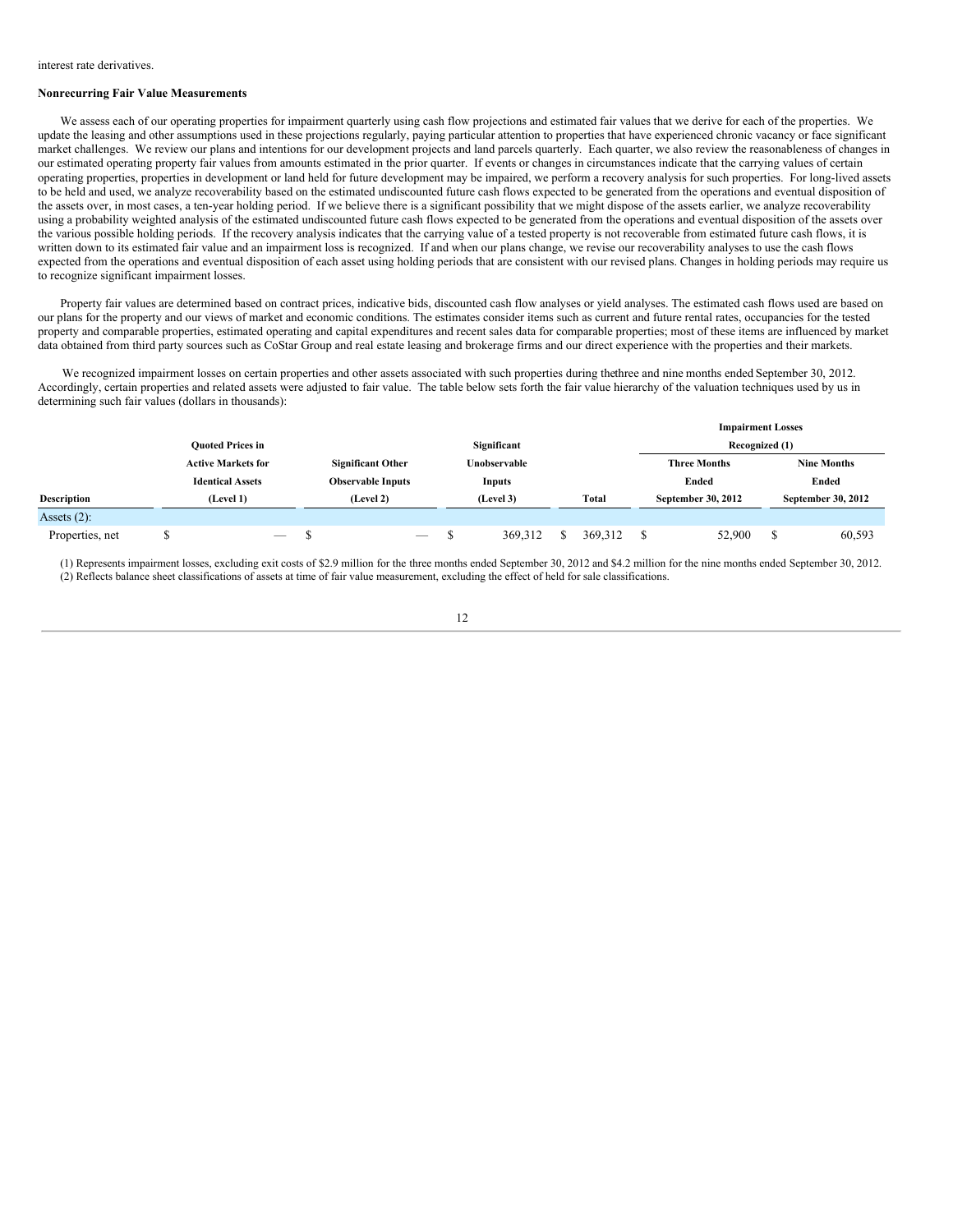interest rate derivatives.

**Nonrecurring Fair Value Measurements**

We assess each of our operating properties for impairment quarterly using cash flow projections and estimated fair values that we derive for each of the properties. We update the leasing and other assumptions used in these projections regularly, paying particular attention to properties that have experienced chronic vacancy or face significant market challenges. We review our plans and intentions for our development projects and land parcels quarterly. Each quarter, we also review the reasonableness of changes in our estimated operating property fair values from amounts estimated in the prior quarter. If events or changes in circumstances indicate that the carrying values of certain operating properties, properties in development or land held for future development may be impaired, we perform a recovery analysis for such properties. For long-lived assets to be held and used, we analyze recoverability based on the estimated undiscounted future cash flows expected to be generated from the operations and eventual disposition of the assets over, in most cases, a ten-year holding period. If we believe there is a significant possibility that we might dispose of the assets earlier, we analyze recoverability using a probability weighted analysis of the estimated undiscounted future cash flows expected to be generated from the operations and eventual disposition of the assets over the various possible holding periods. If the recovery analysis indicates that the carrying value of a tested property is not recoverable from estimated future cash flows, it is written down to its estimated fair value and an impairment loss is recognized. If and when our plans change, we revise our recoverability analyses to use the cash flows expected from the operations and eventual disposition of each asset using holding periods that are consistent with our revised plans. Changes in holding periods may require us to recognize significant impairment losses.

Property fair values are determined based on contract prices, indicative bids, discounted cash flow analyses or yield analyses. The estimated cash flows used are based on our plans for the property and our views of market and economic conditions. The estimates consider items such as current and future rental rates, occupancies for the tested property and comparable properties, estimated operating and capital expenditures and recent sales data for comparable properties; most of these items are influenced by market data obtained from third party sources such as CoStar Group and real estate leasing and brokerage firms and our direct experience with the properties and their markets.

We recognized impairment losses on certain properties and other assets associated with such properties during thethree and nine months ended September 30, 2012. Accordingly, certain properties and related assets were adjusted to fair value. The table below sets forth the fair value hierarchy of the valuation techniques used by us in determining such fair values (dollars in thousands):

| Description | Quoted Prices in Active Markets for Identical Assets (Level 1) | Significant Other Observable Inputs (Level 2) | Significant Unobservable Inputs (Level 3) | Total | Impairment Losses Recognized (1) Three Months Ended September 30, 2012 | Impairment Losses Recognized (1) Nine Months Ended September 30, 2012 |
|---|---|---|---|---|---|---|
| Assets (2): | | | | | | |
| Properties, net | $ — | $ — | $ 369,312 | $ 369,312 | $ 52,900 | $ 60,593 |

(1) Represents impairment losses, excluding exit costs of $2.9 million for the three months ended September 30, 2012 and $4.2 million for the nine months ended September 30, 2012.
(2) Reflects balance sheet classifications of assets at time of fair value measurement, excluding the effect of held for sale classifications.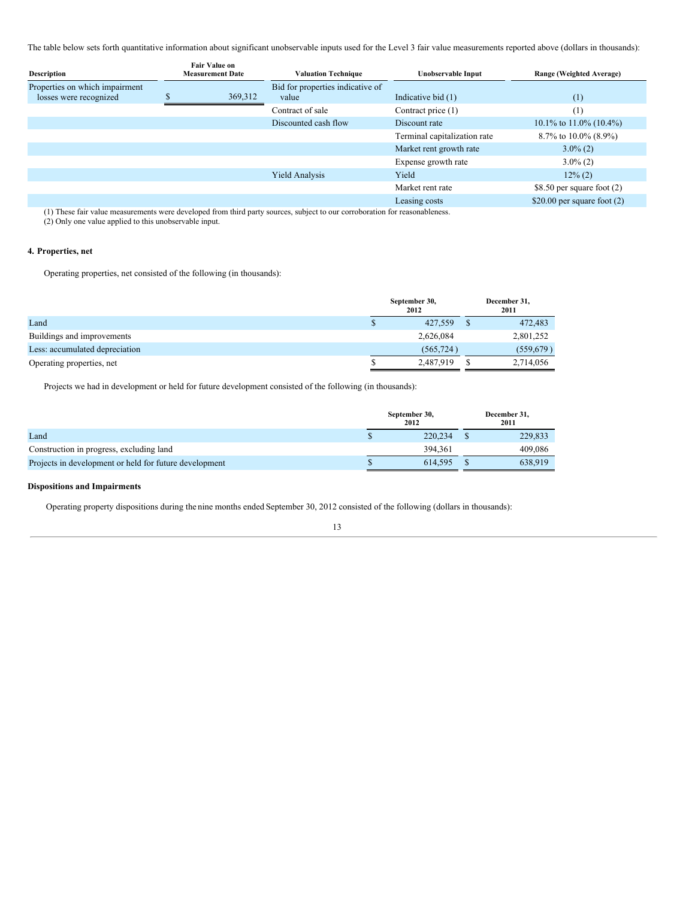The table below sets forth quantitative information about significant unobservable inputs used for the Level 3 fair value measurements reported above (dollars in thousands):

| Description | Fair Value on Measurement Date | Valuation Technique | Unobservable Input | Range (Weighted Average) |
|---|---|---|---|---|
| Properties on which impairment losses were recognized | $ 369,312 | Bid for properties indicative of value | Indicative bid (1) | (1) |
| | | Contract of sale | Contract price (1) | (1) |
| | | Discounted cash flow | Discount rate | 10.1% to 11.0% (10.4%) |
| | | | Terminal capitalization rate | 8.7% to 10.0% (8.9%) |
| | | | Market rent growth rate | 3.0% (2) |
| | | | Expense growth rate | 3.0% (2) |
| | | Yield Analysis | Yield | 12% (2) |
| | | | Market rent rate | $8.50 per square foot (2) |
| | | | Leasing costs | $20.00 per square foot (2) |

(1) These fair value measurements were developed from third party sources, subject to our corroboration for reasonableness.
(2) Only one value applied to this unobservable input.

### 4. Properties, net

Operating properties, net consisted of the following (in thousands):

| | September 30, 2012 | December 31, 2011 |
|---|---|---|
| Land | $ 427,559 | $ 472,483 |
| Buildings and improvements | 2,626,084 | 2,801,252 |
| Less: accumulated depreciation | (565,724 ) | (559,679 ) |
| Operating properties, net | $ 2,487,919 | $ 2,714,056 |

Projects we had in development or held for future development consisted of the following (in thousands):

| | September 30, 2012 | December 31, 2011 |
|---|---|---|
| Land | $ 220,234 | $ 229,833 |
| Construction in progress, excluding land | 394,361 | 409,086 |
| Projects in development or held for future development | $ 614,595 | $ 638,919 |

#### Dispositions and Impairments

Operating property dispositions during the nine months ended September 30, 2012 consisted of the following (dollars in thousands):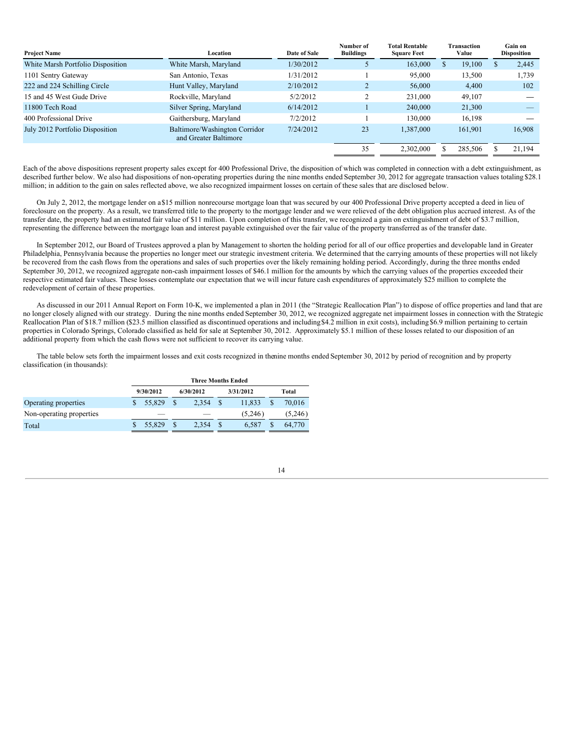| Project Name | Location | Date of Sale | Number of Buildings | Total Rentable Square Feet | Transaction Value | Gain on Disposition |
|---|---|---|---|---|---|---|
| White Marsh Portfolio Disposition | White Marsh, Maryland | 1/30/2012 | 5 | 163,000 | $ 19,100 | $ 2,445 |
| 1101 Sentry Gateway | San Antonio, Texas | 1/31/2012 | 1 | 95,000 | 13,500 | 1,739 |
| 222 and 224 Schilling Circle | Hunt Valley, Maryland | 2/10/2012 | 2 | 56,000 | 4,400 | 102 |
| 15 and 45 West Gude Drive | Rockville, Maryland | 5/2/2012 | 2 | 231,000 | 49,107 | — |
| 11800 Tech Road | Silver Spring, Maryland | 6/14/2012 | 1 | 240,000 | 21,300 | — |
| 400 Professional Drive | Gaithersburg, Maryland | 7/2/2012 | 1 | 130,000 | 16,198 | — |
| July 2012 Portfolio Disposition | Baltimore/Washington Corridor and Greater Baltimore | 7/24/2012 | 23 | 1,387,000 | 161,901 | 16,908 |
| | | | 35 | 2,302,000 | $ 285,506 | $ 21,194 |

Each of the above dispositions represent property sales except for 400 Professional Drive, the disposition of which was completed in connection with a debt extinguishment, as described further below. We also had dispositions of non-operating properties during the nine months ended September 30, 2012 for aggregate transaction values totaling $28.1 million; in addition to the gain on sales reflected above, we also recognized impairment losses on certain of these sales that are disclosed below.

On July 2, 2012, the mortgage lender on a $15 million nonrecourse mortgage loan that was secured by our 400 Professional Drive property accepted a deed in lieu of foreclosure on the property. As a result, we transferred title to the property to the mortgage lender and we were relieved of the debt obligation plus accrued interest. As of the transfer date, the property had an estimated fair value of $11 million. Upon completion of this transfer, we recognized a gain on extinguishment of debt of $3.7 million, representing the difference between the mortgage loan and interest payable extinguished over the fair value of the property transferred as of the transfer date.

In September 2012, our Board of Trustees approved a plan by Management to shorten the holding period for all of our office properties and developable land in Greater Philadelphia, Pennsylvania because the properties no longer meet our strategic investment criteria. We determined that the carrying amounts of these properties will not likely be recovered from the cash flows from the operations and sales of such properties over the likely remaining holding period. Accordingly, during the three months ended September 30, 2012, we recognized aggregate non-cash impairment losses of $46.1 million for the amounts by which the carrying values of the properties exceeded their respective estimated fair values. These losses contemplate our expectation that we will incur future cash expenditures of approximately $25 million to complete the redevelopment of certain of these properties.

As discussed in our 2011 Annual Report on Form 10-K, we implemented a plan in 2011 (the "Strategic Reallocation Plan") to dispose of office properties and land that are no longer closely aligned with our strategy. During the nine months ended September 30, 2012, we recognized aggregate net impairment losses in connection with the Strategic Reallocation Plan of $18.7 million ($23.5 million classified as discontinued operations and including $4.2 million in exit costs), including $6.9 million pertaining to certain properties in Colorado Springs, Colorado classified as held for sale at September 30, 2012. Approximately $5.1 million of these losses related to our disposition of an additional property from which the cash flows were not sufficient to recover its carrying value.

The table below sets forth the impairment losses and exit costs recognized in the nine months ended September 30, 2012 by period of recognition and by property classification (in thousands):

| | Three Months Ended | | | |
|---|---|---|---|---|
| | 9/30/2012 | 6/30/2012 | 3/31/2012 | Total |
| Operating properties | $ 55,829 | $ 2,354 | $ 11,833 | $ 70,016 |
| Non-operating properties | — | — | (5,246) | (5,246) |
| Total | $ 55,829 | $ 2,354 | $ 6,587 | $ 64,770 |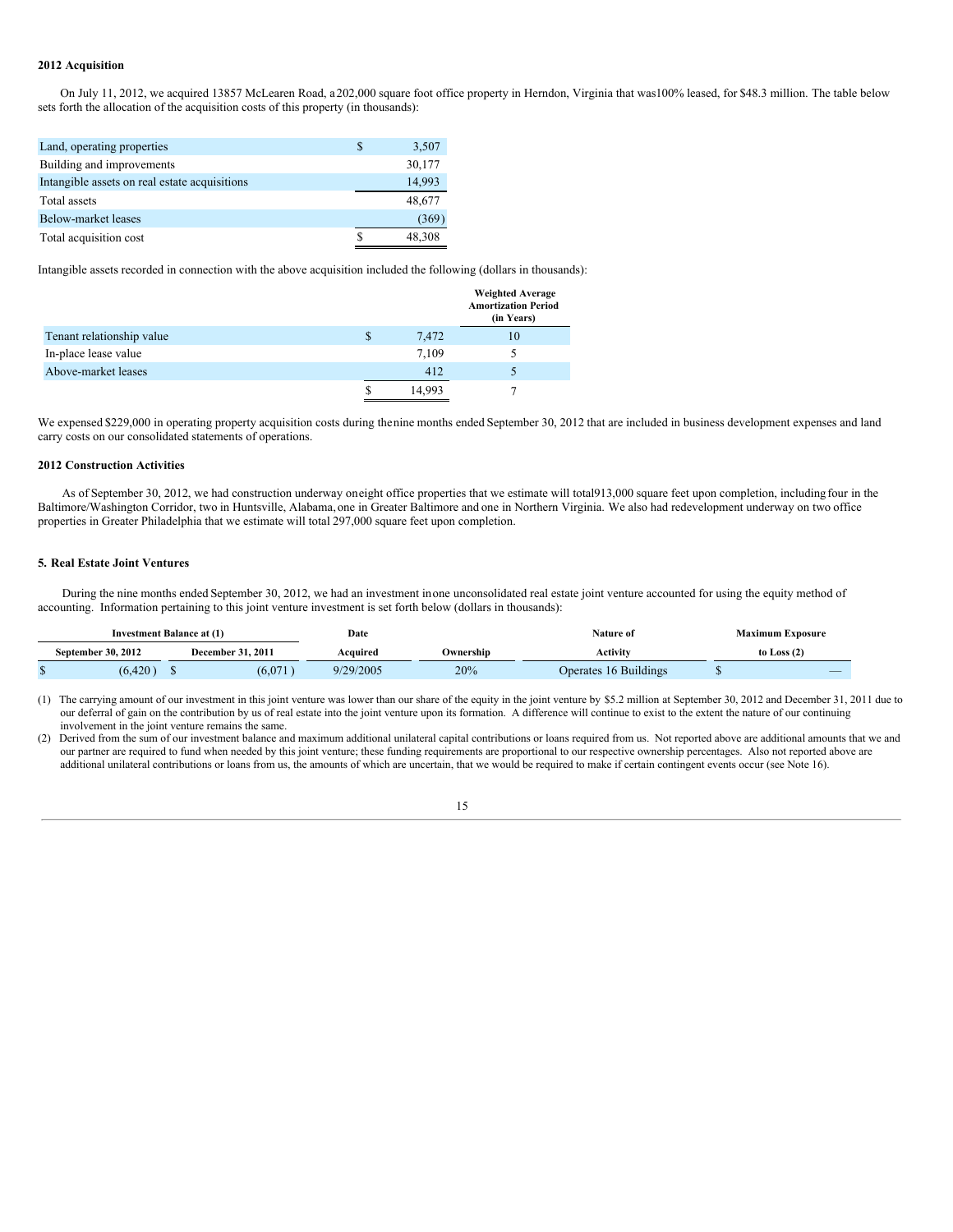**2012 Acquisition**

On July 11, 2012, we acquired 13857 McLearen Road, a 202,000 square foot office property in Herndon, Virginia that was 100% leased, for $48.3 million. The table below sets forth the allocation of the acquisition costs of this property (in thousands):

| | |
|---|---|
| Land, operating properties | $ 3,507 |
| Building and improvements | 30,177 |
| Intangible assets on real estate acquisitions | 14,993 |
| Total assets | 48,677 |
| Below-market leases | (369) |
| Total acquisition cost | $ 48,308 |

Intangible assets recorded in connection with the above acquisition included the following (dollars in thousands):

| | | Weighted Average Amortization Period (in Years) |
|---|---|---|
| Tenant relationship value | $ 7,472 | 10 |
| In-place lease value | 7,109 | 5 |
| Above-market leases | 412 | 5 |
| | $ 14,993 | 7 |

We expensed $229,000 in operating property acquisition costs during the nine months ended September 30, 2012 that are included in business development expenses and land carry costs on our consolidated statements of operations.

**2012 Construction Activities**

As of September 30, 2012, we had construction underway on eight office properties that we estimate will total 913,000 square feet upon completion, including four in the Baltimore/Washington Corridor, two in Huntsville, Alabama, one in Greater Baltimore and one in Northern Virginia. We also had redevelopment underway on two office properties in Greater Philadelphia that we estimate will total 297,000 square feet upon completion.

**5. Real Estate Joint Ventures**

During the nine months ended September 30, 2012, we had an investment in one unconsolidated real estate joint venture accounted for using the equity method of accounting. Information pertaining to this joint venture investment is set forth below (dollars in thousands):

| Investment Balance at (1) | | Date | | Nature of | Maximum Exposure |
|---|---|---|---|---|---|
| September 30, 2012 | December 31, 2011 | Acquired | Ownership | Activity | to Loss (2) |
| $ (6,420) | $ (6,071) | 9/29/2005 | 20% | Operates 16 Buildings | $ — |

(1) The carrying amount of our investment in this joint venture was lower than our share of the equity in the joint venture by $5.2 million at September 30, 2012 and December 31, 2011 due to our deferral of gain on the contribution by us of real estate into the joint venture upon its formation. A difference will continue to exist to the extent the nature of our continuing involvement in the joint venture remains the same.

(2) Derived from the sum of our investment balance and maximum additional unilateral capital contributions or loans required from us. Not reported above are additional amounts that we and our partner are required to fund when needed by this joint venture; these funding requirements are proportional to our respective ownership percentages. Also not reported above are additional unilateral contributions or loans from us, the amounts of which are uncertain, that we would be required to make if certain contingent events occur (see Note 16).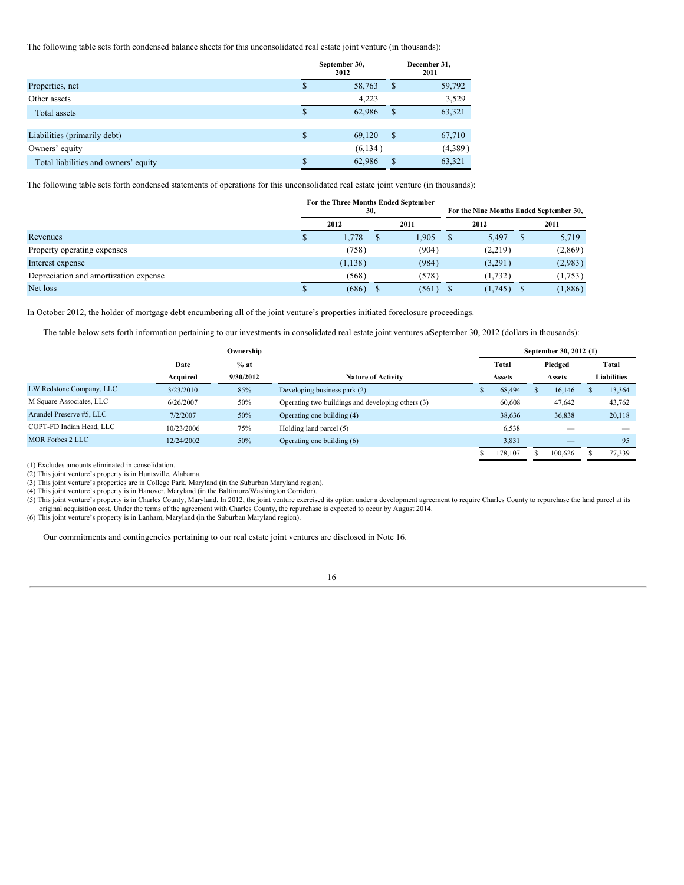The following table sets forth condensed balance sheets for this unconsolidated real estate joint venture (in thousands):

| | September 30, 2012 | December 31, 2011 |
|---|---|---|
| Properties, net | $ 58,763 | $ 59,792 |
| Other assets | 4,223 | 3,529 |
| Total assets | $ 62,986 | $ 63,321 |
| | | |
| Liabilities (primarily debt) | $ 69,120 | $ 67,710 |
| Owners' equity | (6,134) | (4,389) |
| Total liabilities and owners' equity | $ 62,986 | $ 63,321 |

The following table sets forth condensed statements of operations for this unconsolidated real estate joint venture (in thousands):

| | For the Three Months Ended September 30, | | For the Nine Months Ended September 30, | |
|---|---|---|---|---|
| | 2012 | 2011 | 2012 | 2011 |
| Revenues | $ 1,778 | $ 1,905 | $ 5,497 | $ 5,719 |
| Property operating expenses | (758) | (904) | (2,219) | (2,869) |
| Interest expense | (1,138) | (984) | (3,291) | (2,983) |
| Depreciation and amortization expense | (568) | (578) | (1,732) | (1,753) |
| Net loss | $ (686) | $ (561) | $ (1,745) | $ (1,886) |

In October 2012, the holder of mortgage debt encumbering all of the joint venture's properties initiated foreclosure proceedings.

The table below sets forth information pertaining to our investments in consolidated real estate joint ventures at September 30, 2012 (dollars in thousands):

| | | Ownership | | September 30, 2012 (1) | | |
|---|---|---|---|---|---|---|
| | Date | % at | | Total | Pledged | Total |
| | Acquired | 9/30/2012 | Nature of Activity | Assets | Assets | Liabilities |
| LW Redstone Company, LLC | 3/23/2010 | 85% | Developing business park (2) | $ 68,494 | $ 16,146 | $ 13,364 |
| M Square Associates, LLC | 6/26/2007 | 50% | Operating two buildings and developing others (3) | 60,608 | 47,642 | 43,762 |
| Arundel Preserve #5, LLC | 7/2/2007 | 50% | Operating one building (4) | 38,636 | 36,838 | 20,118 |
| COPT-FD Indian Head, LLC | 10/23/2006 | 75% | Holding land parcel (5) | 6,538 | — | — |
| MOR Forbes 2 LLC | 12/24/2002 | 50% | Operating one building (6) | 3,831 | — | 95 |
| | | | | $ 178,107 | $ 100,626 | $ 77,339 |

(1) Excludes amounts eliminated in consolidation.
(2) This joint venture's property is in Huntsville, Alabama.
(3) This joint venture's properties are in College Park, Maryland (in the Suburban Maryland region).
(4) This joint venture's property is in Hanover, Maryland (in the Baltimore/Washington Corridor).
(5) This joint venture's property is in Charles County, Maryland. In 2012, the joint venture exercised its option under a development agreement to require Charles County to repurchase the land parcel at its original acquisition cost. Under the terms of the agreement with Charles County, the repurchase is expected to occur by August 2014.
(6) This joint venture's property is in Lanham, Maryland (in the Suburban Maryland region).

Our commitments and contingencies pertaining to our real estate joint ventures are disclosed in Note 16.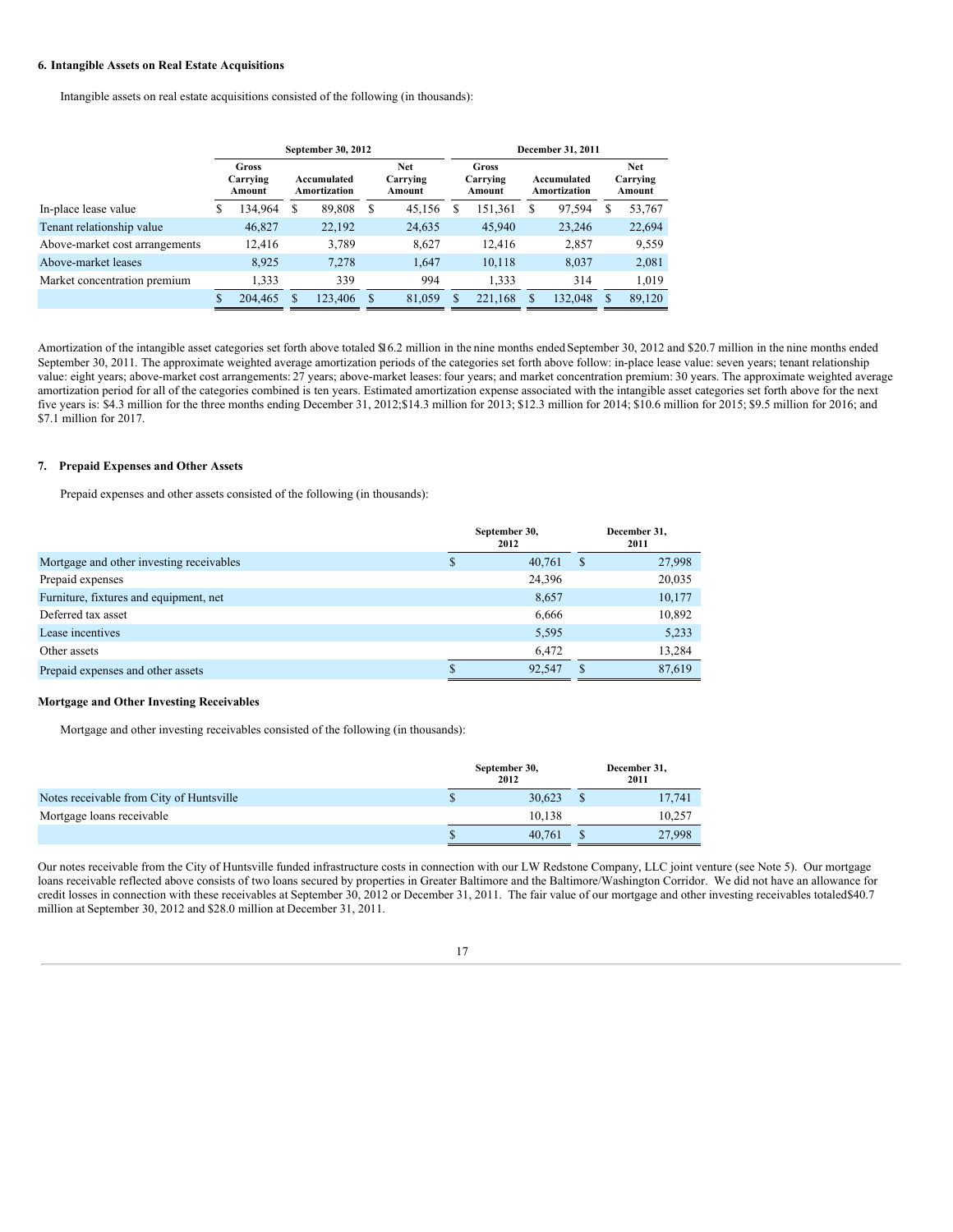### 6. Intangible Assets on Real Estate Acquisitions

Intangible assets on real estate acquisitions consisted of the following (in thousands):

| | September 30, 2012 | | | December 31, 2011 | | |
|---|---|---|---|---|---|---|
| | Gross Carrying Amount | Accumulated Amortization | Net Carrying Amount | Gross Carrying Amount | Accumulated Amortization | Net Carrying Amount |
| In-place lease value | $ 134,964 | $ 89,808 | $ 45,156 | $ 151,361 | $ 97,594 | $ 53,767 |
| Tenant relationship value | 46,827 | 22,192 | 24,635 | 45,940 | 23,246 | 22,694 |
| Above-market cost arrangements | 12,416 | 3,789 | 8,627 | 12,416 | 2,857 | 9,559 |
| Above-market leases | 8,925 | 7,278 | 1,647 | 10,118 | 8,037 | 2,081 |
| Market concentration premium | 1,333 | 339 | 994 | 1,333 | 314 | 1,019 |
| | $ 204,465 | $ 123,406 | $ 81,059 | $ 221,168 | $ 132,048 | $ 89,120 |

Amortization of the intangible asset categories set forth above totaled $16.2 million in the nine months ended September 30, 2012 and $20.7 million in the nine months ended September 30, 2011. The approximate weighted average amortization periods of the categories set forth above follow: in-place lease value: seven years; tenant relationship value: eight years; above-market cost arrangements: 27 years; above-market leases: four years; and market concentration premium: 30 years. The approximate weighted average amortization period for all of the categories combined is ten years. Estimated amortization expense associated with the intangible asset categories set forth above for the next five years is: $4.3 million for the three months ending December 31, 2012;$14.3 million for 2013; $12.3 million for 2014; $10.6 million for 2015; $9.5 million for 2016; and $7.1 million for 2017.

### 7. Prepaid Expenses and Other Assets

Prepaid expenses and other assets consisted of the following (in thousands):

| | September 30, 2012 | December 31, 2011 |
|---|---|---|
| Mortgage and other investing receivables | $ 40,761 | $ 27,998 |
| Prepaid expenses | 24,396 | 20,035 |
| Furniture, fixtures and equipment, net | 8,657 | 10,177 |
| Deferred tax asset | 6,666 | 10,892 |
| Lease incentives | 5,595 | 5,233 |
| Other assets | 6,472 | 13,284 |
| Prepaid expenses and other assets | $ 92,547 | $ 87,619 |

#### Mortgage and Other Investing Receivables

Mortgage and other investing receivables consisted of the following (in thousands):

| | September 30, 2012 | December 31, 2011 |
|---|---|---|
| Notes receivable from City of Huntsville | $ 30,623 | $ 17,741 |
| Mortgage loans receivable | 10,138 | 10,257 |
| | $ 40,761 | $ 27,998 |

Our notes receivable from the City of Huntsville funded infrastructure costs in connection with our LW Redstone Company, LLC joint venture (see Note 5). Our mortgage loans receivable reflected above consists of two loans secured by properties in Greater Baltimore and the Baltimore/Washington Corridor. We did not have an allowance for credit losses in connection with these receivables at September 30, 2012 or December 31, 2011. The fair value of our mortgage and other investing receivables totaled$40.7 million at September 30, 2012 and $28.0 million at December 31, 2011.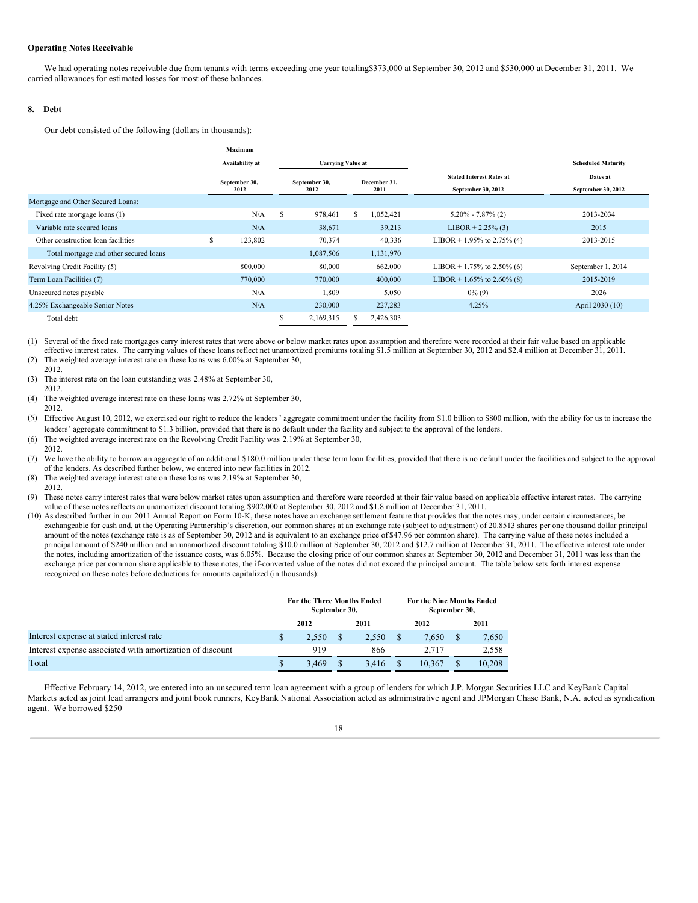**Operating Notes Receivable**

We had operating notes receivable due from tenants with terms exceeding one year totaling$373,000 at September 30, 2012 and $530,000 at December 31, 2011. We carried allowances for estimated losses for most of these balances.

## 8. Debt

Our debt consisted of the following (dollars in thousands):

| | Maximum Availability at September 30, 2012 | Carrying Value at September 30, 2012 | Carrying Value at December 31, 2011 | Stated Interest Rates at September 30, 2012 | Scheduled Maturity Dates at September 30, 2012 |
|---|---|---|---|---|---|
| Mortgage and Other Secured Loans: | | | | | |
| Fixed rate mortgage loans (1) | N/A | $ 978,461 | $ 1,052,421 | 5.20% - 7.87% (2) | 2013-2034 |
| Variable rate secured loans | N/A | 38,671 | 39,213 | LIBOR + 2.25% (3) | 2015 |
| Other construction loan facilities | $ 123,802 | 70,374 | 40,336 | LIBOR + 1.95% to 2.75% (4) | 2013-2015 |
| Total mortgage and other secured loans | | 1,087,506 | 1,131,970 | | |
| Revolving Credit Facility (5) | 800,000 | 80,000 | 662,000 | LIBOR + 1.75% to 2.50% (6) | September 1, 2014 |
| Term Loan Facilities (7) | 770,000 | 770,000 | 400,000 | LIBOR + 1.65% to 2.60% (8) | 2015-2019 |
| Unsecured notes payable | N/A | 1,809 | 5,050 | 0% (9) | 2026 |
| 4.25% Exchangeable Senior Notes | N/A | 230,000 | 227,283 | 4.25% | April 2030 (10) |
| Total debt | | $ 2,169,315 | $ 2,426,303 | | |

(1) Several of the fixed rate mortgages carry interest rates that were above or below market rates upon assumption and therefore were recorded at their fair value based on applicable effective interest rates. The carrying values of these loans reflect net unamortized premiums totaling $1.5 million at September 30, 2012 and $2.4 million at December 31, 2011.

(2) The weighted average interest rate on these loans was 6.00% at September 30, 2012.

(3) The interest rate on the loan outstanding was 2.48% at September 30, 2012.

(4) The weighted average interest rate on these loans was 2.72% at September 30, 2012.

(5) Effective August 10, 2012, we exercised our right to reduce the lenders' aggregate commitment under the facility from $1.0 billion to $800 million, with the ability for us to increase the lenders' aggregate commitment to $1.3 billion, provided that there is no default under the facility and subject to the approval of the lenders.

(6) The weighted average interest rate on the Revolving Credit Facility was 2.19% at September 30, 2012.

(7) We have the ability to borrow an aggregate of an additional $180.0 million under these term loan facilities, provided that there is no default under the facilities and subject to the approval of the lenders. As described further below, we entered into new facilities in 2012.

(8) The weighted average interest rate on these loans was 2.19% at September 30, 2012.

(9) These notes carry interest rates that were below market rates upon assumption and therefore were recorded at their fair value based on applicable effective interest rates. The carrying value of these notes reflects an unamortized discount totaling $902,000 at September 30, 2012 and $1.8 million at December 31, 2011.

(10) As described further in our 2011 Annual Report on Form 10-K, these notes have an exchange settlement feature that provides that the notes may, under certain circumstances, be exchangeable for cash and, at the Operating Partnership's discretion, our common shares at an exchange rate (subject to adjustment) of 20.8513 shares per one thousand dollar principal amount of the notes (exchange rate is as of September 30, 2012 and is equivalent to an exchange price of $47.96 per common share). The carrying value of these notes included a principal amount of $240 million and an unamortized discount totaling $10.0 million at September 30, 2012 and $12.7 million at December 31, 2011. The effective interest rate under the notes, including amortization of the issuance costs, was 6.05%. Because the closing price of our common shares at September 30, 2012 and December 31, 2011 was less than the exchange price per common share applicable to these notes, the if-converted value of the notes did not exceed the principal amount. The table below sets forth interest expense recognized on these notes before deductions for amounts capitalized (in thousands):

| | For the Three Months Ended September 30, 2012 | For the Three Months Ended September 30, 2011 | For the Nine Months Ended September 30, 2012 | For the Nine Months Ended September 30, 2011 |
|---|---|---|---|---|
| Interest expense at stated interest rate | $ 2,550 | $ 2,550 | $ 7,650 | $ 7,650 |
| Interest expense associated with amortization of discount | 919 | 866 | 2,717 | 2,558 |
| Total | $ 3,469 | $ 3,416 | $ 10,367 | $ 10,208 |

Effective February 14, 2012, we entered into an unsecured term loan agreement with a group of lenders for which J.P. Morgan Securities LLC and KeyBank Capital Markets acted as joint lead arrangers and joint book runners, KeyBank National Association acted as administrative agent and JPMorgan Chase Bank, N.A. acted as syndication agent. We borrowed $250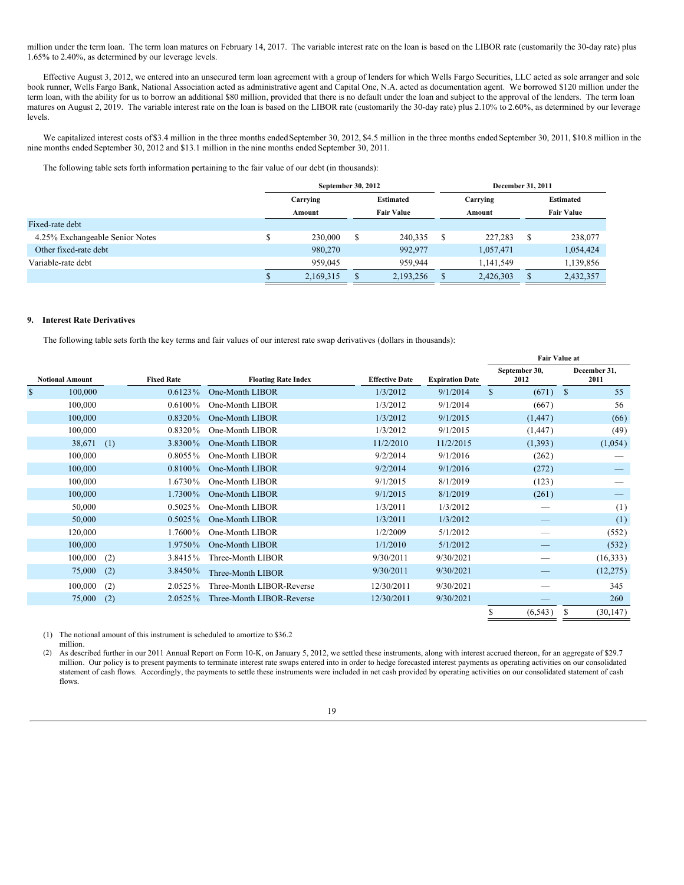million under the term loan. The term loan matures on February 14, 2017. The variable interest rate on the loan is based on the LIBOR rate (customarily the 30-day rate) plus 1.65% to 2.40%, as determined by our leverage levels.

Effective August 3, 2012, we entered into an unsecured term loan agreement with a group of lenders for which Wells Fargo Securities, LLC acted as sole arranger and sole book runner, Wells Fargo Bank, National Association acted as administrative agent and Capital One, N.A. acted as documentation agent. We borrowed $120 million under the term loan, with the ability for us to borrow an additional $80 million, provided that there is no default under the loan and subject to the approval of the lenders. The term loan matures on August 2, 2019. The variable interest rate on the loan is based on the LIBOR rate (customarily the 30-day rate) plus 2.10% to 2.60%, as determined by our leverage levels.

We capitalized interest costs of $3.4 million in the three months ended September 30, 2012, $4.5 million in the three months ended September 30, 2011, $10.8 million in the nine months ended September 30, 2012 and $13.1 million in the nine months ended September 30, 2011.

The following table sets forth information pertaining to the fair value of our debt (in thousands):

| | September 30, 2012 | | December 31, 2011 | |
|---|---|---|---|---|
| | Carrying Amount | Estimated Fair Value | Carrying Amount | Estimated Fair Value |
| Fixed-rate debt | | | | |
| 4.25% Exchangeable Senior Notes | $ 230,000 | $ 240,335 | $ 227,283 | $ 238,077 |
| Other fixed-rate debt | 980,270 | 992,977 | 1,057,471 | 1,054,424 |
| Variable-rate debt | 959,045 | 959,944 | 1,141,549 | 1,139,856 |
| | $ 2,169,315 | $ 2,193,256 | $ 2,426,303 | $ 2,432,357 |

## 9. Interest Rate Derivatives

The following table sets forth the key terms and fair values of our interest rate swap derivatives (dollars in thousands):

| | | | | | Fair Value at | |
|---|---|---|---|---|---|---|
| Notional Amount | Fixed Rate | Floating Rate Index | Effective Date | Expiration Date | September 30, 2012 | December 31, 2011 |
| $ 100,000 | 0.6123% | One-Month LIBOR | 1/3/2012 | 9/1/2014 | $ (671) | $ 55 |
| 100,000 | 0.6100% | One-Month LIBOR | 1/3/2012 | 9/1/2014 | (667) | 56 |
| 100,000 | 0.8320% | One-Month LIBOR | 1/3/2012 | 9/1/2015 | (1,447) | (66) |
| 100,000 | 0.8320% | One-Month LIBOR | 1/3/2012 | 9/1/2015 | (1,447) | (49) |
| 38,671 (1) | 3.8300% | One-Month LIBOR | 11/2/2010 | 11/2/2015 | (1,393) | (1,054) |
| 100,000 | 0.8055% | One-Month LIBOR | 9/2/2014 | 9/1/2016 | (262) | — |
| 100,000 | 0.8100% | One-Month LIBOR | 9/2/2014 | 9/1/2016 | (272) | — |
| 100,000 | 1.6730% | One-Month LIBOR | 9/1/2015 | 8/1/2019 | (123) | — |
| 100,000 | 1.7300% | One-Month LIBOR | 9/1/2015 | 8/1/2019 | (261) | — |
| 50,000 | 0.5025% | One-Month LIBOR | 1/3/2011 | 1/3/2012 | — | (1) |
| 50,000 | 0.5025% | One-Month LIBOR | 1/3/2011 | 1/3/2012 | — | (1) |
| 120,000 | 1.7600% | One-Month LIBOR | 1/2/2009 | 5/1/2012 | — | (552) |
| 100,000 | 1.9750% | One-Month LIBOR | 1/1/2010 | 5/1/2012 | — | (532) |
| 100,000 (2) | 3.8415% | Three-Month LIBOR | 9/30/2011 | 9/30/2021 | — | (16,333) |
| 75,000 (2) | 3.8450% | Three-Month LIBOR | 9/30/2011 | 9/30/2021 | — | (12,275) |
| 100,000 (2) | 2.0525% | Three-Month LIBOR-Reverse | 12/30/2011 | 9/30/2021 | — | 345 |
| 75,000 (2) | 2.0525% | Three-Month LIBOR-Reverse | 12/30/2011 | 9/30/2021 | — | 260 |
| | | | | | $ (6,543) | $ (30,147) |

(1) The notional amount of this instrument is scheduled to amortize to $36.2 million.

(2) As described further in our 2011 Annual Report on Form 10-K, on January 5, 2012, we settled these instruments, along with interest accrued thereon, for an aggregate of $29.7 million. Our policy is to present payments to terminate interest rate swaps entered into in order to hedge forecasted interest payments as operating activities on our consolidated statement of cash flows. Accordingly, the payments to settle these instruments were included in net cash provided by operating activities on our consolidated statement of cash flows.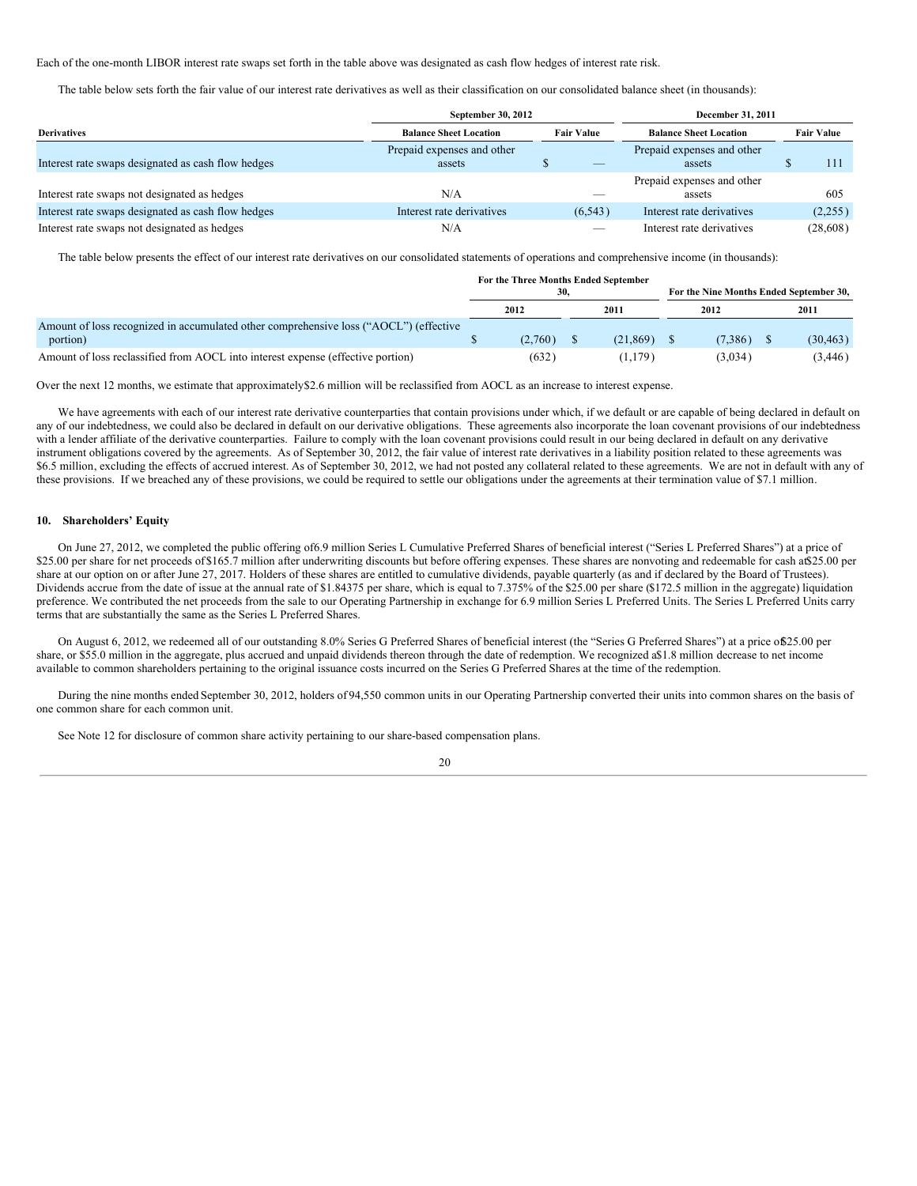Each of the one-month LIBOR interest rate swaps set forth in the table above was designated as cash flow hedges of interest rate risk.

The table below sets forth the fair value of our interest rate derivatives as well as their classification on our consolidated balance sheet (in thousands):

| | September 30, 2012 | | December 31, 2011 | |
|---|---|---|---|---|
| **Derivatives** | **Balance Sheet Location** | **Fair Value** | **Balance Sheet Location** | **Fair Value** |
| Interest rate swaps designated as cash flow hedges | Prepaid expenses and other assets | $ — | Prepaid expenses and other assets | $ 111 |
| Interest rate swaps not designated as hedges | N/A | — | Prepaid expenses and other assets | 605 |
| Interest rate swaps designated as cash flow hedges | Interest rate derivatives | (6,543) | Interest rate derivatives | (2,255) |
| Interest rate swaps not designated as hedges | N/A | — | Interest rate derivatives | (28,608) |

The table below presents the effect of our interest rate derivatives on our consolidated statements of operations and comprehensive income (in thousands):

| | For the Three Months Ended September 30, | | For the Nine Months Ended September 30, | |
|---|---|---|---|---|
| | **2012** | **2011** | **2012** | **2011** |
| Amount of loss recognized in accumulated other comprehensive loss ("AOCL") (effective portion) | $ (2,760) | $ (21,869) | $ (7,386) | $ (30,463) |
| Amount of loss reclassified from AOCL into interest expense (effective portion) | (632) | (1,179) | (3,034) | (3,446) |

Over the next 12 months, we estimate that approximately $2.6 million will be reclassified from AOCL as an increase to interest expense.

We have agreements with each of our interest rate derivative counterparties that contain provisions under which, if we default or are capable of being declared in default on any of our indebtedness, we could also be declared in default on our derivative obligations. These agreements also incorporate the loan covenant provisions of our indebtedness with a lender affiliate of the derivative counterparties. Failure to comply with the loan covenant provisions could result in our being declared in default on any derivative instrument obligations covered by the agreements. As of September 30, 2012, the fair value of interest rate derivatives in a liability position related to these agreements was $6.5 million, excluding the effects of accrued interest. As of September 30, 2012, we had not posted any collateral related to these agreements. We are not in default with any of these provisions. If we breached any of these provisions, we could be required to settle our obligations under the agreements at their termination value of $7.1 million.

## 10. Shareholders' Equity

On June 27, 2012, we completed the public offering of 6.9 million Series L Cumulative Preferred Shares of beneficial interest ("Series L Preferred Shares") at a price of $25.00 per share for net proceeds of $165.7 million after underwriting discounts but before offering expenses. These shares are nonvoting and redeemable for cash at $25.00 per share at our option on or after June 27, 2017. Holders of these shares are entitled to cumulative dividends, payable quarterly (as and if declared by the Board of Trustees). Dividends accrue from the date of issue at the annual rate of $1.84375 per share, which is equal to 7.375% of the $25.00 per share ($172.5 million in the aggregate) liquidation preference. We contributed the net proceeds from the sale to our Operating Partnership in exchange for 6.9 million Series L Preferred Units. The Series L Preferred Units carry terms that are substantially the same as the Series L Preferred Shares.

On August 6, 2012, we redeemed all of our outstanding 8.0% Series G Preferred Shares of beneficial interest (the "Series G Preferred Shares") at a price of $25.00 per share, or $55.0 million in the aggregate, plus accrued and unpaid dividends thereon through the date of redemption. We recognized a $1.8 million decrease to net income available to common shareholders pertaining to the original issuance costs incurred on the Series G Preferred Shares at the time of the redemption.

During the nine months ended September 30, 2012, holders of 94,550 common units in our Operating Partnership converted their units into common shares on the basis of one common share for each common unit.

See Note 12 for disclosure of common share activity pertaining to our share-based compensation plans.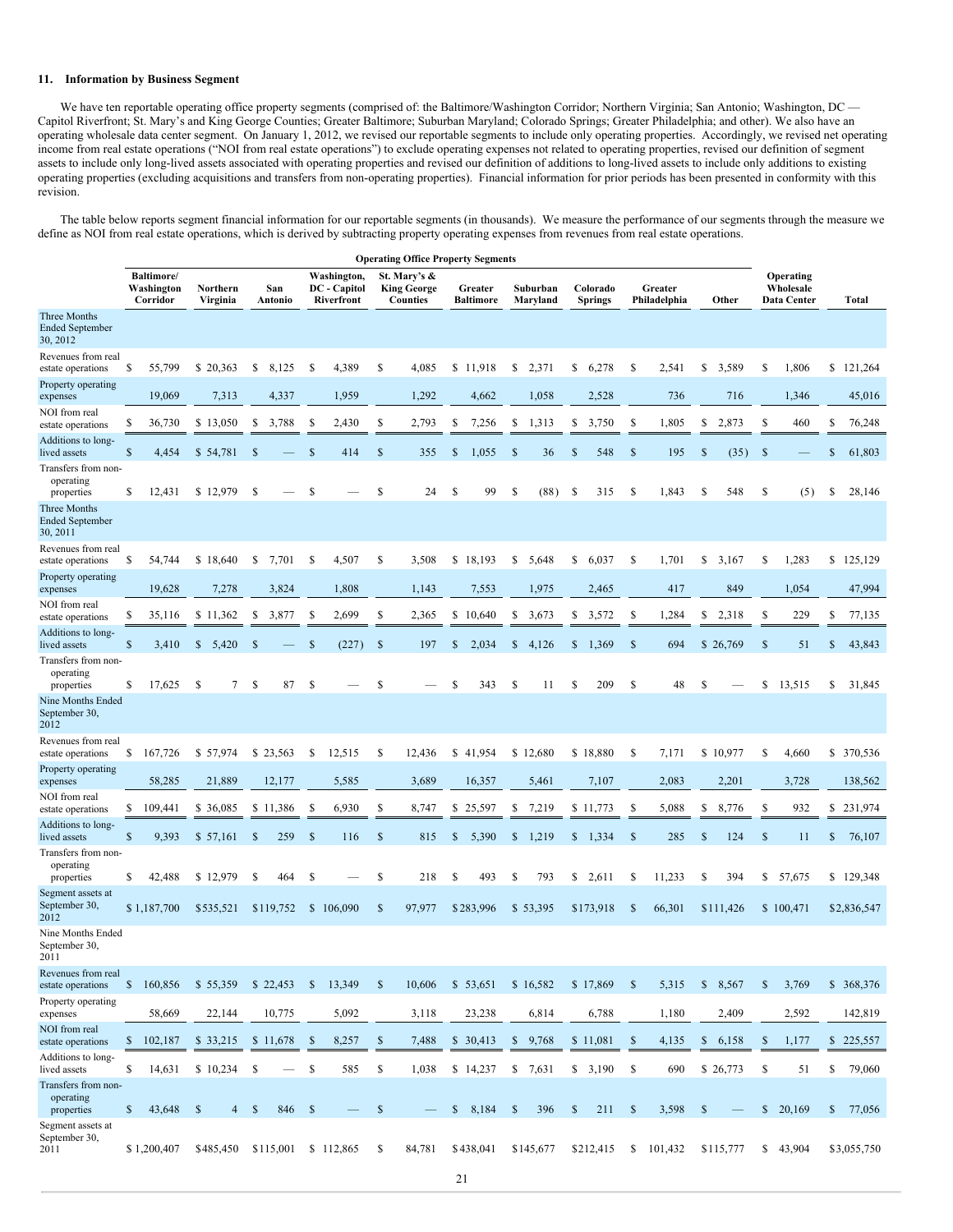## 11. Information by Business Segment

We have ten reportable operating office property segments (comprised of: the Baltimore/Washington Corridor; Northern Virginia; San Antonio; Washington, DC — Capitol Riverfront; St. Mary's and King George Counties; Greater Baltimore; Suburban Maryland; Colorado Springs; Greater Philadelphia; and other). We also have an operating wholesale data center segment. On January 1, 2012, we revised our reportable segments to include only operating properties. Accordingly, we revised net operating income from real estate operations ("NOI from real estate operations") to exclude operating expenses not related to operating properties, revised our definition of segment assets to include only long-lived assets associated with operating properties and revised our definition of additions to long-lived assets to include only additions to existing operating properties (excluding acquisitions and transfers from non-operating properties). Financial information for prior periods has been presented in conformity with this revision.

The table below reports segment financial information for our reportable segments (in thousands). We measure the performance of our segments through the measure we define as NOI from real estate operations, which is derived by subtracting property operating expenses from revenues from real estate operations.

| | Operating Office Property Segments | | | | | | | | | | | |
|---|---|---|---|---|---|---|---|---|---|---|---|---|
| | Baltimore/ Washington Corridor | Northern Virginia | San Antonio | Washington, DC - Capitol Riverfront | St. Mary's & King George Counties | Greater Baltimore | Suburban Maryland | Colorado Springs | Greater Philadelphia | Other | Operating Wholesale Data Center | Total |
| **Three Months Ended September 30, 2012** | | | | | | | | | | | | |
| Revenues from real estate operations | $ 55,799 | $ 20,363 | $ 8,125 | $ 4,389 | $ 4,085 | $ 11,918 | $ 2,371 | $ 6,278 | $ 2,541 | $ 3,589 | $ 1,806 | $ 121,264 |
| Property operating expenses | 19,069 | 7,313 | 4,337 | 1,959 | 1,292 | 4,662 | 1,058 | 2,528 | 736 | 716 | 1,346 | 45,016 |
| NOI from real estate operations | $ 36,730 | $ 13,050 | $ 3,788 | $ 2,430 | $ 2,793 | $ 7,256 | $ 1,313 | $ 3,750 | $ 1,805 | $ 2,873 | $ 460 | $ 76,248 |
| Additions to long-lived assets | $ 4,454 | $ 54,781 | $ — | $ 414 | $ 355 | $ 1,055 | $ 36 | $ 548 | $ 195 | $ (35) | $ — | $ 61,803 |
| Transfers from non-operating properties | $ 12,431 | $ 12,979 | $ — | $ — | $ 24 | $ 99 | $ (88) | $ 315 | $ 1,843 | $ 548 | $ (5) | $ 28,146 |
| **Three Months Ended September 30, 2011** | | | | | | | | | | | | |
| Revenues from real estate operations | $ 54,744 | $ 18,640 | $ 7,701 | $ 4,507 | $ 3,508 | $ 18,193 | $ 5,648 | $ 6,037 | $ 1,701 | $ 3,167 | $ 1,283 | $ 125,129 |
| Property operating expenses | 19,628 | 7,278 | 3,824 | 1,808 | 1,143 | 7,553 | 1,975 | 2,465 | 417 | 849 | 1,054 | 47,994 |
| NOI from real estate operations | $ 35,116 | $ 11,362 | $ 3,877 | $ 2,699 | $ 2,365 | $ 10,640 | $ 3,673 | $ 3,572 | $ 1,284 | $ 2,318 | $ 229 | $ 77,135 |
| Additions to long-lived assets | $ 3,410 | $ 5,420 | $ — | $ (227) | $ 197 | $ 2,034 | $ 4,126 | $ 1,369 | $ 694 | $ 26,769 | $ 51 | $ 43,843 |
| Transfers from non-operating properties | $ 17,625 | $ 7 | $ 87 | $ — | $ — | $ 343 | $ 11 | $ 209 | $ 48 | $ — | $ 13,515 | $ 31,845 |
| **Nine Months Ended September 30, 2012** | | | | | | | | | | | | |
| Revenues from real estate operations | $ 167,726 | $ 57,974 | $ 23,563 | $ 12,515 | $ 12,436 | $ 41,954 | $ 12,680 | $ 18,880 | $ 7,171 | $ 10,977 | $ 4,660 | $ 370,536 |
| Property operating expenses | 58,285 | 21,889 | 12,177 | 5,585 | 3,689 | 16,357 | 5,461 | 7,107 | 2,083 | 2,201 | 3,728 | 138,562 |
| NOI from real estate operations | $ 109,441 | $ 36,085 | $ 11,386 | $ 6,930 | $ 8,747 | $ 25,597 | $ 7,219 | $ 11,773 | $ 5,088 | $ 8,776 | $ 932 | $ 231,974 |
| Additions to long-lived assets | $ 9,393 | $ 57,161 | $ 259 | $ 116 | $ 815 | $ 5,390 | $ 1,219 | $ 1,334 | $ 285 | $ 124 | $ 11 | $ 76,107 |
| Transfers from non-operating properties | $ 42,488 | $ 12,979 | $ 464 | $ — | $ 218 | $ 493 | $ 793 | $ 2,611 | $ 11,233 | $ 394 | $ 57,675 | $ 129,348 |
| Segment assets at September 30, 2012 | $ 1,187,700 | $535,521 | $119,752 | $ 106,090 | $ 97,977 | $283,996 | $ 53,395 | $173,918 | $ 66,301 | $111,426 | $ 100,471 | $2,836,547 |
| **Nine Months Ended September 30, 2011** | | | | | | | | | | | | |
| Revenues from real estate operations | $ 160,856 | $ 55,359 | $ 22,453 | $ 13,349 | $ 10,606 | $ 53,651 | $ 16,582 | $ 17,869 | $ 5,315 | $ 8,567 | $ 3,769 | $ 368,376 |
| Property operating expenses | 58,669 | 22,144 | 10,775 | 5,092 | 3,118 | 23,238 | 6,814 | 6,788 | 1,180 | 2,409 | 2,592 | 142,819 |
| NOI from real estate operations | $ 102,187 | $ 33,215 | $ 11,678 | $ 8,257 | $ 7,488 | $ 30,413 | $ 9,768 | $ 11,081 | $ 4,135 | $ 6,158 | $ 1,177 | $ 225,557 |
| Additions to long-lived assets | $ 14,631 | $ 10,234 | $ — | $ 585 | $ 1,038 | $ 14,237 | $ 7,631 | $ 3,190 | $ 690 | $ 26,773 | $ 51 | $ 79,060 |
| Transfers from non-operating properties | $ 43,648 | $ 4 | $ 846 | $ — | $ — | $ 8,184 | $ 396 | $ 211 | $ 3,598 | $ — | $ 20,169 | $ 77,056 |
| Segment assets at September 30, 2011 | $ 1,200,407 | $485,450 | $115,001 | $ 112,865 | $ 84,781 | $438,041 | $145,677 | $212,415 | $ 101,432 | $115,777 | $ 43,904 | $3,055,750 |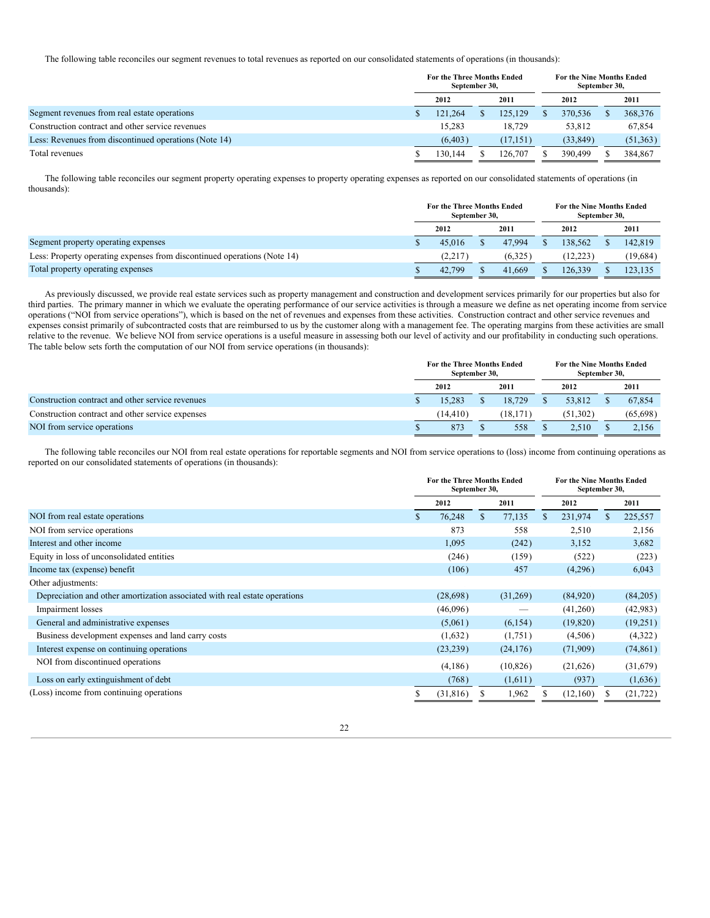The following table reconciles our segment revenues to total revenues as reported on our consolidated statements of operations (in thousands):

| | For the Three Months Ended September 30, | | For the Nine Months Ended September 30, | |
|---|---|---|---|---|
| | 2012 | 2011 | 2012 | 2011 |
| Segment revenues from real estate operations | $ 121,264 | $ 125,129 | $ 370,536 | $ 368,376 |
| Construction contract and other service revenues | 15,283 | 18,729 | 53,812 | 67,854 |
| Less: Revenues from discontinued operations (Note 14) | (6,403) | (17,151) | (33,849) | (51,363) |
| Total revenues | $ 130,144 | $ 126,707 | $ 390,499 | $ 384,867 |

The following table reconciles our segment property operating expenses to property operating expenses as reported on our consolidated statements of operations (in thousands):

| | For the Three Months Ended September 30, | | For the Nine Months Ended September 30, | |
|---|---|---|---|---|
| | 2012 | 2011 | 2012 | 2011 |
| Segment property operating expenses | $ 45,016 | $ 47,994 | $ 138,562 | $ 142,819 |
| Less: Property operating expenses from discontinued operations (Note 14) | (2,217) | (6,325) | (12,223) | (19,684) |
| Total property operating expenses | $ 42,799 | $ 41,669 | $ 126,339 | $ 123,135 |

As previously discussed, we provide real estate services such as property management and construction and development services primarily for our properties but also for third parties. The primary manner in which we evaluate the operating performance of our service activities is through a measure we define as net operating income from service operations ("NOI from service operations"), which is based on the net of revenues and expenses from these activities. Construction contract and other service revenues and expenses consist primarily of subcontracted costs that are reimbursed to us by the customer along with a management fee. The operating margins from these activities are small relative to the revenue. We believe NOI from service operations is a useful measure in assessing both our level of activity and our profitability in conducting such operations. The table below sets forth the computation of our NOI from service operations (in thousands):

| | For the Three Months Ended September 30, | | For the Nine Months Ended September 30, | |
|---|---|---|---|---|
| | 2012 | 2011 | 2012 | 2011 |
| Construction contract and other service revenues | $ 15,283 | $ 18,729 | $ 53,812 | $ 67,854 |
| Construction contract and other service expenses | (14,410) | (18,171) | (51,302) | (65,698) |
| NOI from service operations | $ 873 | $ 558 | $ 2,510 | $ 2,156 |

The following table reconciles our NOI from real estate operations for reportable segments and NOI from service operations to (loss) income from continuing operations as reported on our consolidated statements of operations (in thousands):

| | For the Three Months Ended September 30, | | For the Nine Months Ended September 30, | |
|---|---|---|---|---|
| | 2012 | 2011 | 2012 | 2011 |
| NOI from real estate operations | $ 76,248 | $ 77,135 | $ 231,974 | $ 225,557 |
| NOI from service operations | 873 | 558 | 2,510 | 2,156 |
| Interest and other income | 1,095 | (242) | 3,152 | 3,682 |
| Equity in loss of unconsolidated entities | (246) | (159) | (522) | (223) |
| Income tax (expense) benefit | (106) | 457 | (4,296) | 6,043 |
| Other adjustments: | | | | |
| Depreciation and other amortization associated with real estate operations | (28,698) | (31,269) | (84,920) | (84,205) |
| Impairment losses | (46,096) | — | (41,260) | (42,983) |
| General and administrative expenses | (5,061) | (6,154) | (19,820) | (19,251) |
| Business development expenses and land carry costs | (1,632) | (1,751) | (4,506) | (4,322) |
| Interest expense on continuing operations | (23,239) | (24,176) | (71,909) | (74,861) |
| NOI from discontinued operations | (4,186) | (10,826) | (21,626) | (31,679) |
| Loss on early extinguishment of debt | (768) | (1,611) | (937) | (1,636) |
| (Loss) income from continuing operations | $ (31,816) | $ 1,962 | $ (12,160) | $ (21,722) |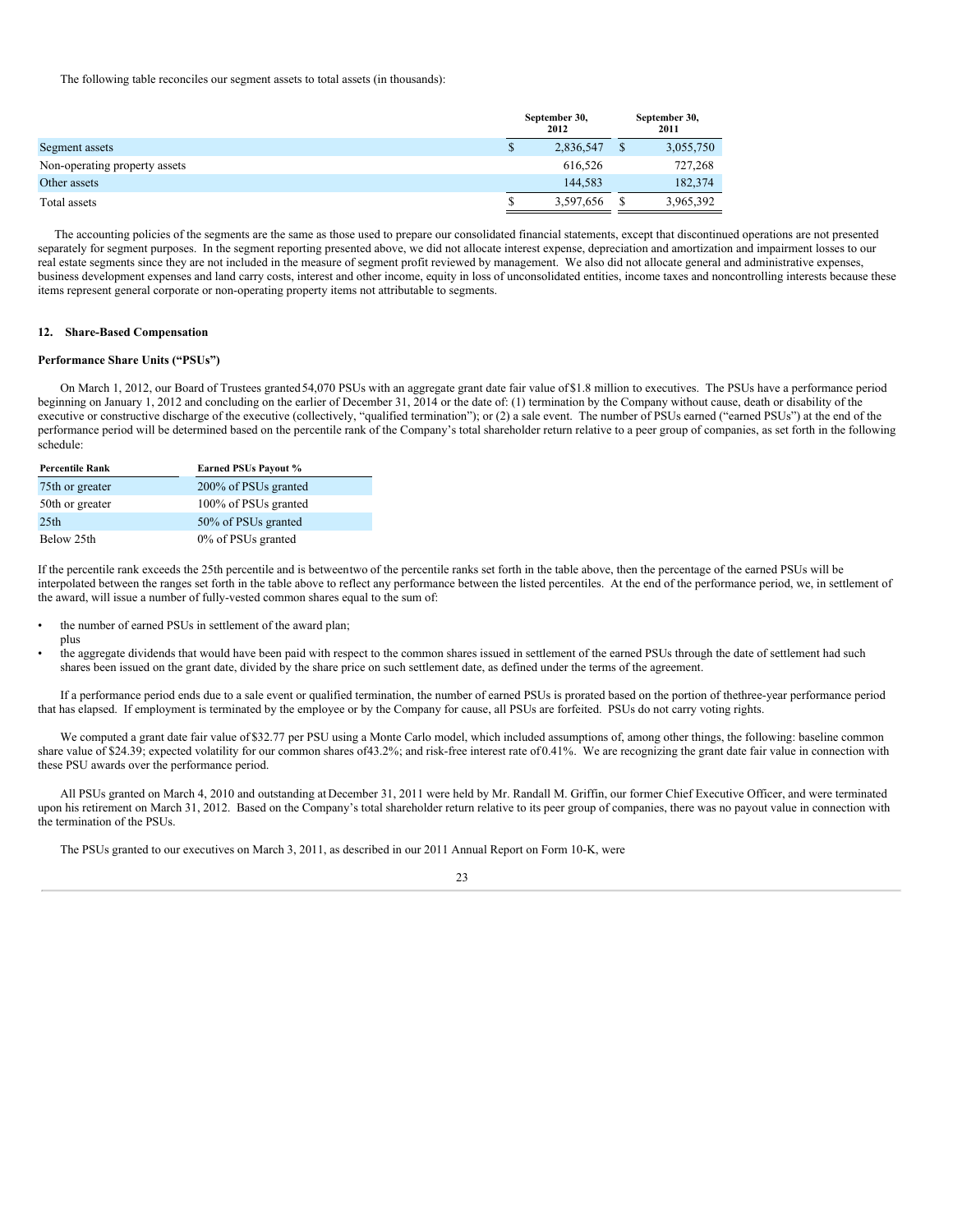The following table reconciles our segment assets to total assets (in thousands):

| | September 30, 2012 | September 30, 2011 |
|---|---|---|
| Segment assets | $ 2,836,547 | $ 3,055,750 |
| Non-operating property assets | 616,526 | 727,268 |
| Other assets | 144,583 | 182,374 |
| Total assets | $ 3,597,656 | $ 3,965,392 |

The accounting policies of the segments are the same as those used to prepare our consolidated financial statements, except that discontinued operations are not presented separately for segment purposes. In the segment reporting presented above, we did not allocate interest expense, depreciation and amortization and impairment losses to our real estate segments since they are not included in the measure of segment profit reviewed by management. We also did not allocate general and administrative expenses, business development expenses and land carry costs, interest and other income, equity in loss of unconsolidated entities, income taxes and noncontrolling interests because these items represent general corporate or non-operating property items not attributable to segments.

## 12. Share-Based Compensation

### Performance Share Units ("PSUs")

On March 1, 2012, our Board of Trustees granted 54,070 PSUs with an aggregate grant date fair value of $1.8 million to executives. The PSUs have a performance period beginning on January 1, 2012 and concluding on the earlier of December 31, 2014 or the date of: (1) termination by the Company without cause, death or disability of the executive or constructive discharge of the executive (collectively, "qualified termination"); or (2) a sale event. The number of PSUs earned ("earned PSUs") at the end of the performance period will be determined based on the percentile rank of the Company's total shareholder return relative to a peer group of companies, as set forth in the following schedule:

| Percentile Rank | Earned PSUs Payout % |
|---|---|
| 75th or greater | 200% of PSUs granted |
| 50th or greater | 100% of PSUs granted |
| 25th | 50% of PSUs granted |
| Below 25th | 0% of PSUs granted |

If the percentile rank exceeds the 25th percentile and is between two of the percentile ranks set forth in the table above, then the percentage of the earned PSUs will be interpolated between the ranges set forth in the table above to reflect any performance between the listed percentiles. At the end of the performance period, we, in settlement of the award, will issue a number of fully-vested common shares equal to the sum of:

- the number of earned PSUs in settlement of the award plan; plus
- the aggregate dividends that would have been paid with respect to the common shares issued in settlement of the earned PSUs through the date of settlement had such shares been issued on the grant date, divided by the share price on such settlement date, as defined under the terms of the agreement.

If a performance period ends due to a sale event or qualified termination, the number of earned PSUs is prorated based on the portion of the three-year performance period that has elapsed. If employment is terminated by the employee or by the Company for cause, all PSUs are forfeited. PSUs do not carry voting rights.

We computed a grant date fair value of $32.77 per PSU using a Monte Carlo model, which included assumptions of, among other things, the following: baseline common share value of $24.39; expected volatility for our common shares of 43.2%; and risk-free interest rate of 0.41%. We are recognizing the grant date fair value in connection with these PSU awards over the performance period.

All PSUs granted on March 4, 2010 and outstanding at December 31, 2011 were held by Mr. Randall M. Griffin, our former Chief Executive Officer, and were terminated upon his retirement on March 31, 2012. Based on the Company's total shareholder return relative to its peer group of companies, there was no payout value in connection with the termination of the PSUs.

The PSUs granted to our executives on March 3, 2011, as described in our 2011 Annual Report on Form 10-K, were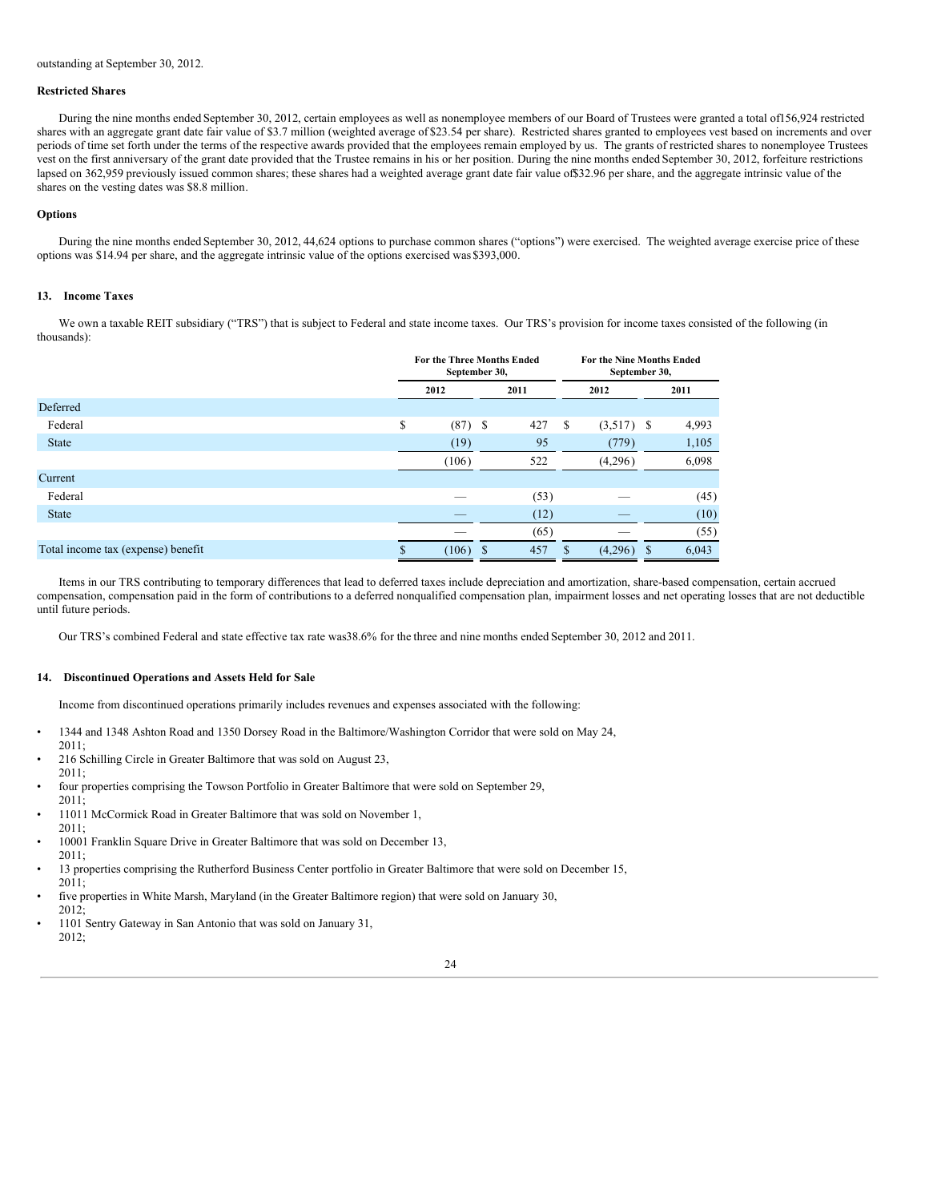outstanding at September 30, 2012.

**Restricted Shares**

During the nine months ended September 30, 2012, certain employees as well as nonemployee members of our Board of Trustees were granted a total of 156,924 restricted shares with an aggregate grant date fair value of $3.7 million (weighted average of $23.54 per share). Restricted shares granted to employees vest based on increments and over periods of time set forth under the terms of the respective awards provided that the employees remain employed by us. The grants of restricted shares to nonemployee Trustees vest on the first anniversary of the grant date provided that the Trustee remains in his or her position. During the nine months ended September 30, 2012, forfeiture restrictions lapsed on 362,959 previously issued common shares; these shares had a weighted average grant date fair value of $32.96 per share, and the aggregate intrinsic value of the shares on the vesting dates was $8.8 million.

**Options**

During the nine months ended September 30, 2012, 44,624 options to purchase common shares ("options") were exercised. The weighted average exercise price of these options was $14.94 per share, and the aggregate intrinsic value of the options exercised was $393,000.

**13. Income Taxes**

We own a taxable REIT subsidiary ("TRS") that is subject to Federal and state income taxes. Our TRS's provision for income taxes consisted of the following (in thousands):

| | For the Three Months Ended September 30, | | For the Nine Months Ended September 30, | |
|---|---|---|---|---|
| | 2012 | 2011 | 2012 | 2011 |
| Deferred | | | | |
| Federal | $ (87) | $ 427 | $ (3,517) | $ 4,993 |
| State | (19) | 95 | (779) | 1,105 |
| | (106) | 522 | (4,296) | 6,098 |
| Current | | | | |
| Federal | — | (53) | — | (45) |
| State | — | (12) | — | (10) |
| | — | (65) | — | (55) |
| Total income tax (expense) benefit | $ (106) | $ 457 | $ (4,296) | $ 6,043 |

Items in our TRS contributing to temporary differences that lead to deferred taxes include depreciation and amortization, share-based compensation, certain accrued compensation, compensation paid in the form of contributions to a deferred nonqualified compensation plan, impairment losses and net operating losses that are not deductible until future periods.

Our TRS's combined Federal and state effective tax rate was 38.6% for the three and nine months ended September 30, 2012 and 2011.

**14. Discontinued Operations and Assets Held for Sale**

Income from discontinued operations primarily includes revenues and expenses associated with the following:

- 1344 and 1348 Ashton Road and 1350 Dorsey Road in the Baltimore/Washington Corridor that were sold on May 24, 2011;
- 216 Schilling Circle in Greater Baltimore that was sold on August 23, 2011;
- four properties comprising the Towson Portfolio in Greater Baltimore that were sold on September 29, 2011;
- 11011 McCormick Road in Greater Baltimore that was sold on November 1, 2011;
- 10001 Franklin Square Drive in Greater Baltimore that was sold on December 13, 2011;
- 13 properties comprising the Rutherford Business Center portfolio in Greater Baltimore that were sold on December 15, 2011;
- five properties in White Marsh, Maryland (in the Greater Baltimore region) that were sold on January 30, 2012;
- 1101 Sentry Gateway in San Antonio that was sold on January 31, 2012;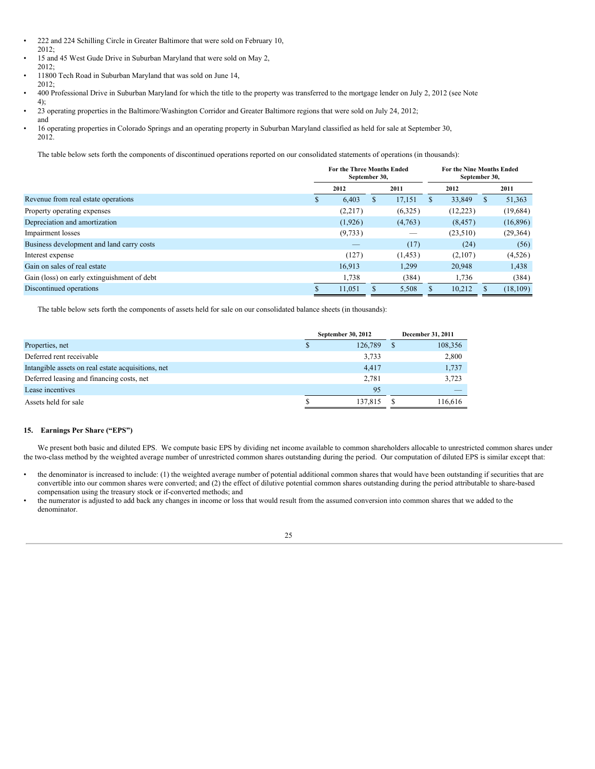- 222 and 224 Schilling Circle in Greater Baltimore that were sold on February 10, 2012;
- 15 and 45 West Gude Drive in Suburban Maryland that were sold on May 2, 2012;
- 11800 Tech Road in Suburban Maryland that was sold on June 14, 2012;
- 400 Professional Drive in Suburban Maryland for which the title to the property was transferred to the mortgage lender on July 2, 2012 (see Note 4);
- 23 operating properties in the Baltimore/Washington Corridor and Greater Baltimore regions that were sold on July 24, 2012; and
- 16 operating properties in Colorado Springs and an operating property in Suburban Maryland classified as held for sale at September 30, 2012.

The table below sets forth the components of discontinued operations reported on our consolidated statements of operations (in thousands):

| | For the Three Months Ended September 30, | | For the Nine Months Ended September 30, | |
|---|---|---|---|---|
| | 2012 | 2011 | 2012 | 2011 |
| Revenue from real estate operations | $ 6,403 | $ 17,151 | $ 33,849 | $ 51,363 |
| Property operating expenses | (2,217) | (6,325) | (12,223) | (19,684) |
| Depreciation and amortization | (1,926) | (4,763) | (8,457) | (16,896) |
| Impairment losses | (9,733) | — | (23,510) | (29,364) |
| Business development and land carry costs | — | (17) | (24) | (56) |
| Interest expense | (127) | (1,453) | (2,107) | (4,526) |
| Gain on sales of real estate | 16,913 | 1,299 | 20,948 | 1,438 |
| Gain (loss) on early extinguishment of debt | 1,738 | (384) | 1,736 | (384) |
| Discontinued operations | $ 11,051 | $ 5,508 | $ 10,212 | $ (18,109) |

The table below sets forth the components of assets held for sale on our consolidated balance sheets (in thousands):

| | September 30, 2012 | December 31, 2011 |
|---|---|---|
| Properties, net | $ 126,789 | $ 108,356 |
| Deferred rent receivable | 3,733 | 2,800 |
| Intangible assets on real estate acquisitions, net | 4,417 | 1,737 |
| Deferred leasing and financing costs, net | 2,781 | 3,723 |
| Lease incentives | 95 | — |
| Assets held for sale | $ 137,815 | $ 116,616 |

## 15. Earnings Per Share ("EPS")

We present both basic and diluted EPS. We compute basic EPS by dividing net income available to common shareholders allocable to unrestricted common shares under the two-class method by the weighted average number of unrestricted common shares outstanding during the period. Our computation of diluted EPS is similar except that:

- the denominator is increased to include: (1) the weighted average number of potential additional common shares that would have been outstanding if securities that are convertible into our common shares were converted; and (2) the effect of dilutive potential common shares outstanding during the period attributable to share-based compensation using the treasury stock or if-converted methods; and
- the numerator is adjusted to add back any changes in income or loss that would result from the assumed conversion into common shares that we added to the denominator.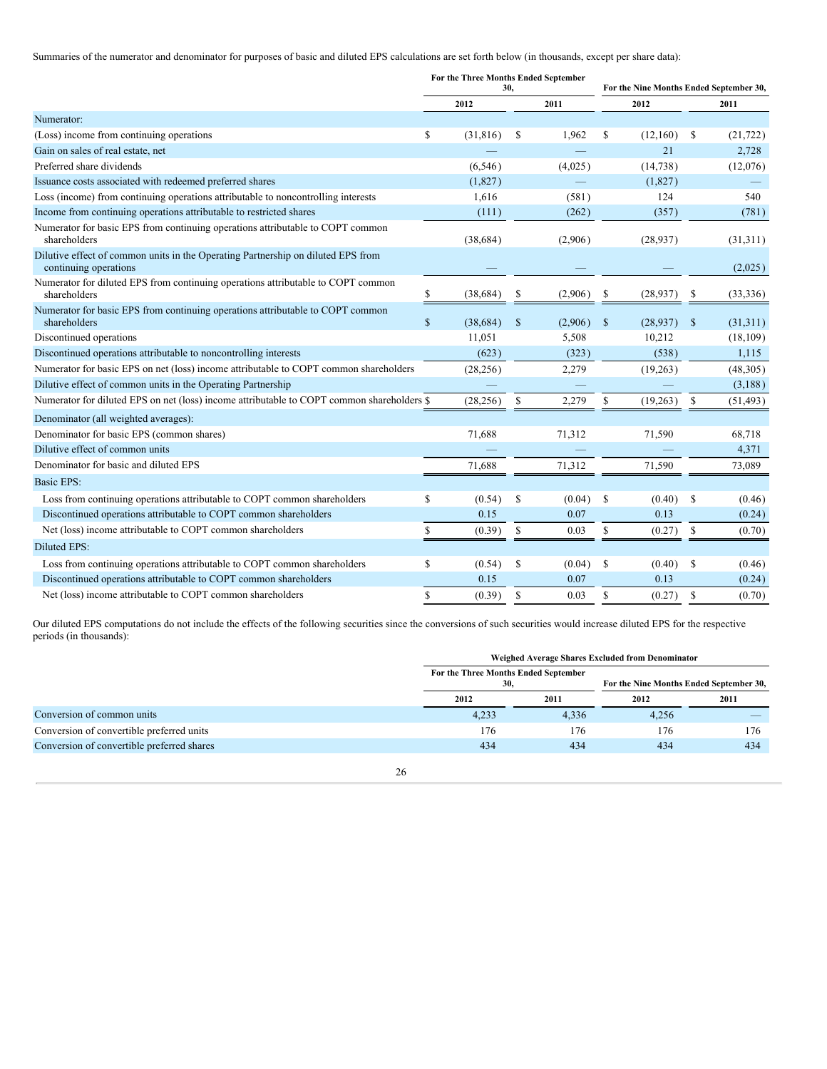Summaries of the numerator and denominator for purposes of basic and diluted EPS calculations are set forth below (in thousands, except per share data):

| | For the Three Months Ended September 30, | | For the Nine Months Ended September 30, | |
|---|---|---|---|---|
| | 2012 | 2011 | 2012 | 2011 |
| Numerator: | | | | |
| (Loss) income from continuing operations | $ (31,816) | $ 1,962 | $ (12,160) | $ (21,722) |
| Gain on sales of real estate, net | — | — | 21 | 2,728 |
| Preferred share dividends | (6,546) | (4,025) | (14,738) | (12,076) |
| Issuance costs associated with redeemed preferred shares | (1,827) | — | (1,827) | — |
| Loss (income) from continuing operations attributable to noncontrolling interests | 1,616 | (581) | 124 | 540 |
| Income from continuing operations attributable to restricted shares | (111) | (262) | (357) | (781) |
| Numerator for basic EPS from continuing operations attributable to COPT common shareholders | (38,684) | (2,906) | (28,937) | (31,311) |
| Dilutive effect of common units in the Operating Partnership on diluted EPS from continuing operations | — | — | — | (2,025) |
| Numerator for diluted EPS from continuing operations attributable to COPT common shareholders | $ (38,684) | $ (2,906) | $ (28,937) | $ (33,336) |
| Numerator for basic EPS from continuing operations attributable to COPT common shareholders | $ (38,684) | $ (2,906) | $ (28,937) | $ (31,311) |
| Discontinued operations | 11,051 | 5,508 | 10,212 | (18,109) |
| Discontinued operations attributable to noncontrolling interests | (623) | (323) | (538) | 1,115 |
| Numerator for basic EPS on net (loss) income attributable to COPT common shareholders | (28,256) | 2,279 | (19,263) | (48,305) |
| Dilutive effect of common units in the Operating Partnership | — | — | — | (3,188) |
| Numerator for diluted EPS on net (loss) income attributable to COPT common shareholders | $ (28,256) | $ 2,279 | $ (19,263) | $ (51,493) |
| Denominator (all weighted averages): | | | | |
| Denominator for basic EPS (common shares) | 71,688 | 71,312 | 71,590 | 68,718 |
| Dilutive effect of common units | — | — | — | 4,371 |
| Denominator for basic and diluted EPS | 71,688 | 71,312 | 71,590 | 73,089 |
| Basic EPS: | | | | |
| Loss from continuing operations attributable to COPT common shareholders | $ (0.54) | $ (0.04) | $ (0.40) | $ (0.46) |
| Discontinued operations attributable to COPT common shareholders | 0.15 | 0.07 | 0.13 | (0.24) |
| Net (loss) income attributable to COPT common shareholders | $ (0.39) | $ 0.03 | $ (0.27) | $ (0.70) |
| Diluted EPS: | | | | |
| Loss from continuing operations attributable to COPT common shareholders | $ (0.54) | $ (0.04) | $ (0.40) | $ (0.46) |
| Discontinued operations attributable to COPT common shareholders | 0.15 | 0.07 | 0.13 | (0.24) |
| Net (loss) income attributable to COPT common shareholders | $ (0.39) | $ 0.03 | $ (0.27) | $ (0.70) |

Our diluted EPS computations do not include the effects of the following securities since the conversions of such securities would increase diluted EPS for the respective periods (in thousands):

| | Weighed Average Shares Excluded from Denominator | | | |
|---|---|---|---|---|
| | For the Three Months Ended September 30, | | For the Nine Months Ended September 30, | |
| | 2012 | 2011 | 2012 | 2011 |
| Conversion of common units | 4,233 | 4,336 | 4,256 | — |
| Conversion of convertible preferred units | 176 | 176 | 176 | 176 |
| Conversion of convertible preferred shares | 434 | 434 | 434 | 434 |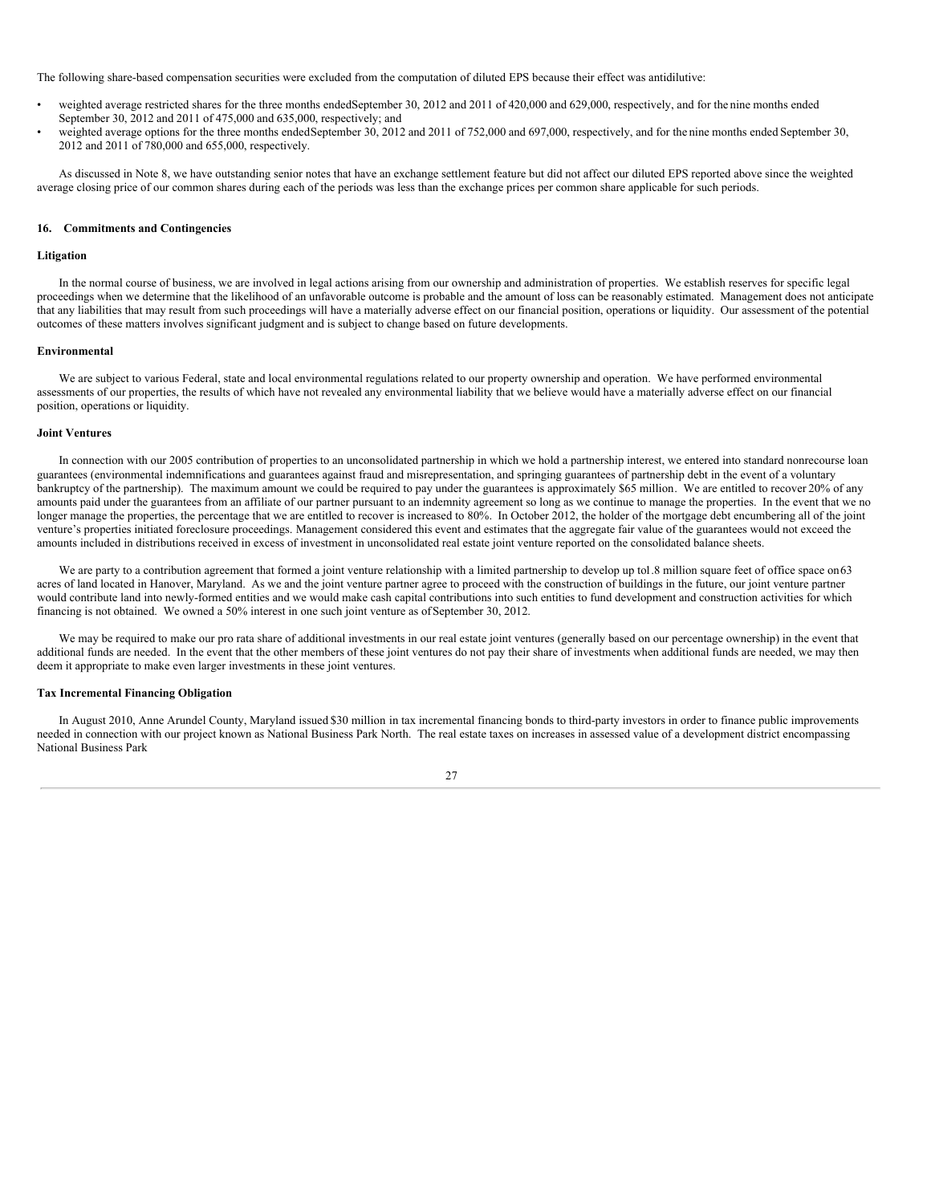The following share-based compensation securities were excluded from the computation of diluted EPS because their effect was antidilutive:

- weighted average restricted shares for the three months ended September 30, 2012 and 2011 of 420,000 and 629,000, respectively, and for the nine months ended September 30, 2012 and 2011 of 475,000 and 635,000, respectively; and
- weighted average options for the three months ended September 30, 2012 and 2011 of 752,000 and 697,000, respectively, and for the nine months ended September 30, 2012 and 2011 of 780,000 and 655,000, respectively.

As discussed in Note 8, we have outstanding senior notes that have an exchange settlement feature but did not affect our diluted EPS reported above since the weighted average closing price of our common shares during each of the periods was less than the exchange prices per common share applicable for such periods.

## 16. Commitments and Contingencies

**Litigation**

In the normal course of business, we are involved in legal actions arising from our ownership and administration of properties. We establish reserves for specific legal proceedings when we determine that the likelihood of an unfavorable outcome is probable and the amount of loss can be reasonably estimated. Management does not anticipate that any liabilities that may result from such proceedings will have a materially adverse effect on our financial position, operations or liquidity. Our assessment of the potential outcomes of these matters involves significant judgment and is subject to change based on future developments.

**Environmental**

We are subject to various Federal, state and local environmental regulations related to our property ownership and operation. We have performed environmental assessments of our properties, the results of which have not revealed any environmental liability that we believe would have a materially adverse effect on our financial position, operations or liquidity.

**Joint Ventures**

In connection with our 2005 contribution of properties to an unconsolidated partnership in which we hold a partnership interest, we entered into standard nonrecourse loan guarantees (environmental indemnifications and guarantees against fraud and misrepresentation, and springing guarantees of partnership debt in the event of a voluntary bankruptcy of the partnership). The maximum amount we could be required to pay under the guarantees is approximately $65 million. We are entitled to recover 20% of any amounts paid under the guarantees from an affiliate of our partner pursuant to an indemnity agreement so long as we continue to manage the properties. In the event that we no longer manage the properties, the percentage that we are entitled to recover is increased to 80%. In October 2012, the holder of the mortgage debt encumbering all of the joint venture's properties initiated foreclosure proceedings. Management considered this event and estimates that the aggregate fair value of the guarantees would not exceed the amounts included in distributions received in excess of investment in unconsolidated real estate joint venture reported on the consolidated balance sheets.

We are party to a contribution agreement that formed a joint venture relationship with a limited partnership to develop up to 1.8 million square feet of office space on 63 acres of land located in Hanover, Maryland. As we and the joint venture partner agree to proceed with the construction of buildings in the future, our joint venture partner would contribute land into newly-formed entities and we would make cash capital contributions into such entities to fund development and construction activities for which financing is not obtained. We owned a 50% interest in one such joint venture as of September 30, 2012.

We may be required to make our pro rata share of additional investments in our real estate joint ventures (generally based on our percentage ownership) in the event that additional funds are needed. In the event that the other members of these joint ventures do not pay their share of investments when additional funds are needed, we may then deem it appropriate to make even larger investments in these joint ventures.

**Tax Incremental Financing Obligation**

In August 2010, Anne Arundel County, Maryland issued $30 million in tax incremental financing bonds to third-party investors in order to finance public improvements needed in connection with our project known as National Business Park North. The real estate taxes on increases in assessed value of a development district encompassing National Business Park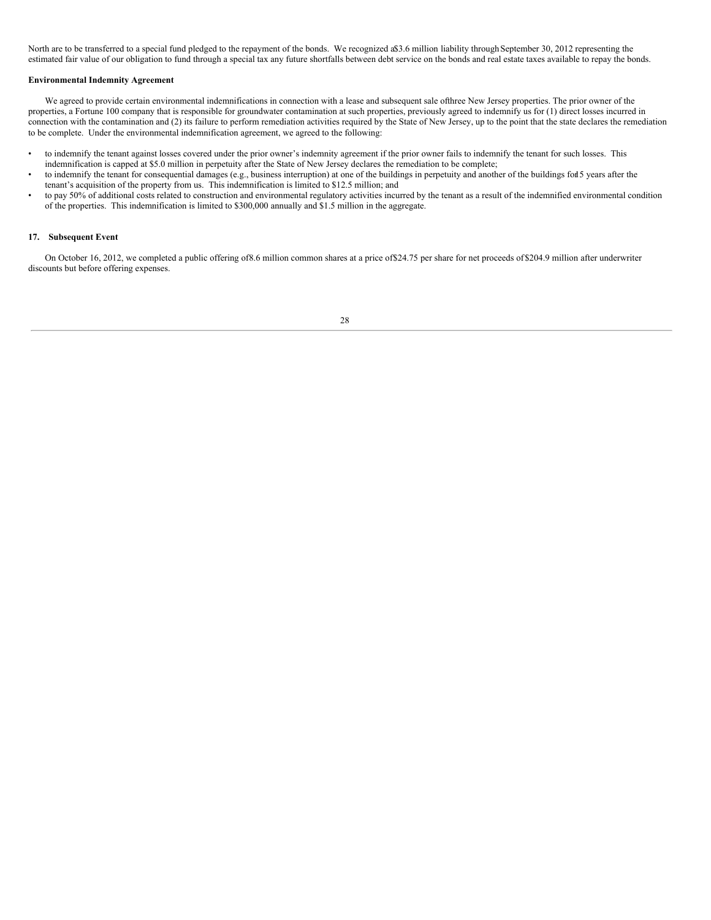North are to be transferred to a special fund pledged to the repayment of the bonds. We recognized a $3.6 million liability through September 30, 2012 representing the estimated fair value of our obligation to fund through a special tax any future shortfalls between debt service on the bonds and real estate taxes available to repay the bonds.

**Environmental Indemnity Agreement**

We agreed to provide certain environmental indemnifications in connection with a lease and subsequent sale of three New Jersey properties. The prior owner of the properties, a Fortune 100 company that is responsible for groundwater contamination at such properties, previously agreed to indemnify us for (1) direct losses incurred in connection with the contamination and (2) its failure to perform remediation activities required by the State of New Jersey, up to the point that the state declares the remediation to be complete. Under the environmental indemnification agreement, we agreed to the following:

- to indemnify the tenant against losses covered under the prior owner's indemnity agreement if the prior owner fails to indemnify the tenant for such losses. This indemnification is capped at $5.0 million in perpetuity after the State of New Jersey declares the remediation to be complete;
- to indemnify the tenant for consequential damages (e.g., business interruption) at one of the buildings in perpetuity and another of the buildings for 15 years after the tenant's acquisition of the property from us. This indemnification is limited to $12.5 million; and
- to pay 50% of additional costs related to construction and environmental regulatory activities incurred by the tenant as a result of the indemnified environmental condition of the properties. This indemnification is limited to $300,000 annually and $1.5 million in the aggregate.

## 17. Subsequent Event

On October 16, 2012, we completed a public offering of 8.6 million common shares at a price of $24.75 per share for net proceeds of $204.9 million after underwriter discounts but before offering expenses.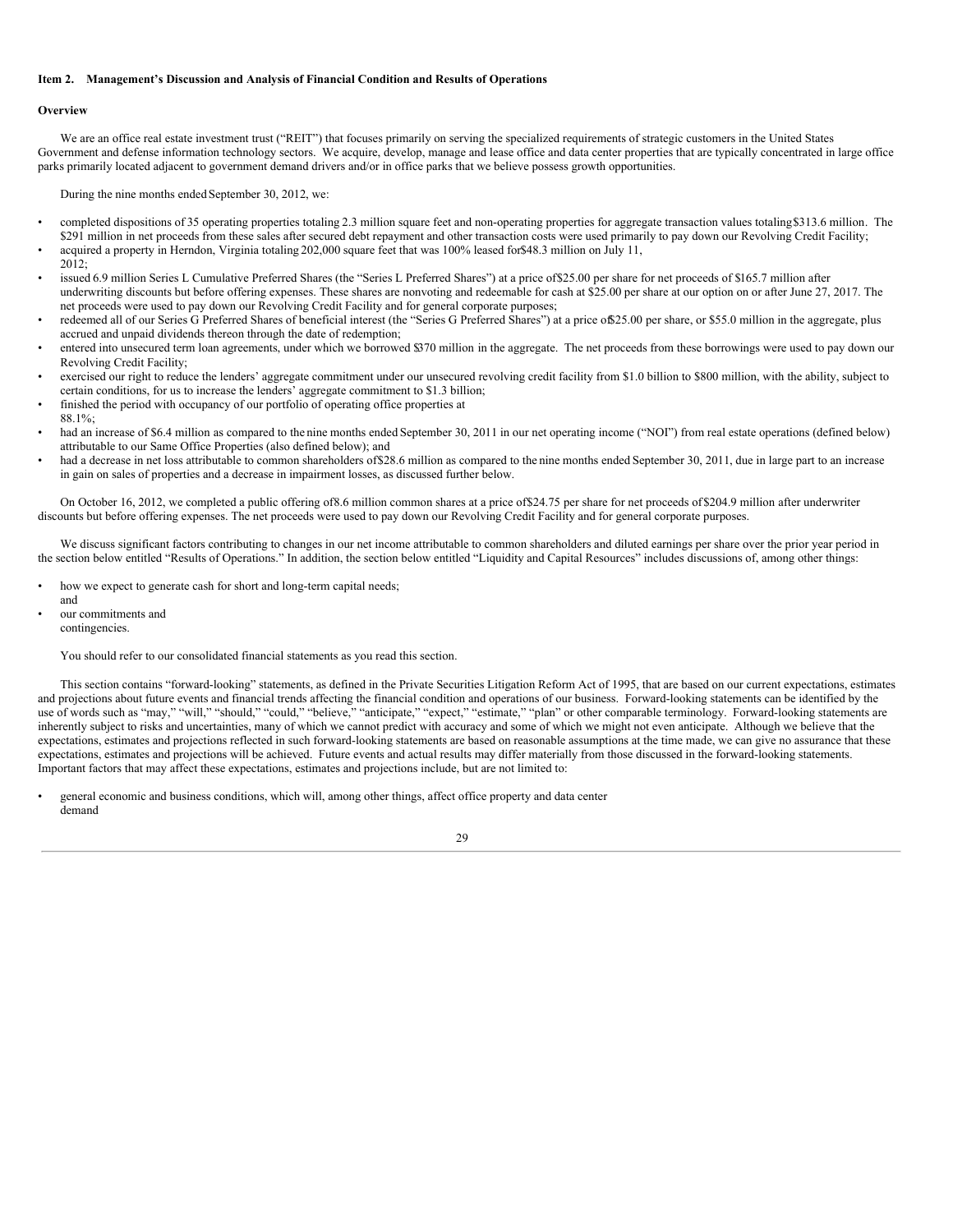### Item 2. Management's Discussion and Analysis of Financial Condition and Results of Operations

#### Overview

We are an office real estate investment trust ("REIT") that focuses primarily on serving the specialized requirements of strategic customers in the United States Government and defense information technology sectors. We acquire, develop, manage and lease office and data center properties that are typically concentrated in large office parks primarily located adjacent to government demand drivers and/or in office parks that we believe possess growth opportunities.

During the nine months ended September 30, 2012, we:

- completed dispositions of 35 operating properties totaling 2.3 million square feet and non-operating properties for aggregate transaction values totaling $313.6 million. The $291 million in net proceeds from these sales after secured debt repayment and other transaction costs were used primarily to pay down our Revolving Credit Facility;
- acquired a property in Herndon, Virginia totaling 202,000 square feet that was 100% leased for $48.3 million on July 11, 2012;
- issued 6.9 million Series L Cumulative Preferred Shares (the "Series L Preferred Shares") at a price of $25.00 per share for net proceeds of $165.7 million after underwriting discounts but before offering expenses. These shares are nonvoting and redeemable for cash at $25.00 per share at our option on or after June 27, 2017. The net proceeds were used to pay down our Revolving Credit Facility and for general corporate purposes;
- redeemed all of our Series G Preferred Shares of beneficial interest (the "Series G Preferred Shares") at a price of $25.00 per share, or $55.0 million in the aggregate, plus accrued and unpaid dividends thereon through the date of redemption;
- entered into unsecured term loan agreements, under which we borrowed $370 million in the aggregate. The net proceeds from these borrowings were used to pay down our Revolving Credit Facility;
- exercised our right to reduce the lenders' aggregate commitment under our unsecured revolving credit facility from $1.0 billion to $800 million, with the ability, subject to certain conditions, for us to increase the lenders' aggregate commitment to $1.3 billion;
- finished the period with occupancy of our portfolio of operating office properties at 88.1%;
- had an increase of $6.4 million as compared to the nine months ended September 30, 2011 in our net operating income ("NOI") from real estate operations (defined below) attributable to our Same Office Properties (also defined below); and
- had a decrease in net loss attributable to common shareholders of $28.6 million as compared to the nine months ended September 30, 2011, due in large part to an increase in gain on sales of properties and a decrease in impairment losses, as discussed further below.

On October 16, 2012, we completed a public offering of 8.6 million common shares at a price of $24.75 per share for net proceeds of $204.9 million after underwriter discounts but before offering expenses. The net proceeds were used to pay down our Revolving Credit Facility and for general corporate purposes.

We discuss significant factors contributing to changes in our net income attributable to common shareholders and diluted earnings per share over the prior year period in the section below entitled "Results of Operations." In addition, the section below entitled "Liquidity and Capital Resources" includes discussions of, among other things:

- how we expect to generate cash for short and long-term capital needs; and
- our commitments and contingencies.

You should refer to our consolidated financial statements as you read this section.

This section contains "forward-looking" statements, as defined in the Private Securities Litigation Reform Act of 1995, that are based on our current expectations, estimates and projections about future events and financial trends affecting the financial condition and operations of our business. Forward-looking statements can be identified by the use of words such as "may," "will," "should," "could," "believe," "anticipate," "expect," "estimate," "plan" or other comparable terminology. Forward-looking statements are inherently subject to risks and uncertainties, many of which we cannot predict with accuracy and some of which we might not even anticipate. Although we believe that the expectations, estimates and projections reflected in such forward-looking statements are based on reasonable assumptions at the time made, we can give no assurance that these expectations, estimates and projections will be achieved. Future events and actual results may differ materially from those discussed in the forward-looking statements. Important factors that may affect these expectations, estimates and projections include, but are not limited to:

- general economic and business conditions, which will, among other things, affect office property and data center demand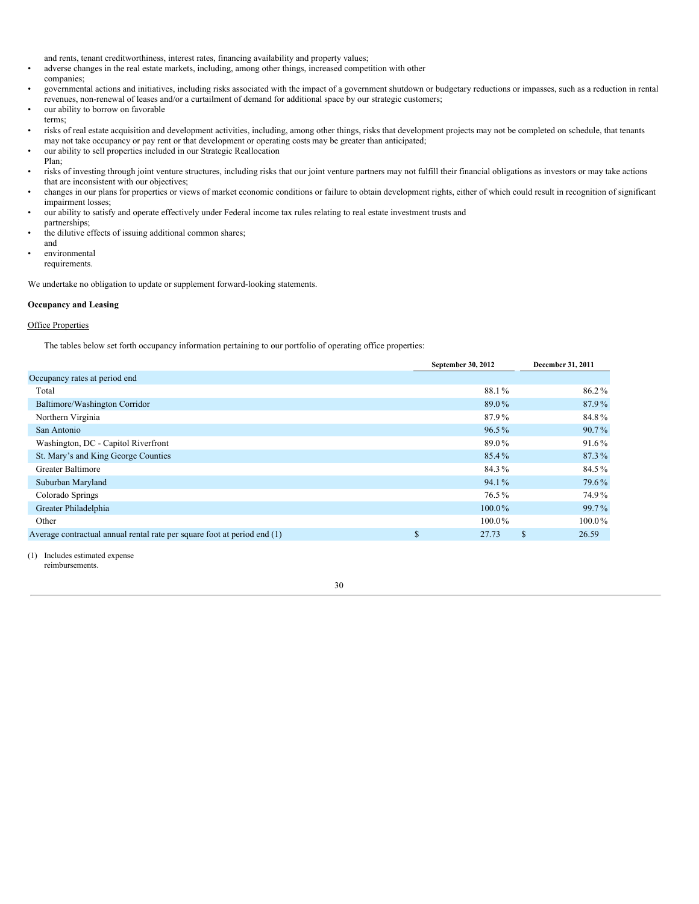and rents, tenant creditworthiness, interest rates, financing availability and property values;

- adverse changes in the real estate markets, including, among other things, increased competition with other companies;
- governmental actions and initiatives, including risks associated with the impact of a government shutdown or budgetary reductions or impasses, such as a reduction in rental revenues, non-renewal of leases and/or a curtailment of demand for additional space by our strategic customers;
- our ability to borrow on favorable terms;
- risks of real estate acquisition and development activities, including, among other things, risks that development projects may not be completed on schedule, that tenants may not take occupancy or pay rent or that development or operating costs may be greater than anticipated;
- our ability to sell properties included in our Strategic Reallocation Plan;
- risks of investing through joint venture structures, including risks that our joint venture partners may not fulfill their financial obligations as investors or may take actions that are inconsistent with our objectives;
- changes in our plans for properties or views of market economic conditions or failure to obtain development rights, either of which could result in recognition of significant impairment losses;
- our ability to satisfy and operate effectively under Federal income tax rules relating to real estate investment trusts and partnerships;
- the dilutive effects of issuing additional common shares; and
- environmental requirements.

We undertake no obligation to update or supplement forward-looking statements.

**Occupancy and Leasing**

Office Properties

The tables below set forth occupancy information pertaining to our portfolio of operating office properties:

| | September 30, 2012 | December 31, 2011 |
|---|---|---|
| Occupancy rates at period end | | |
| Total | 88.1% | 86.2% |
| Baltimore/Washington Corridor | 89.0% | 87.9% |
| Northern Virginia | 87.9% | 84.8% |
| San Antonio | 96.5% | 90.7% |
| Washington, DC - Capitol Riverfront | 89.0% | 91.6% |
| St. Mary's and King George Counties | 85.4% | 87.3% |
| Greater Baltimore | 84.3% | 84.5% |
| Suburban Maryland | 94.1% | 79.6% |
| Colorado Springs | 76.5% | 74.9% |
| Greater Philadelphia | 100.0% | 99.7% |
| Other | 100.0% | 100.0% |
| Average contractual annual rental rate per square foot at period end (1) | $ 27.73 | $ 26.59 |

(1) Includes estimated expense reimbursements.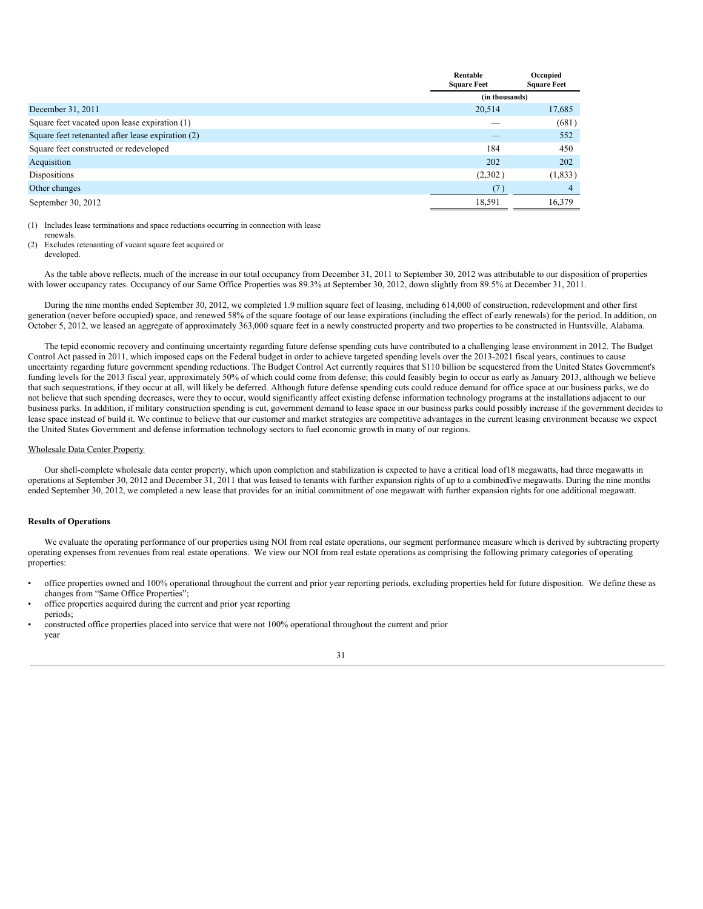| | Rentable Square Feet | Occupied Square Feet |
|---|---|---|
| | (in thousands) | |
| December 31, 2011 | 20,514 | 17,685 |
| Square feet vacated upon lease expiration (1) | — | (681) |
| Square feet retenanted after lease expiration (2) | — | 552 |
| Square feet constructed or redeveloped | 184 | 450 |
| Acquisition | 202 | 202 |
| Dispositions | (2,302) | (1,833) |
| Other changes | (7) | 4 |
| September 30, 2012 | 18,591 | 16,379 |

(1) Includes lease terminations and space reductions occurring in connection with lease renewals.
(2) Excludes retenanting of vacant square feet acquired or developed.

As the table above reflects, much of the increase in our total occupancy from December 31, 2011 to September 30, 2012 was attributable to our disposition of properties with lower occupancy rates. Occupancy of our Same Office Properties was 89.3% at September 30, 2012, down slightly from 89.5% at December 31, 2011.

During the nine months ended September 30, 2012, we completed 1.9 million square feet of leasing, including 614,000 of construction, redevelopment and other first generation (never before occupied) space, and renewed 58% of the square footage of our lease expirations (including the effect of early renewals) for the period. In addition, on October 5, 2012, we leased an aggregate of approximately 363,000 square feet in a newly constructed property and two properties to be constructed in Huntsville, Alabama.

The tepid economic recovery and continuing uncertainty regarding future defense spending cuts have contributed to a challenging lease environment in 2012. The Budget Control Act passed in 2011, which imposed caps on the Federal budget in order to achieve targeted spending levels over the 2013-2021 fiscal years, continues to cause uncertainty regarding future government spending reductions. The Budget Control Act currently requires that $110 billion be sequestered from the United States Government's funding levels for the 2013 fiscal year, approximately 50% of which could come from defense; this could feasibly begin to occur as early as January 2013, although we believe that such sequestrations, if they occur at all, will likely be deferred. Although future defense spending cuts could reduce demand for office space at our business parks, we do not believe that such spending decreases, were they to occur, would significantly affect existing defense information technology programs at the installations adjacent to our business parks. In addition, if military construction spending is cut, government demand to lease space in our business parks could possibly increase if the government decides to lease space instead of build it. We continue to believe that our customer and market strategies are competitive advantages in the current leasing environment because we expect the United States Government and defense information technology sectors to fuel economic growth in many of our regions.

Wholesale Data Center Property

Our shell-complete wholesale data center property, which upon completion and stabilization is expected to have a critical load of 18 megawatts, had three megawatts in operations at September 30, 2012 and December 31, 2011 that was leased to tenants with further expansion rights of up to a combined five megawatts. During the nine months ended September 30, 2012, we completed a new lease that provides for an initial commitment of one megawatt with further expansion rights for one additional megawatt.

**Results of Operations**

We evaluate the operating performance of our properties using NOI from real estate operations, our segment performance measure which is derived by subtracting property operating expenses from revenues from real estate operations. We view our NOI from real estate operations as comprising the following primary categories of operating properties:

- office properties owned and 100% operational throughout the current and prior year reporting periods, excluding properties held for future disposition. We define these as changes from "Same Office Properties";
- office properties acquired during the current and prior year reporting periods;
- constructed office properties placed into service that were not 100% operational throughout the current and prior year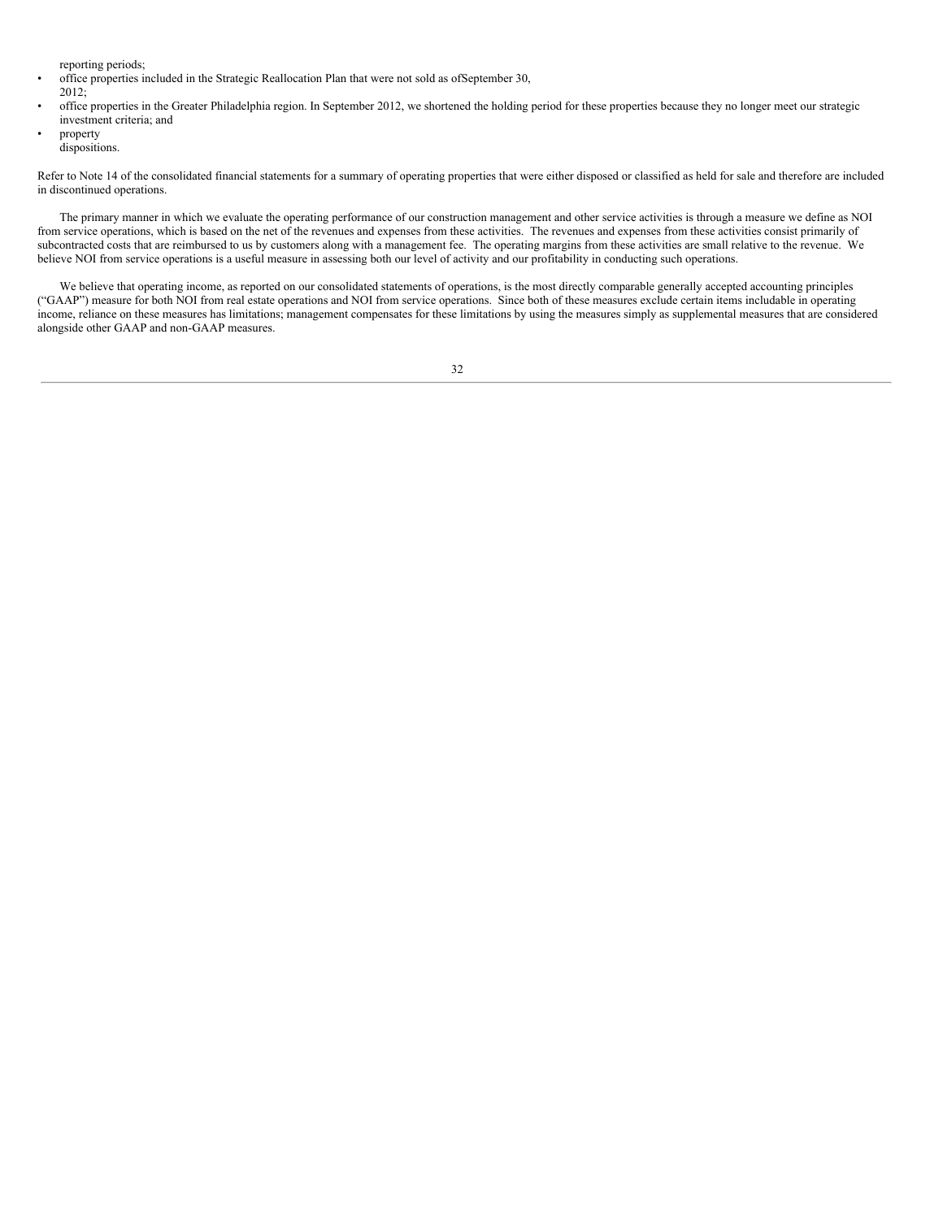reporting periods;

- office properties included in the Strategic Reallocation Plan that were not sold as ofSeptember 30, 2012;
- office properties in the Greater Philadelphia region. In September 2012, we shortened the holding period for these properties because they no longer meet our strategic investment criteria; and
- property dispositions.

Refer to Note 14 of the consolidated financial statements for a summary of operating properties that were either disposed or classified as held for sale and therefore are included in discontinued operations.

The primary manner in which we evaluate the operating performance of our construction management and other service activities is through a measure we define as NOI from service operations, which is based on the net of the revenues and expenses from these activities. The revenues and expenses from these activities consist primarily of subcontracted costs that are reimbursed to us by customers along with a management fee. The operating margins from these activities are small relative to the revenue. We believe NOI from service operations is a useful measure in assessing both our level of activity and our profitability in conducting such operations.

We believe that operating income, as reported on our consolidated statements of operations, is the most directly comparable generally accepted accounting principles ("GAAP") measure for both NOI from real estate operations and NOI from service operations. Since both of these measures exclude certain items includable in operating income, reliance on these measures has limitations; management compensates for these limitations by using the measures simply as supplemental measures that are considered alongside other GAAP and non-GAAP measures.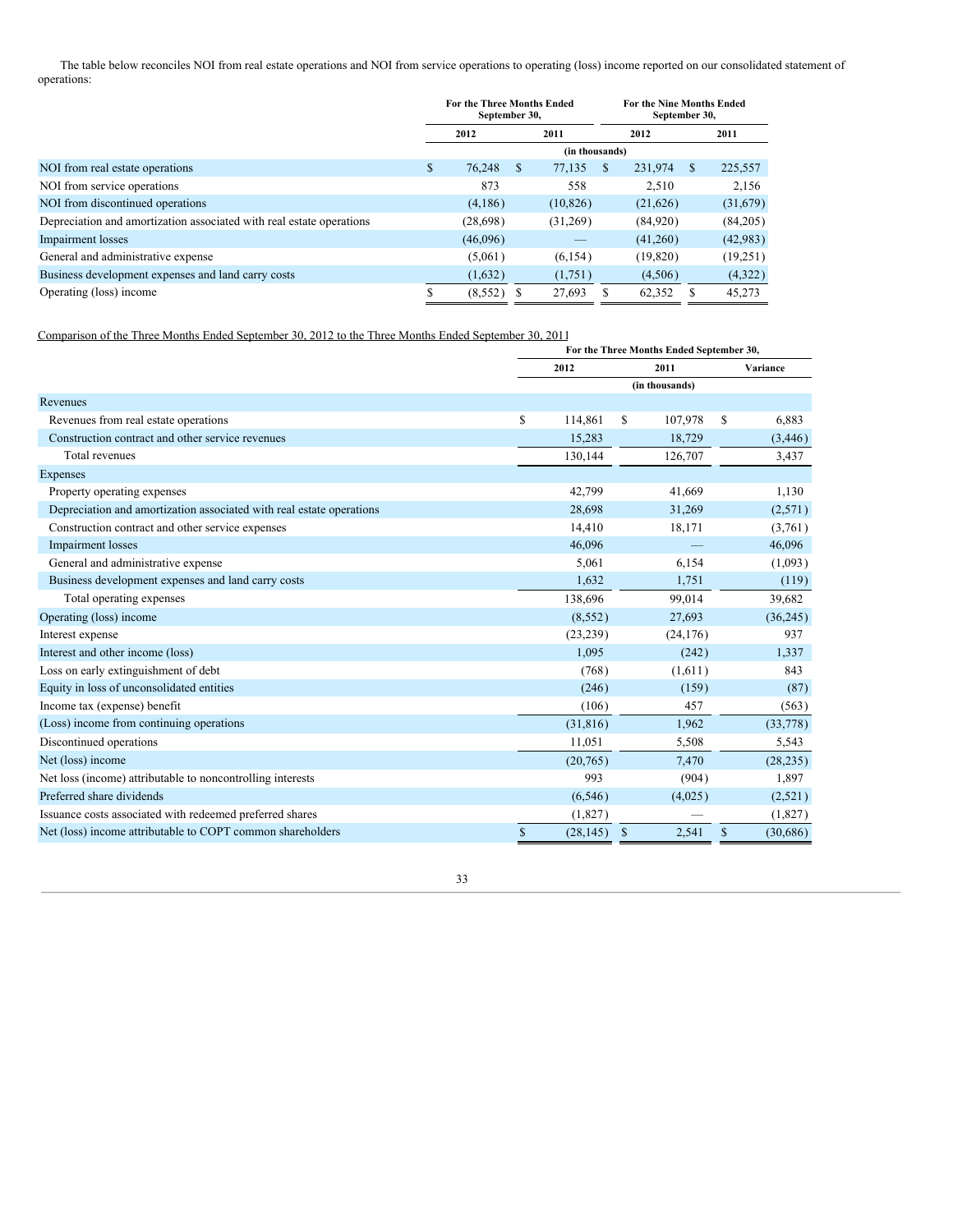The table below reconciles NOI from real estate operations and NOI from service operations to operating (loss) income reported on our consolidated statement of operations:

| | For the Three Months Ended September 30, | | For the Nine Months Ended September 30, | |
|---|---|---|---|---|
| | 2012 | 2011 | 2012 | 2011 |
| | (in thousands) | | | |
| NOI from real estate operations | $ 76,248 | $ 77,135 | $ 231,974 | $ 225,557 |
| NOI from service operations | 873 | 558 | 2,510 | 2,156 |
| NOI from discontinued operations | (4,186) | (10,826) | (21,626) | (31,679) |
| Depreciation and amortization associated with real estate operations | (28,698) | (31,269) | (84,920) | (84,205) |
| Impairment losses | (46,096) | — | (41,260) | (42,983) |
| General and administrative expense | (5,061) | (6,154) | (19,820) | (19,251) |
| Business development expenses and land carry costs | (1,632) | (1,751) | (4,506) | (4,322) |
| Operating (loss) income | $ (8,552) | $ 27,693 | $ 62,352 | $ 45,273 |

Comparison of the Three Months Ended September 30, 2012 to the Three Months Ended September 30, 2011

| | For the Three Months Ended September 30, | | |
|---|---|---|---|
| | 2012 | 2011 | Variance |
| | (in thousands) | | |
| Revenues | | | |
| Revenues from real estate operations | $ 114,861 | $ 107,978 | $ 6,883 |
| Construction contract and other service revenues | 15,283 | 18,729 | (3,446) |
| Total revenues | 130,144 | 126,707 | 3,437 |
| Expenses | | | |
| Property operating expenses | 42,799 | 41,669 | 1,130 |
| Depreciation and amortization associated with real estate operations | 28,698 | 31,269 | (2,571) |
| Construction contract and other service expenses | 14,410 | 18,171 | (3,761) |
| Impairment losses | 46,096 | — | 46,096 |
| General and administrative expense | 5,061 | 6,154 | (1,093) |
| Business development expenses and land carry costs | 1,632 | 1,751 | (119) |
| Total operating expenses | 138,696 | 99,014 | 39,682 |
| Operating (loss) income | (8,552) | 27,693 | (36,245) |
| Interest expense | (23,239) | (24,176) | 937 |
| Interest and other income (loss) | 1,095 | (242) | 1,337 |
| Loss on early extinguishment of debt | (768) | (1,611) | 843 |
| Equity in loss of unconsolidated entities | (246) | (159) | (87) |
| Income tax (expense) benefit | (106) | 457 | (563) |
| (Loss) income from continuing operations | (31,816) | 1,962 | (33,778) |
| Discontinued operations | 11,051 | 5,508 | 5,543 |
| Net (loss) income | (20,765) | 7,470 | (28,235) |
| Net loss (income) attributable to noncontrolling interests | 993 | (904) | 1,897 |
| Preferred share dividends | (6,546) | (4,025) | (2,521) |
| Issuance costs associated with redeemed preferred shares | (1,827) | — | (1,827) |
| Net (loss) income attributable to COPT common shareholders | $ (28,145) | $ 2,541 | $ (30,686) |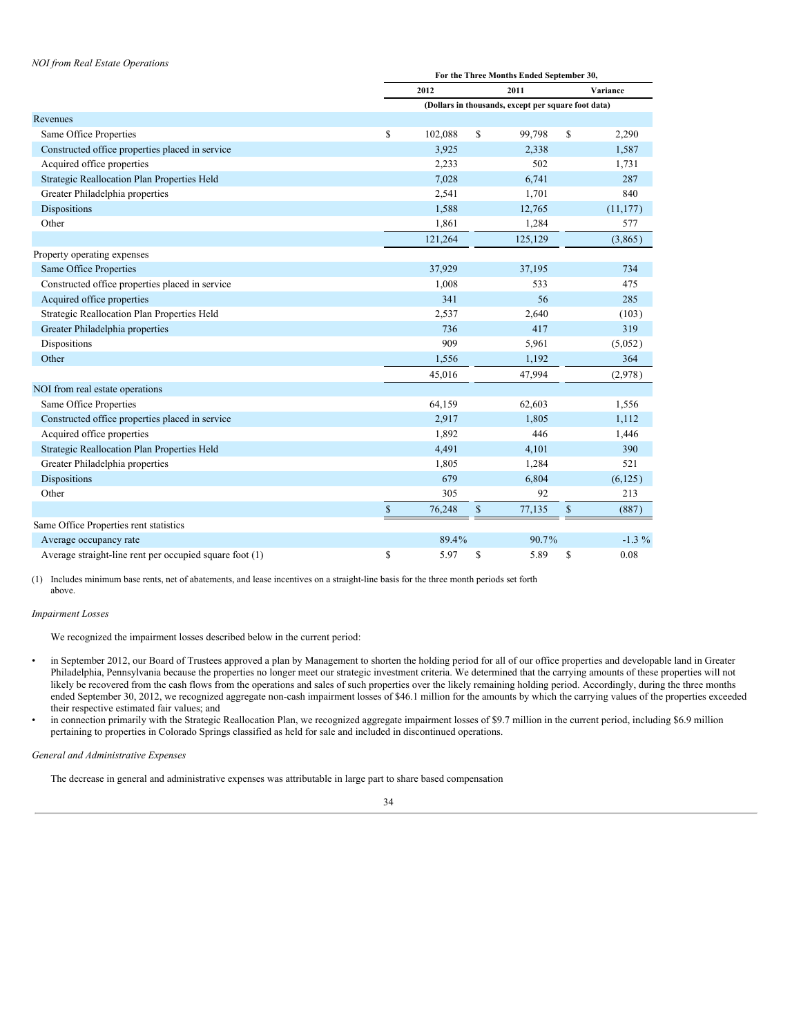*NOI from Real Estate Operations*

| | For the Three Months Ended September 30, | | |
|---|---|---|---|
| | 2012 | 2011 | Variance |
| | (Dollars in thousands, except per square foot data) | | |
| **Revenues** | | | |
| Same Office Properties | $ 102,088 | $ 99,798 | $ 2,290 |
| Constructed office properties placed in service | 3,925 | 2,338 | 1,587 |
| Acquired office properties | 2,233 | 502 | 1,731 |
| Strategic Reallocation Plan Properties Held | 7,028 | 6,741 | 287 |
| Greater Philadelphia properties | 2,541 | 1,701 | 840 |
| Dispositions | 1,588 | 12,765 | (11,177) |
| Other | 1,861 | 1,284 | 577 |
| | 121,264 | 125,129 | (3,865) |
| **Property operating expenses** | | | |
| Same Office Properties | 37,929 | 37,195 | 734 |
| Constructed office properties placed in service | 1,008 | 533 | 475 |
| Acquired office properties | 341 | 56 | 285 |
| Strategic Reallocation Plan Properties Held | 2,537 | 2,640 | (103) |
| Greater Philadelphia properties | 736 | 417 | 319 |
| Dispositions | 909 | 5,961 | (5,052) |
| Other | 1,556 | 1,192 | 364 |
| | 45,016 | 47,994 | (2,978) |
| **NOI from real estate operations** | | | |
| Same Office Properties | 64,159 | 62,603 | 1,556 |
| Constructed office properties placed in service | 2,917 | 1,805 | 1,112 |
| Acquired office properties | 1,892 | 446 | 1,446 |
| Strategic Reallocation Plan Properties Held | 4,491 | 4,101 | 390 |
| Greater Philadelphia properties | 1,805 | 1,284 | 521 |
| Dispositions | 679 | 6,804 | (6,125) |
| Other | 305 | 92 | 213 |
| | $ 76,248 | $ 77,135 | $ (887) |
| **Same Office Properties rent statistics** | | | |
| Average occupancy rate | 89.4% | 90.7% | -1.3 % |
| Average straight-line rent per occupied square foot (1) | $ 5.97 | $ 5.89 | $ 0.08 |

(1) Includes minimum base rents, net of abatements, and lease incentives on a straight-line basis for the three month periods set forth above.

*Impairment Losses*

We recognized the impairment losses described below in the current period:

- in September 2012, our Board of Trustees approved a plan by Management to shorten the holding period for all of our office properties and developable land in Greater Philadelphia, Pennsylvania because the properties no longer meet our strategic investment criteria. We determined that the carrying amounts of these properties will not likely be recovered from the cash flows from the operations and sales of such properties over the likely remaining holding period. Accordingly, during the three months ended September 30, 2012, we recognized aggregate non-cash impairment losses of $46.1 million for the amounts by which the carrying values of the properties exceeded their respective estimated fair values; and
- in connection primarily with the Strategic Reallocation Plan, we recognized aggregate impairment losses of $9.7 million in the current period, including $6.9 million pertaining to properties in Colorado Springs classified as held for sale and included in discontinued operations.

*General and Administrative Expenses*

The decrease in general and administrative expenses was attributable in large part to share based compensation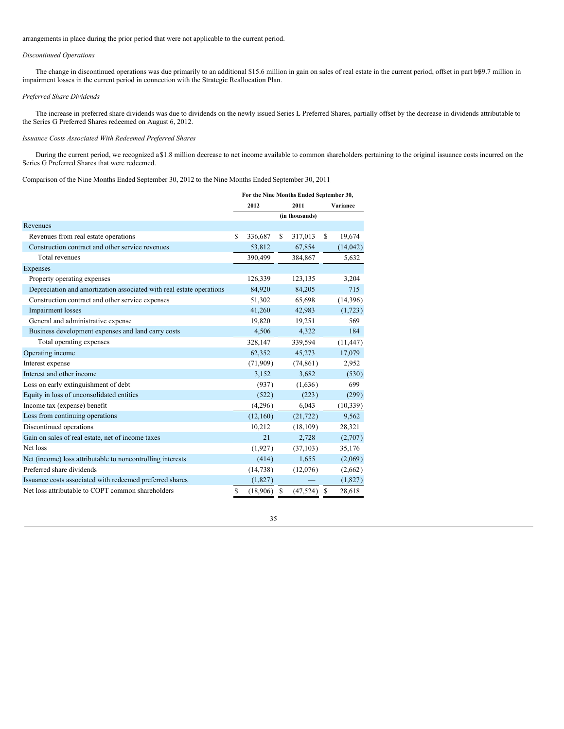arrangements in place during the prior period that were not applicable to the current period.

*Discontinued Operations*

The change in discontinued operations was due primarily to an additional $15.6 million in gain on sales of real estate in the current period, offset in part by $9.7 million in impairment losses in the current period in connection with the Strategic Reallocation Plan.

*Preferred Share Dividends*

The increase in preferred share dividends was due to dividends on the newly issued Series L Preferred Shares, partially offset by the decrease in dividends attributable to the Series G Preferred Shares redeemed on August 6, 2012.

*Issuance Costs Associated With Redeemed Preferred Shares*

During the current period, we recognized a $1.8 million decrease to net income available to common shareholders pertaining to the original issuance costs incurred on the Series G Preferred Shares that were redeemed.

Comparison of the Nine Months Ended September 30, 2012 to the Nine Months Ended September 30, 2011

| | For the Nine Months Ended September 30, | | |
|---|---|---|---|
| | 2012 | 2011 | Variance |
| | (in thousands) | | |
| Revenues | | | |
| Revenues from real estate operations | $ 336,687 | $ 317,013 | $ 19,674 |
| Construction contract and other service revenues | 53,812 | 67,854 | (14,042) |
| Total revenues | 390,499 | 384,867 | 5,632 |
| Expenses | | | |
| Property operating expenses | 126,339 | 123,135 | 3,204 |
| Depreciation and amortization associated with real estate operations | 84,920 | 84,205 | 715 |
| Construction contract and other service expenses | 51,302 | 65,698 | (14,396) |
| Impairment losses | 41,260 | 42,983 | (1,723) |
| General and administrative expense | 19,820 | 19,251 | 569 |
| Business development expenses and land carry costs | 4,506 | 4,322 | 184 |
| Total operating expenses | 328,147 | 339,594 | (11,447) |
| Operating income | 62,352 | 45,273 | 17,079 |
| Interest expense | (71,909) | (74,861) | 2,952 |
| Interest and other income | 3,152 | 3,682 | (530) |
| Loss on early extinguishment of debt | (937) | (1,636) | 699 |
| Equity in loss of unconsolidated entities | (522) | (223) | (299) |
| Income tax (expense) benefit | (4,296) | 6,043 | (10,339) |
| Loss from continuing operations | (12,160) | (21,722) | 9,562 |
| Discontinued operations | 10,212 | (18,109) | 28,321 |
| Gain on sales of real estate, net of income taxes | 21 | 2,728 | (2,707) |
| Net loss | (1,927) | (37,103) | 35,176 |
| Net (income) loss attributable to noncontrolling interests | (414) | 1,655 | (2,069) |
| Preferred share dividends | (14,738) | (12,076) | (2,662) |
| Issuance costs associated with redeemed preferred shares | (1,827) | — | (1,827) |
| Net loss attributable to COPT common shareholders | $ (18,906) | $ (47,524) | $ 28,618 |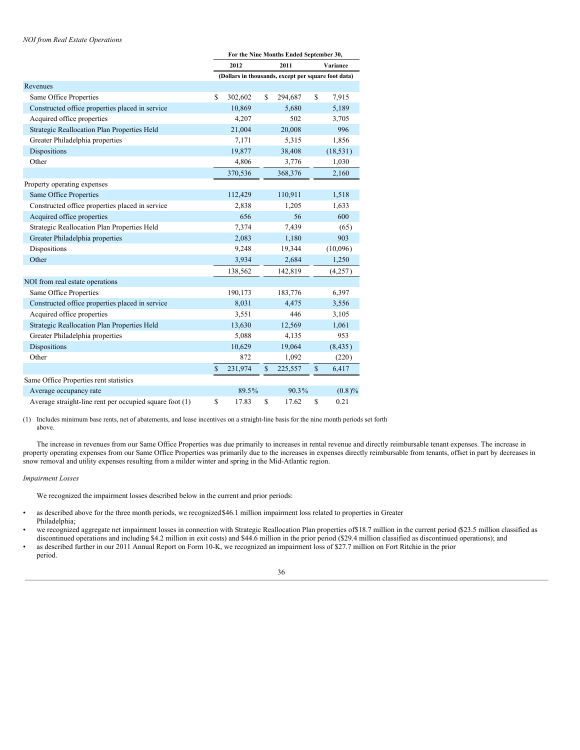*NOI from Real Estate Operations*

| | For the Nine Months Ended September 30, | | |
|---|---|---|---|
| | 2012 | 2011 | Variance |
| | (Dollars in thousands, except per square foot data) | | |
| Revenues | | | |
| Same Office Properties | $ 302,602 | $ 294,687 | $ 7,915 |
| Constructed office properties placed in service | 10,869 | 5,680 | 5,189 |
| Acquired office properties | 4,207 | 502 | 3,705 |
| Strategic Reallocation Plan Properties Held | 21,004 | 20,008 | 996 |
| Greater Philadelphia properties | 7,171 | 5,315 | 1,856 |
| Dispositions | 19,877 | 38,408 | (18,531) |
| Other | 4,806 | 3,776 | 1,030 |
| | 370,536 | 368,376 | 2,160 |
| Property operating expenses | | | |
| Same Office Properties | 112,429 | 110,911 | 1,518 |
| Constructed office properties placed in service | 2,838 | 1,205 | 1,633 |
| Acquired office properties | 656 | 56 | 600 |
| Strategic Reallocation Plan Properties Held | 7,374 | 7,439 | (65) |
| Greater Philadelphia properties | 2,083 | 1,180 | 903 |
| Dispositions | 9,248 | 19,344 | (10,096) |
| Other | 3,934 | 2,684 | 1,250 |
| | 138,562 | 142,819 | (4,257) |
| NOI from real estate operations | | | |
| Same Office Properties | 190,173 | 183,776 | 6,397 |
| Constructed office properties placed in service | 8,031 | 4,475 | 3,556 |
| Acquired office properties | 3,551 | 446 | 3,105 |
| Strategic Reallocation Plan Properties Held | 13,630 | 12,569 | 1,061 |
| Greater Philadelphia properties | 5,088 | 4,135 | 953 |
| Dispositions | 10,629 | 19,064 | (8,435) |
| Other | 872 | 1,092 | (220) |
| | $ 231,974 | $ 225,557 | $ 6,417 |
| Same Office Properties rent statistics | | | |
| Average occupancy rate | 89.5% | 90.3% | (0.8)% |
| Average straight-line rent per occupied square foot (1) | $ 17.83 | $ 17.62 | $ 0.21 |

(1) Includes minimum base rents, net of abatements, and lease incentives on a straight-line basis for the nine month periods set forth above.

The increase in revenues from our Same Office Properties was due primarily to increases in rental revenue and directly reimbursable tenant expenses. The increase in property operating expenses from our Same Office Properties was primarily due to the increases in expenses directly reimbursable from tenants, offset in part by decreases in snow removal and utility expenses resulting from a milder winter and spring in the Mid-Atlantic region.

*Impairment Losses*

We recognized the impairment losses described below in the current and prior periods:

- as described above for the three month periods, we recognized $46.1 million impairment loss related to properties in Greater Philadelphia;
- we recognized aggregate net impairment losses in connection with Strategic Reallocation Plan properties of $18.7 million in the current period ($23.5 million classified as discontinued operations and including $4.2 million in exit costs) and $44.6 million in the prior period ($29.4 million classified as discontinued operations); and
- as described further in our 2011 Annual Report on Form 10-K, we recognized an impairment loss of $27.7 million on Fort Ritchie in the prior period.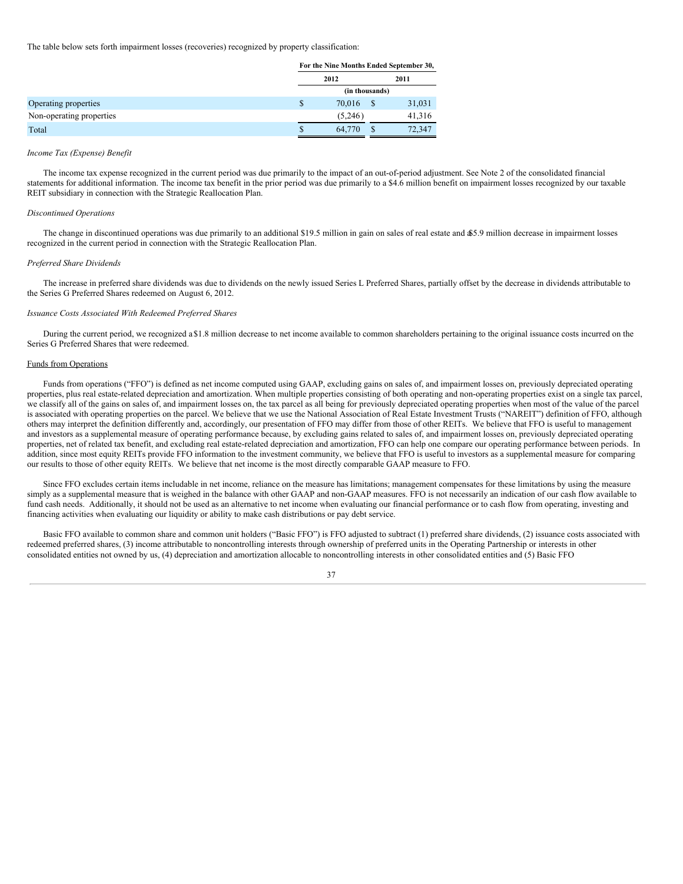The table below sets forth impairment losses (recoveries) recognized by property classification:

| | For the Nine Months Ended September 30, | |
|---|---|---|
| | 2012 | 2011 |
| | (in thousands) | |
| Operating properties | $ 70,016 | $ 31,031 |
| Non-operating properties | (5,246) | 41,316 |
| Total | $ 64,770 | $ 72,347 |

*Income Tax (Expense) Benefit*

The income tax expense recognized in the current period was due primarily to the impact of an out-of-period adjustment. See Note 2 of the consolidated financial statements for additional information. The income tax benefit in the prior period was due primarily to a $4.6 million benefit on impairment losses recognized by our taxable REIT subsidiary in connection with the Strategic Reallocation Plan.

*Discontinued Operations*

The change in discontinued operations was due primarily to an additional $19.5 million in gain on sales of real estate and a $5.9 million decrease in impairment losses recognized in the current period in connection with the Strategic Reallocation Plan.

*Preferred Share Dividends*

The increase in preferred share dividends was due to dividends on the newly issued Series L Preferred Shares, partially offset by the decrease in dividends attributable to the Series G Preferred Shares redeemed on August 6, 2012.

*Issuance Costs Associated With Redeemed Preferred Shares*

During the current period, we recognized a $1.8 million decrease to net income available to common shareholders pertaining to the original issuance costs incurred on the Series G Preferred Shares that were redeemed.

Funds from Operations

Funds from operations ("FFO") is defined as net income computed using GAAP, excluding gains on sales of, and impairment losses on, previously depreciated operating properties, plus real estate-related depreciation and amortization. When multiple properties consisting of both operating and non-operating properties exist on a single tax parcel, we classify all of the gains on sales of, and impairment losses on, the tax parcel as all being for previously depreciated operating properties when most of the value of the parcel is associated with operating properties on the parcel. We believe that we use the National Association of Real Estate Investment Trusts ("NAREIT") definition of FFO, although others may interpret the definition differently and, accordingly, our presentation of FFO may differ from those of other REITs. We believe that FFO is useful to management and investors as a supplemental measure of operating performance because, by excluding gains related to sales of, and impairment losses on, previously depreciated operating properties, net of related tax benefit, and excluding real estate-related depreciation and amortization, FFO can help one compare our operating performance between periods. In addition, since most equity REITs provide FFO information to the investment community, we believe that FFO is useful to investors as a supplemental measure for comparing our results to those of other equity REITs. We believe that net income is the most directly comparable GAAP measure to FFO.

Since FFO excludes certain items includable in net income, reliance on the measure has limitations; management compensates for these limitations by using the measure simply as a supplemental measure that is weighed in the balance with other GAAP and non-GAAP measures. FFO is not necessarily an indication of our cash flow available to fund cash needs. Additionally, it should not be used as an alternative to net income when evaluating our financial performance or to cash flow from operating, investing and financing activities when evaluating our liquidity or ability to make cash distributions or pay debt service.

Basic FFO available to common share and common unit holders ("Basic FFO") is FFO adjusted to subtract (1) preferred share dividends, (2) issuance costs associated with redeemed preferred shares, (3) income attributable to noncontrolling interests through ownership of preferred units in the Operating Partnership or interests in other consolidated entities not owned by us, (4) depreciation and amortization allocable to noncontrolling interests in other consolidated entities and (5) Basic FFO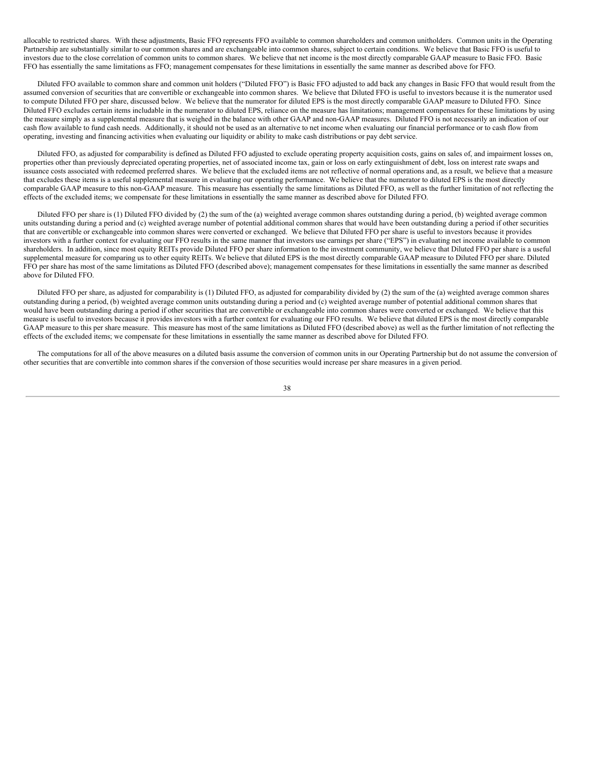allocable to restricted shares. With these adjustments, Basic FFO represents FFO available to common shareholders and common unitholders. Common units in the Operating Partnership are substantially similar to our common shares and are exchangeable into common shares, subject to certain conditions. We believe that Basic FFO is useful to investors due to the close correlation of common units to common shares. We believe that net income is the most directly comparable GAAP measure to Basic FFO. Basic FFO has essentially the same limitations as FFO; management compensates for these limitations in essentially the same manner as described above for FFO.

Diluted FFO available to common share and common unit holders ("Diluted FFO") is Basic FFO adjusted to add back any changes in Basic FFO that would result from the assumed conversion of securities that are convertible or exchangeable into common shares. We believe that Diluted FFO is useful to investors because it is the numerator used to compute Diluted FFO per share, discussed below. We believe that the numerator for diluted EPS is the most directly comparable GAAP measure to Diluted FFO. Since Diluted FFO excludes certain items includable in the numerator to diluted EPS, reliance on the measure has limitations; management compensates for these limitations by using the measure simply as a supplemental measure that is weighed in the balance with other GAAP and non-GAAP measures. Diluted FFO is not necessarily an indication of our cash flow available to fund cash needs. Additionally, it should not be used as an alternative to net income when evaluating our financial performance or to cash flow from operating, investing and financing activities when evaluating our liquidity or ability to make cash distributions or pay debt service.

Diluted FFO, as adjusted for comparability is defined as Diluted FFO adjusted to exclude operating property acquisition costs, gains on sales of, and impairment losses on, properties other than previously depreciated operating properties, net of associated income tax, gain or loss on early extinguishment of debt, loss on interest rate swaps and issuance costs associated with redeemed preferred shares. We believe that the excluded items are not reflective of normal operations and, as a result, we believe that a measure that excludes these items is a useful supplemental measure in evaluating our operating performance. We believe that the numerator to diluted EPS is the most directly comparable GAAP measure to this non-GAAP measure. This measure has essentially the same limitations as Diluted FFO, as well as the further limitation of not reflecting the effects of the excluded items; we compensate for these limitations in essentially the same manner as described above for Diluted FFO.

Diluted FFO per share is (1) Diluted FFO divided by (2) the sum of the (a) weighted average common shares outstanding during a period, (b) weighted average common units outstanding during a period and (c) weighted average number of potential additional common shares that would have been outstanding during a period if other securities that are convertible or exchangeable into common shares were converted or exchanged. We believe that Diluted FFO per share is useful to investors because it provides investors with a further context for evaluating our FFO results in the same manner that investors use earnings per share ("EPS") in evaluating net income available to common shareholders. In addition, since most equity REITs provide Diluted FFO per share information to the investment community, we believe that Diluted FFO per share is a useful supplemental measure for comparing us to other equity REITs. We believe that diluted EPS is the most directly comparable GAAP measure to Diluted FFO per share. Diluted FFO per share has most of the same limitations as Diluted FFO (described above); management compensates for these limitations in essentially the same manner as described above for Diluted FFO.

Diluted FFO per share, as adjusted for comparability is (1) Diluted FFO, as adjusted for comparability divided by (2) the sum of the (a) weighted average common shares outstanding during a period, (b) weighted average common units outstanding during a period and (c) weighted average number of potential additional common shares that would have been outstanding during a period if other securities that are convertible or exchangeable into common shares were converted or exchanged. We believe that this measure is useful to investors because it provides investors with a further context for evaluating our FFO results. We believe that diluted EPS is the most directly comparable GAAP measure to this per share measure. This measure has most of the same limitations as Diluted FFO (described above) as well as the further limitation of not reflecting the effects of the excluded items; we compensate for these limitations in essentially the same manner as described above for Diluted FFO.

The computations for all of the above measures on a diluted basis assume the conversion of common units in our Operating Partnership but do not assume the conversion of other securities that are convertible into common shares if the conversion of those securities would increase per share measures in a given period.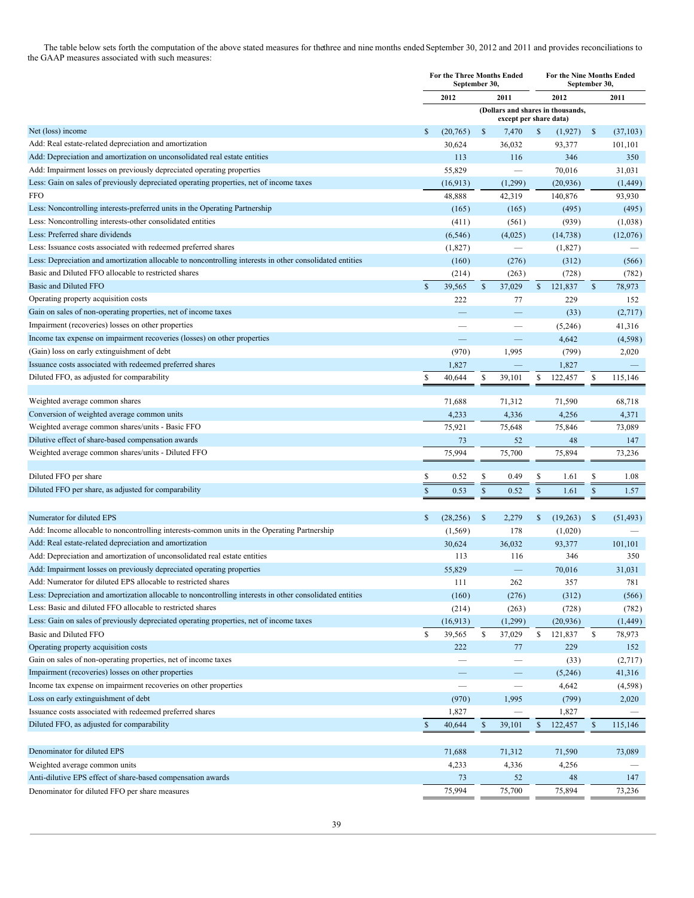The table below sets forth the computation of the above stated measures for the three and nine months ended September 30, 2012 and 2011 and provides reconciliations to the GAAP measures associated with such measures:

| | For the Three Months Ended September 30, | | For the Nine Months Ended September 30, | |
|---|---|---|---|---|
| | 2012 | 2011 | 2012 | 2011 |
| | (Dollars and shares in thousands, except per share data) | | | |
| Net (loss) income | $ (20,765) | $ 7,470 | $ (1,927) | $ (37,103) |
| Add: Real estate-related depreciation and amortization | 30,624 | 36,032 | 93,377 | 101,101 |
| Add: Depreciation and amortization on unconsolidated real estate entities | 113 | 116 | 346 | 350 |
| Add: Impairment losses on previously depreciated operating properties | 55,829 | — | 70,016 | 31,031 |
| Less: Gain on sales of previously depreciated operating properties, net of income taxes | (16,913) | (1,299) | (20,936) | (1,449) |
| FFO | 48,888 | 42,319 | 140,876 | 93,930 |
| Less: Noncontrolling interests-preferred units in the Operating Partnership | (165) | (165) | (495) | (495) |
| Less: Noncontrolling interests-other consolidated entities | (411) | (561) | (939) | (1,038) |
| Less: Preferred share dividends | (6,546) | (4,025) | (14,738) | (12,076) |
| Less: Issuance costs associated with redeemed preferred shares | (1,827) | — | (1,827) | — |
| Less: Depreciation and amortization allocable to noncontrolling interests in other consolidated entities | (160) | (276) | (312) | (566) |
| Basic and Diluted FFO allocable to restricted shares | (214) | (263) | (728) | (782) |
| Basic and Diluted FFO | $ 39,565 | $ 37,029 | $ 121,837 | $ 78,973 |
| Operating property acquisition costs | 222 | 77 | 229 | 152 |
| Gain on sales of non-operating properties, net of income taxes | — | — | (33) | (2,717) |
| Impairment (recoveries) losses on other properties | — | — | (5,246) | 41,316 |
| Income tax expense on impairment recoveries (losses) on other properties | — | — | 4,642 | (4,598) |
| (Gain) loss on early extinguishment of debt | (970) | 1,995 | (799) | 2,020 |
| Issuance costs associated with redeemed preferred shares | 1,827 | — | 1,827 | — |
| Diluted FFO, as adjusted for comparability | $ 40,644 | $ 39,101 | $ 122,457 | $ 115,146 |
| | | | | |
| Weighted average common shares | 71,688 | 71,312 | 71,590 | 68,718 |
| Conversion of weighted average common units | 4,233 | 4,336 | 4,256 | 4,371 |
| Weighted average common shares/units - Basic FFO | 75,921 | 75,648 | 75,846 | 73,089 |
| Dilutive effect of share-based compensation awards | 73 | 52 | 48 | 147 |
| Weighted average common shares/units - Diluted FFO | 75,994 | 75,700 | 75,894 | 73,236 |
| | | | | |
| Diluted FFO per share | $ 0.52 | $ 0.49 | $ 1.61 | $ 1.08 |
| Diluted FFO per share, as adjusted for comparability | $ 0.53 | $ 0.52 | $ 1.61 | $ 1.57 |
| | | | | |
| Numerator for diluted EPS | $ (28,256) | $ 2,279 | $ (19,263) | $ (51,493) |
| Add: Income allocable to noncontrolling interests-common units in the Operating Partnership | (1,569) | 178 | (1,020) | — |
| Add: Real estate-related depreciation and amortization | 30,624 | 36,032 | 93,377 | 101,101 |
| Add: Depreciation and amortization of unconsolidated real estate entities | 113 | 116 | 346 | 350 |
| Add: Impairment losses on previously depreciated operating properties | 55,829 | — | 70,016 | 31,031 |
| Add: Numerator for diluted EPS allocable to restricted shares | 111 | 262 | 357 | 781 |
| Less: Depreciation and amortization allocable to noncontrolling interests in other consolidated entities | (160) | (276) | (312) | (566) |
| Less: Basic and diluted FFO allocable to restricted shares | (214) | (263) | (728) | (782) |
| Less: Gain on sales of previously depreciated operating properties, net of income taxes | (16,913) | (1,299) | (20,936) | (1,449) |
| Basic and Diluted FFO | $ 39,565 | $ 37,029 | $ 121,837 | $ 78,973 |
| Operating property acquisition costs | 222 | 77 | 229 | 152 |
| Gain on sales of non-operating properties, net of income taxes | — | — | (33) | (2,717) |
| Impairment (recoveries) losses on other properties | — | — | (5,246) | 41,316 |
| Income tax expense on impairment recoveries on other properties | — | — | 4,642 | (4,598) |
| Loss on early extinguishment of debt | (970) | 1,995 | (799) | 2,020 |
| Issuance costs associated with redeemed preferred shares | 1,827 | — | 1,827 | — |
| Diluted FFO, as adjusted for comparability | $ 40,644 | $ 39,101 | $ 122,457 | $ 115,146 |
| | | | | |
| Denominator for diluted EPS | 71,688 | 71,312 | 71,590 | 73,089 |
| Weighted average common units | 4,233 | 4,336 | 4,256 | — |
| Anti-dilutive EPS effect of share-based compensation awards | 73 | 52 | 48 | 147 |
| Denominator for diluted FFO per share measures | 75,994 | 75,700 | 75,894 | 73,236 |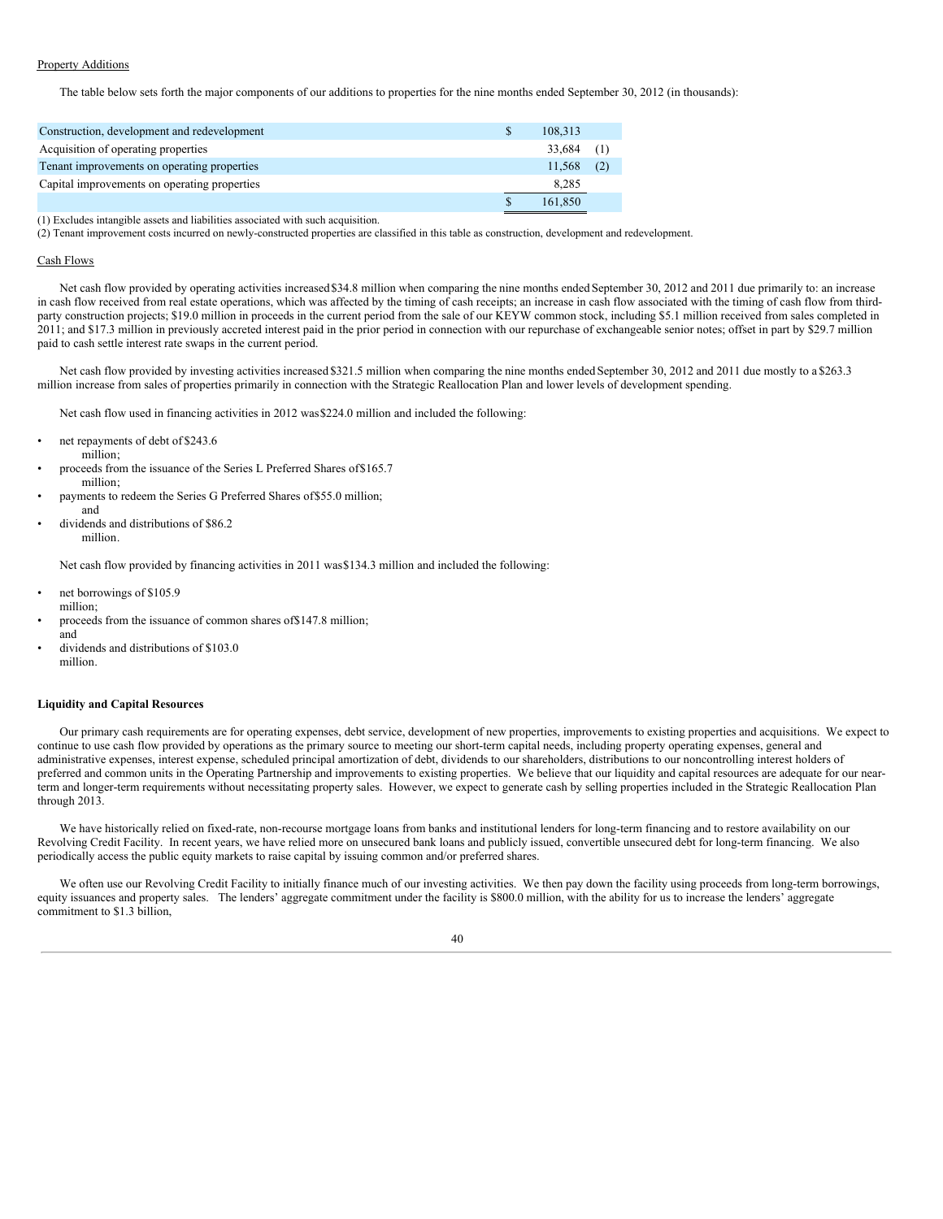Property Additions

The table below sets forth the major components of our additions to properties for the nine months ended September 30, 2012 (in thousands):

| | | |
|---|---|---|
| Construction, development and redevelopment | $ 108,313 | |
| Acquisition of operating properties | 33,684 | (1) |
| Tenant improvements on operating properties | 11,568 | (2) |
| Capital improvements on operating properties | 8,285 | |
| | $ 161,850 | |

(1) Excludes intangible assets and liabilities associated with such acquisition.
(2) Tenant improvement costs incurred on newly-constructed properties are classified in this table as construction, development and redevelopment.

Cash Flows

Net cash flow provided by operating activities increased $34.8 million when comparing the nine months ended September 30, 2012 and 2011 due primarily to: an increase in cash flow received from real estate operations, which was affected by the timing of cash receipts; an increase in cash flow associated with the timing of cash flow from third-party construction projects; $19.0 million in proceeds in the current period from the sale of our KEYW common stock, including $5.1 million received from sales completed in 2011; and $17.3 million in previously accreted interest paid in the prior period in connection with our repurchase of exchangeable senior notes; offset in part by $29.7 million paid to cash settle interest rate swaps in the current period.

Net cash flow provided by investing activities increased $321.5 million when comparing the nine months ended September 30, 2012 and 2011 due mostly to a $263.3 million increase from sales of properties primarily in connection with the Strategic Reallocation Plan and lower levels of development spending.

Net cash flow used in financing activities in 2012 was $224.0 million and included the following:

- net repayments of debt of $243.6 million;
- proceeds from the issuance of the Series L Preferred Shares of $165.7 million;
- payments to redeem the Series G Preferred Shares of $55.0 million; and
- dividends and distributions of $86.2 million.

Net cash flow provided by financing activities in 2011 was $134.3 million and included the following:

- net borrowings of $105.9 million;
- proceeds from the issuance of common shares of $147.8 million; and
- dividends and distributions of $103.0 million.

**Liquidity and Capital Resources**

Our primary cash requirements are for operating expenses, debt service, development of new properties, improvements to existing properties and acquisitions. We expect to continue to use cash flow provided by operations as the primary source to meeting our short-term capital needs, including property operating expenses, general and administrative expenses, interest expense, scheduled principal amortization of debt, dividends to our shareholders, distributions to our noncontrolling interest holders of preferred and common units in the Operating Partnership and improvements to existing properties. We believe that our liquidity and capital resources are adequate for our near-term and longer-term requirements without necessitating property sales. However, we expect to generate cash by selling properties included in the Strategic Reallocation Plan through 2013.

We have historically relied on fixed-rate, non-recourse mortgage loans from banks and institutional lenders for long-term financing and to restore availability on our Revolving Credit Facility. In recent years, we have relied more on unsecured bank loans and publicly issued, convertible unsecured debt for long-term financing. We also periodically access the public equity markets to raise capital by issuing common and/or preferred shares.

We often use our Revolving Credit Facility to initially finance much of our investing activities. We then pay down the facility using proceeds from long-term borrowings, equity issuances and property sales. The lenders' aggregate commitment under the facility is $800.0 million, with the ability for us to increase the lenders' aggregate commitment to $1.3 billion,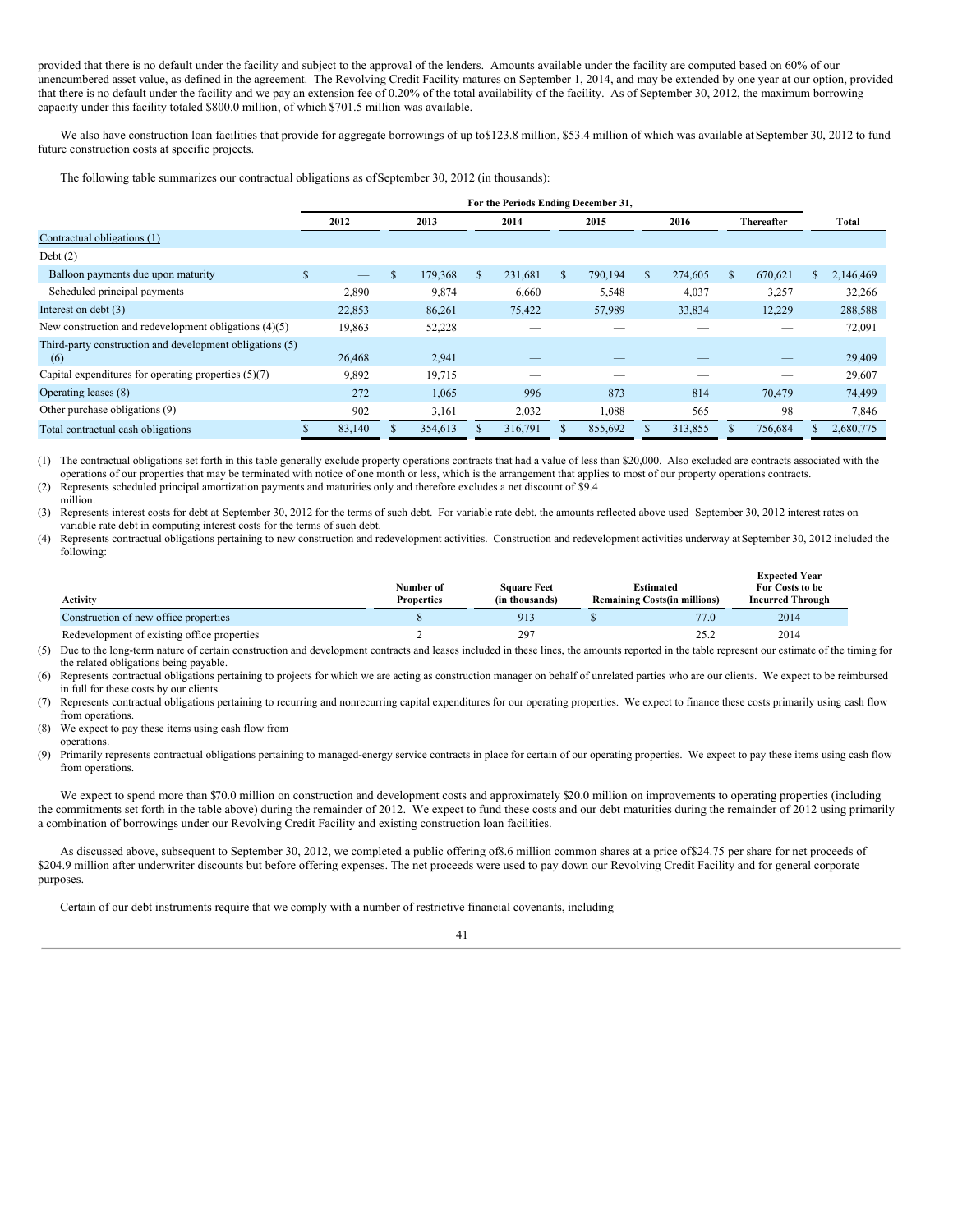provided that there is no default under the facility and subject to the approval of the lenders. Amounts available under the facility are computed based on 60% of our unencumbered asset value, as defined in the agreement. The Revolving Credit Facility matures on September 1, 2014, and may be extended by one year at our option, provided that there is no default under the facility and we pay an extension fee of 0.20% of the total availability of the facility. As of September 30, 2012, the maximum borrowing capacity under this facility totaled $800.0 million, of which $701.5 million was available.

We also have construction loan facilities that provide for aggregate borrowings of up to$123.8 million, $53.4 million of which was available at September 30, 2012 to fund future construction costs at specific projects.

The following table summarizes our contractual obligations as of September 30, 2012 (in thousands):

| | For the Periods Ending December 31, | | | | | | |
|---|---|---|---|---|---|---|---|
| | 2012 | 2013 | 2014 | 2015 | 2016 | Thereafter | Total |
| Contractual obligations (1) | | | | | | | |
| Debt (2) | | | | | | | |
| Balloon payments due upon maturity | $ — | $ 179,368 | $ 231,681 | $ 790,194 | $ 274,605 | $ 670,621 | $ 2,146,469 |
| Scheduled principal payments | 2,890 | 9,874 | 6,660 | 5,548 | 4,037 | 3,257 | 32,266 |
| Interest on debt (3) | 22,853 | 86,261 | 75,422 | 57,989 | 33,834 | 12,229 | 288,588 |
| New construction and redevelopment obligations (4)(5) | 19,863 | 52,228 | — | — | — | — | 72,091 |
| Third-party construction and development obligations (5)(6) | 26,468 | 2,941 | — | — | — | — | 29,409 |
| Capital expenditures for operating properties (5)(7) | 9,892 | 19,715 | — | — | — | — | 29,607 |
| Operating leases (8) | 272 | 1,065 | 996 | 873 | 814 | 70,479 | 74,499 |
| Other purchase obligations (9) | 902 | 3,161 | 2,032 | 1,088 | 565 | 98 | 7,846 |
| Total contractual cash obligations | $ 83,140 | $ 354,613 | $ 316,791 | $ 855,692 | $ 313,855 | $ 756,684 | $ 2,680,775 |

(1) The contractual obligations set forth in this table generally exclude property operations contracts that had a value of less than $20,000. Also excluded are contracts associated with the operations of our properties that may be terminated with notice of one month or less, which is the arrangement that applies to most of our property operations contracts.

(2) Represents scheduled principal amortization payments and maturities only and therefore excludes a net discount of $9.4 million.

(3) Represents interest costs for debt at September 30, 2012 for the terms of such debt. For variable rate debt, the amounts reflected above used September 30, 2012 interest rates on variable rate debt in computing interest costs for the terms of such debt.

(4) Represents contractual obligations pertaining to new construction and redevelopment activities. Construction and redevelopment activities underway at September 30, 2012 included the following:

| Activity | Number of Properties | Square Feet (in thousands) | Estimated Remaining Costs(in millions) | Expected Year For Costs to be Incurred Through |
|---|---|---|---|---|
| Construction of new office properties | 8 | 913 | $ 77.0 | 2014 |
| Redevelopment of existing office properties | 2 | 297 | 25.2 | 2014 |

(5) Due to the long-term nature of certain construction and development contracts and leases included in these lines, the amounts reported in the table represent our estimate of the timing for the related obligations being payable.

(6) Represents contractual obligations pertaining to projects for which we are acting as construction manager on behalf of unrelated parties who are our clients. We expect to be reimbursed in full for these costs by our clients.

(7) Represents contractual obligations pertaining to recurring and nonrecurring capital expenditures for our operating properties. We expect to finance these costs primarily using cash flow from operations.

(8) We expect to pay these items using cash flow from operations.

(9) Primarily represents contractual obligations pertaining to managed-energy service contracts in place for certain of our operating properties. We expect to pay these items using cash flow from operations.

We expect to spend more than $70.0 million on construction and development costs and approximately $20.0 million on improvements to operating properties (including the commitments set forth in the table above) during the remainder of 2012. We expect to fund these costs and our debt maturities during the remainder of 2012 using primarily a combination of borrowings under our Revolving Credit Facility and existing construction loan facilities.

As discussed above, subsequent to September 30, 2012, we completed a public offering of 8.6 million common shares at a price of $24.75 per share for net proceeds of $204.9 million after underwriter discounts but before offering expenses. The net proceeds were used to pay down our Revolving Credit Facility and for general corporate purposes.

Certain of our debt instruments require that we comply with a number of restrictive financial covenants, including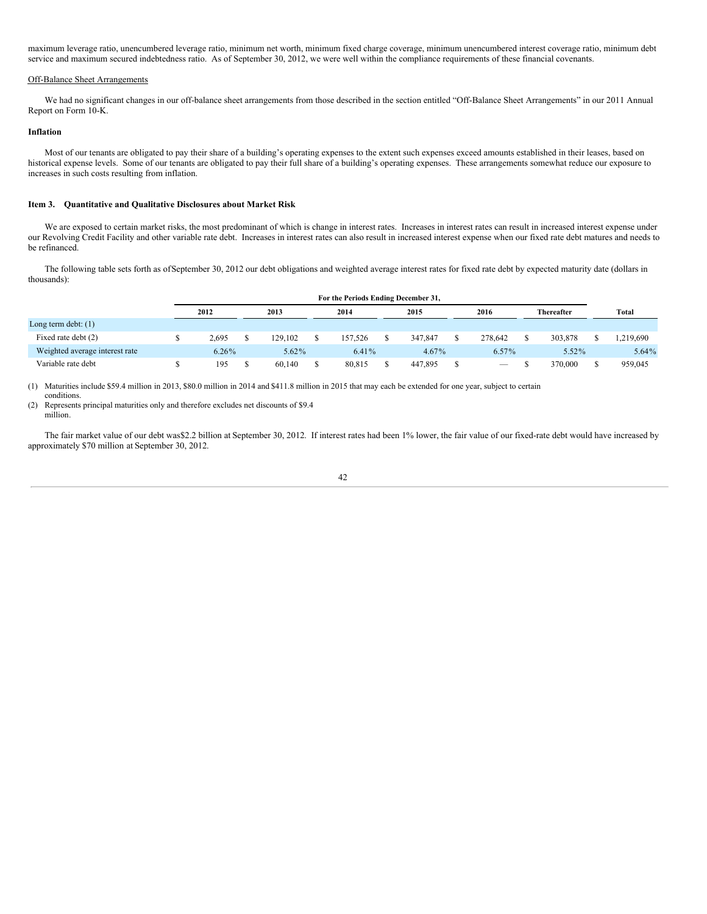maximum leverage ratio, unencumbered leverage ratio, minimum net worth, minimum fixed charge coverage, minimum unencumbered interest coverage ratio, minimum debt service and maximum secured indebtedness ratio. As of September 30, 2012, we were well within the compliance requirements of these financial covenants.

Off-Balance Sheet Arrangements

We had no significant changes in our off-balance sheet arrangements from those described in the section entitled "Off-Balance Sheet Arrangements" in our 2011 Annual Report on Form 10-K.

**Inflation**

Most of our tenants are obligated to pay their share of a building's operating expenses to the extent such expenses exceed amounts established in their leases, based on historical expense levels. Some of our tenants are obligated to pay their full share of a building's operating expenses. These arrangements somewhat reduce our exposure to increases in such costs resulting from inflation.

**Item 3. Quantitative and Qualitative Disclosures about Market Risk**

We are exposed to certain market risks, the most predominant of which is change in interest rates. Increases in interest rates can result in increased interest expense under our Revolving Credit Facility and other variable rate debt. Increases in interest rates can also result in increased interest expense when our fixed rate debt matures and needs to be refinanced.

The following table sets forth as ofSeptember 30, 2012 our debt obligations and weighted average interest rates for fixed rate debt by expected maturity date (dollars in thousands):

| | For the Periods Ending December 31, | | | | | | |
|---|---|---|---|---|---|---|---|
| | 2012 | 2013 | 2014 | 2015 | 2016 | Thereafter | Total |
| Long term debt: (1) | | | | | | | |
| Fixed rate debt (2) | $ 2,695 | $ 129,102 | $ 157,526 | $ 347,847 | $ 278,642 | $ 303,878 | $ 1,219,690 |
| Weighted average interest rate | 6.26% | 5.62% | 6.41% | 4.67% | 6.57% | 5.52% | 5.64% |
| Variable rate debt | $ 195 | $ 60,140 | $ 80,815 | $ 447,895 | $ — | $ 370,000 | $ 959,045 |

(1) Maturities include $59.4 million in 2013, $80.0 million in 2014 and $411.8 million in 2015 that may each be extended for one year, subject to certain conditions.

(2) Represents principal maturities only and therefore excludes net discounts of $9.4 million.

The fair market value of our debt was$2.2 billion at September 30, 2012. If interest rates had been 1% lower, the fair value of our fixed-rate debt would have increased by approximately $70 million at September 30, 2012.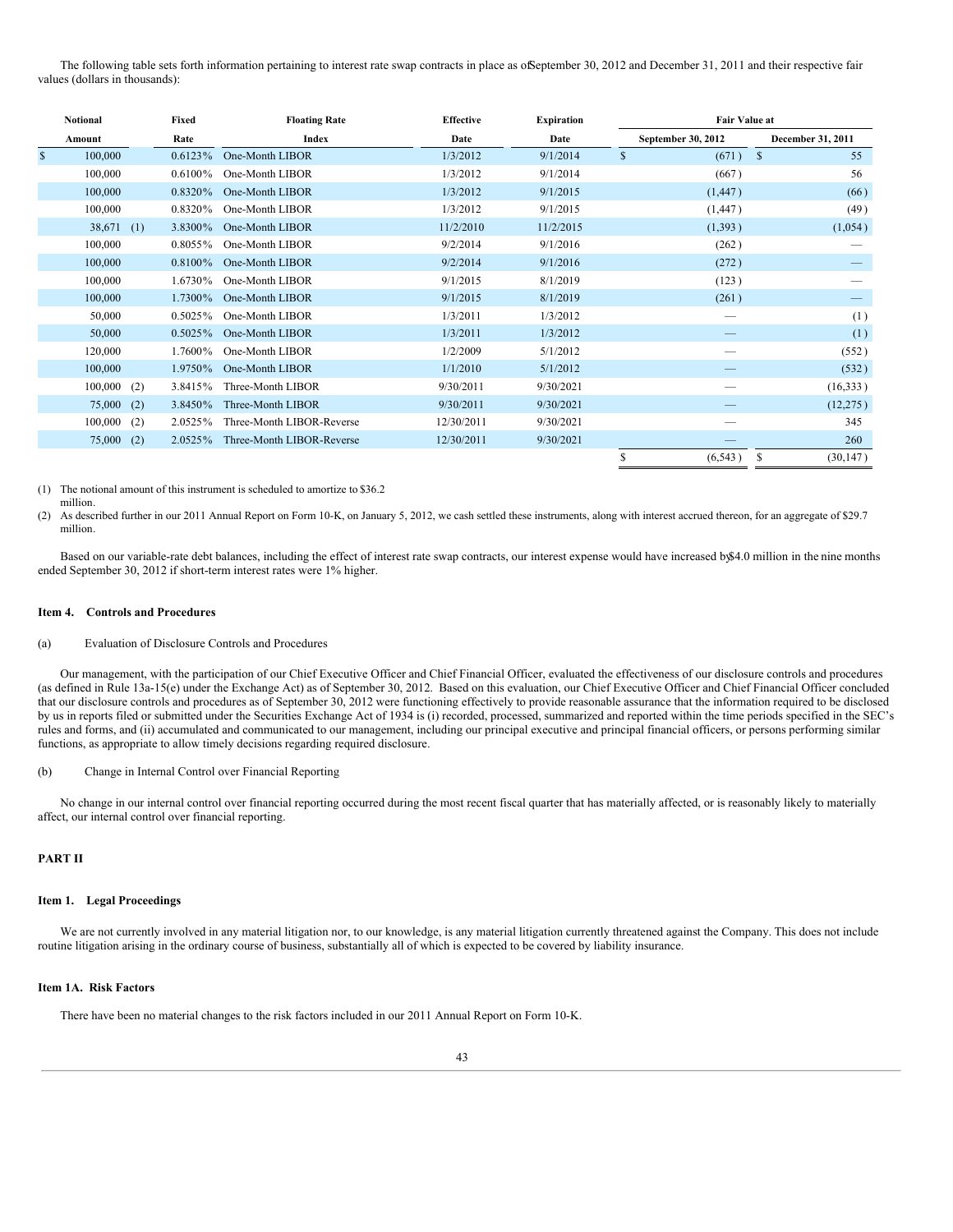The following table sets forth information pertaining to interest rate swap contracts in place as of September 30, 2012 and December 31, 2011 and their respective fair values (dollars in thousands):

| Notional Amount | Fixed Rate | Floating Rate Index | Effective Date | Expiration Date | Fair Value at September 30, 2012 | Fair Value at December 31, 2011 |
|---|---|---|---|---|---|---|
| $ 100,000 | 0.6123% | One-Month LIBOR | 1/3/2012 | 9/1/2014 | $ (671) | $ 55 |
| 100,000 | 0.6100% | One-Month LIBOR | 1/3/2012 | 9/1/2014 | (667) | 56 |
| 100,000 | 0.8320% | One-Month LIBOR | 1/3/2012 | 9/1/2015 | (1,447) | (66) |
| 100,000 | 0.8320% | One-Month LIBOR | 1/3/2012 | 9/1/2015 | (1,447) | (49) |
| 38,671 (1) | 3.8300% | One-Month LIBOR | 11/2/2010 | 11/2/2015 | (1,393) | (1,054) |
| 100,000 | 0.8055% | One-Month LIBOR | 9/2/2014 | 9/1/2016 | (262) | — |
| 100,000 | 0.8100% | One-Month LIBOR | 9/2/2014 | 9/1/2016 | (272) | — |
| 100,000 | 1.6730% | One-Month LIBOR | 9/1/2015 | 8/1/2019 | (123) | — |
| 100,000 | 1.7300% | One-Month LIBOR | 9/1/2015 | 8/1/2019 | (261) | — |
| 50,000 | 0.5025% | One-Month LIBOR | 1/3/2011 | 1/3/2012 | — | (1) |
| 50,000 | 0.5025% | One-Month LIBOR | 1/3/2011 | 1/3/2012 | — | (1) |
| 120,000 | 1.7600% | One-Month LIBOR | 1/2/2009 | 5/1/2012 | — | (552) |
| 100,000 | 1.9750% | One-Month LIBOR | 1/1/2010 | 5/1/2012 | — | (532) |
| 100,000 (2) | 3.8415% | Three-Month LIBOR | 9/30/2011 | 9/30/2021 | — | (16,333) |
| 75,000 (2) | 3.8450% | Three-Month LIBOR | 9/30/2011 | 9/30/2021 | — | (12,275) |
| 100,000 (2) | 2.0525% | Three-Month LIBOR-Reverse | 12/30/2011 | 9/30/2021 | — | 345 |
| 75,000 (2) | 2.0525% | Three-Month LIBOR-Reverse | 12/30/2011 | 9/30/2021 | — | 260 |
| | | | | | $ (6,543) | $ (30,147) |

(1) The notional amount of this instrument is scheduled to amortize to $36.2 million.

(2) As described further in our 2011 Annual Report on Form 10-K, on January 5, 2012, we cash settled these instruments, along with interest accrued thereon, for an aggregate of $29.7 million.

Based on our variable-rate debt balances, including the effect of interest rate swap contracts, our interest expense would have increased by $4.0 million in the nine months ended September 30, 2012 if short-term interest rates were 1% higher.

### Item 4. Controls and Procedures

(a) Evaluation of Disclosure Controls and Procedures

Our management, with the participation of our Chief Executive Officer and Chief Financial Officer, evaluated the effectiveness of our disclosure controls and procedures (as defined in Rule 13a-15(e) under the Exchange Act) as of September 30, 2012. Based on this evaluation, our Chief Executive Officer and Chief Financial Officer concluded that our disclosure controls and procedures as of September 30, 2012 were functioning effectively to provide reasonable assurance that the information required to be disclosed by us in reports filed or submitted under the Securities Exchange Act of 1934 is (i) recorded, processed, summarized and reported within the time periods specified in the SEC's rules and forms, and (ii) accumulated and communicated to our management, including our principal executive and principal financial officers, or persons performing similar functions, as appropriate to allow timely decisions regarding required disclosure.

(b) Change in Internal Control over Financial Reporting

No change in our internal control over financial reporting occurred during the most recent fiscal quarter that has materially affected, or is reasonably likely to materially affect, our internal control over financial reporting.

## PART II

### Item 1. Legal Proceedings

We are not currently involved in any material litigation nor, to our knowledge, is any material litigation currently threatened against the Company. This does not include routine litigation arising in the ordinary course of business, substantially all of which is expected to be covered by liability insurance.

### Item 1A. Risk Factors

There have been no material changes to the risk factors included in our 2011 Annual Report on Form 10-K.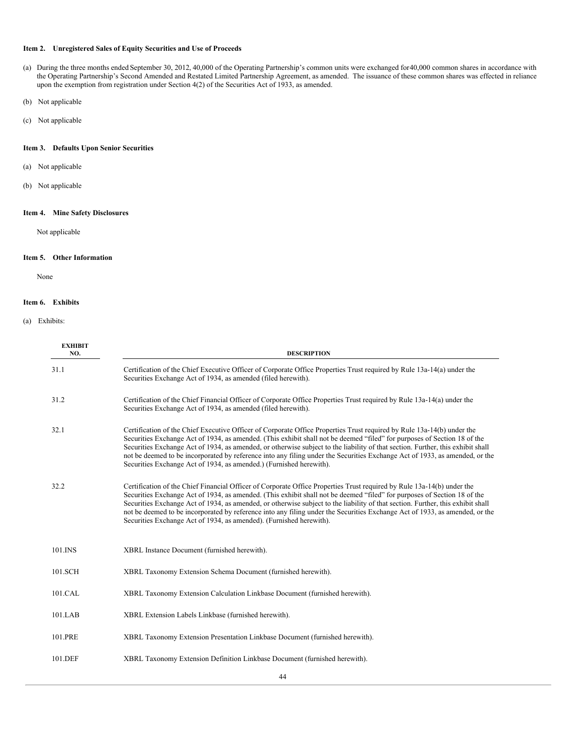### Item 2. Unregistered Sales of Equity Securities and Use of Proceeds

(a) During the three months ended September 30, 2012, 40,000 of the Operating Partnership's common units were exchanged for 40,000 common shares in accordance with the Operating Partnership's Second Amended and Restated Limited Partnership Agreement, as amended. The issuance of these common shares was effected in reliance upon the exemption from registration under Section 4(2) of the Securities Act of 1933, as amended.

(b) Not applicable

(c) Not applicable

### Item 3. Defaults Upon Senior Securities

(a) Not applicable

(b) Not applicable

### Item 4. Mine Safety Disclosures

Not applicable

### Item 5. Other Information

None

### Item 6. Exhibits

(a) Exhibits:

| EXHIBIT NO. | DESCRIPTION |
|---|---|
| 31.1 | Certification of the Chief Executive Officer of Corporate Office Properties Trust required by Rule 13a-14(a) under the Securities Exchange Act of 1934, as amended (filed herewith). |
| 31.2 | Certification of the Chief Financial Officer of Corporate Office Properties Trust required by Rule 13a-14(a) under the Securities Exchange Act of 1934, as amended (filed herewith). |
| 32.1 | Certification of the Chief Executive Officer of Corporate Office Properties Trust required by Rule 13a-14(b) under the Securities Exchange Act of 1934, as amended. (This exhibit shall not be deemed "filed" for purposes of Section 18 of the Securities Exchange Act of 1934, as amended, or otherwise subject to the liability of that section. Further, this exhibit shall not be deemed to be incorporated by reference into any filing under the Securities Exchange Act of 1933, as amended, or the Securities Exchange Act of 1934, as amended.) (Furnished herewith). |
| 32.2 | Certification of the Chief Financial Officer of Corporate Office Properties Trust required by Rule 13a-14(b) under the Securities Exchange Act of 1934, as amended. (This exhibit shall not be deemed "filed" for purposes of Section 18 of the Securities Exchange Act of 1934, as amended, or otherwise subject to the liability of that section. Further, this exhibit shall not be deemed to be incorporated by reference into any filing under the Securities Exchange Act of 1933, as amended, or the Securities Exchange Act of 1934, as amended). (Furnished herewith). |
| 101.INS | XBRL Instance Document (furnished herewith). |
| 101.SCH | XBRL Taxonomy Extension Schema Document (furnished herewith). |
| 101.CAL | XBRL Taxonomy Extension Calculation Linkbase Document (furnished herewith). |
| 101.LAB | XBRL Extension Labels Linkbase (furnished herewith). |
| 101.PRE | XBRL Taxonomy Extension Presentation Linkbase Document (furnished herewith). |
| 101.DEF | XBRL Taxonomy Extension Definition Linkbase Document (furnished herewith). |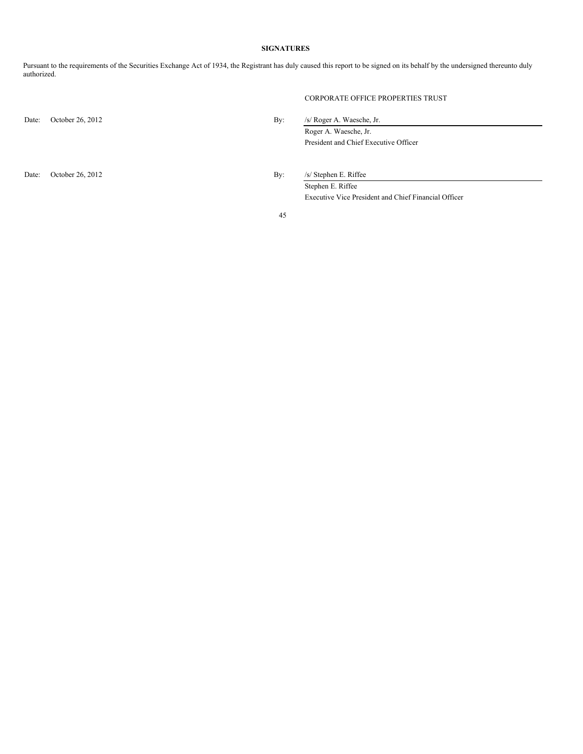**SIGNATURES**

Pursuant to the requirements of the Securities Exchange Act of 1934, the Registrant has duly caused this report to be signed on its behalf by the undersigned thereunto duly authorized.

CORPORATE OFFICE PROPERTIES TRUST

| | | | |
|---|---|---|---|
| Date: | October 26, 2012 | By: | /s/ Roger A. Waesche, Jr. |
| | | | Roger A. Waesche, Jr. |
| | | | President and Chief Executive Officer |
| | | | |
| Date: | October 26, 2012 | By: | /s/ Stephen E. Riffee |
| | | | Stephen E. Riffee |
| | | | Executive Vice President and Chief Financial Officer |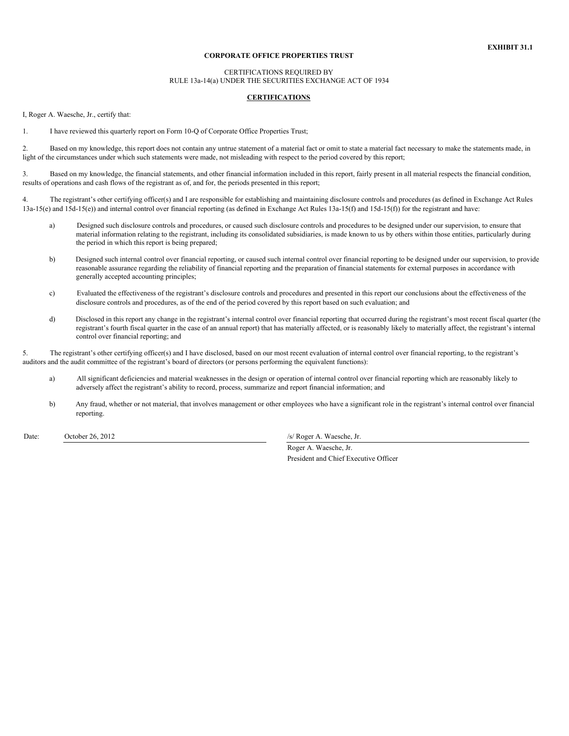**EXHIBIT 31.1**

**CORPORATE OFFICE PROPERTIES TRUST**

CERTIFICATIONS REQUIRED BY
RULE 13a-14(a) UNDER THE SECURITIES EXCHANGE ACT OF 1934

**CERTIFICATIONS**

I, Roger A. Waesche, Jr., certify that:

1. I have reviewed this quarterly report on Form 10-Q of Corporate Office Properties Trust;

2. Based on my knowledge, this report does not contain any untrue statement of a material fact or omit to state a material fact necessary to make the statements made, in light of the circumstances under which such statements were made, not misleading with respect to the period covered by this report;

3. Based on my knowledge, the financial statements, and other financial information included in this report, fairly present in all material respects the financial condition, results of operations and cash flows of the registrant as of, and for, the periods presented in this report;

4. The registrant's other certifying officer(s) and I are responsible for establishing and maintaining disclosure controls and procedures (as defined in Exchange Act Rules 13a-15(e) and 15d-15(e)) and internal control over financial reporting (as defined in Exchange Act Rules 13a-15(f) and 15d-15(f)) for the registrant and have:

   a) Designed such disclosure controls and procedures, or caused such disclosure controls and procedures to be designed under our supervision, to ensure that material information relating to the registrant, including its consolidated subsidiaries, is made known to us by others within those entities, particularly during the period in which this report is being prepared;

   b) Designed such internal control over financial reporting, or caused such internal control over financial reporting to be designed under our supervision, to provide reasonable assurance regarding the reliability of financial reporting and the preparation of financial statements for external purposes in accordance with generally accepted accounting principles;

   c) Evaluated the effectiveness of the registrant's disclosure controls and procedures and presented in this report our conclusions about the effectiveness of the disclosure controls and procedures, as of the end of the period covered by this report based on such evaluation; and

   d) Disclosed in this report any change in the registrant's internal control over financial reporting that occurred during the registrant's most recent fiscal quarter (the registrant's fourth fiscal quarter in the case of an annual report) that has materially affected, or is reasonably likely to materially affect, the registrant's internal control over financial reporting; and

5. The registrant's other certifying officer(s) and I have disclosed, based on our most recent evaluation of internal control over financial reporting, to the registrant's auditors and the audit committee of the registrant's board of directors (or persons performing the equivalent functions):

   a) All significant deficiencies and material weaknesses in the design or operation of internal control over financial reporting which are reasonably likely to adversely affect the registrant's ability to record, process, summarize and report financial information; and

   b) Any fraud, whether or not material, that involves management or other employees who have a significant role in the registrant's internal control over financial reporting.

Date: October 26, 2012

/s/ Roger A. Waesche, Jr.
Roger A. Waesche, Jr.
President and Chief Executive Officer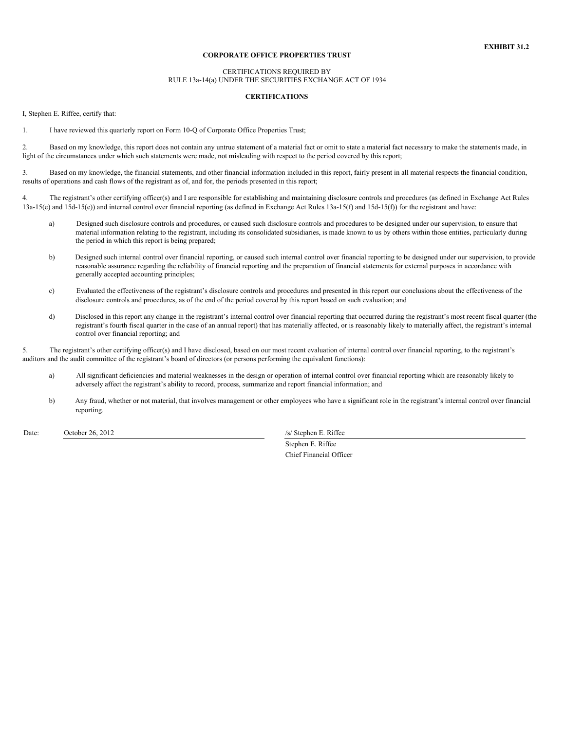**EXHIBIT 31.2**

**CORPORATE OFFICE PROPERTIES TRUST**

CERTIFICATIONS REQUIRED BY
RULE 13a-14(a) UNDER THE SECURITIES EXCHANGE ACT OF 1934

**CERTIFICATIONS**

I, Stephen E. Riffee, certify that:

1. I have reviewed this quarterly report on Form 10-Q of Corporate Office Properties Trust;

2. Based on my knowledge, this report does not contain any untrue statement of a material fact or omit to state a material fact necessary to make the statements made, in light of the circumstances under which such statements were made, not misleading with respect to the period covered by this report;

3. Based on my knowledge, the financial statements, and other financial information included in this report, fairly present in all material respects the financial condition, results of operations and cash flows of the registrant as of, and for, the periods presented in this report;

4. The registrant's other certifying officer(s) and I are responsible for establishing and maintaining disclosure controls and procedures (as defined in Exchange Act Rules 13a-15(e) and 15d-15(e)) and internal control over financial reporting (as defined in Exchange Act Rules 13a-15(f) and 15d-15(f)) for the registrant and have:

   a) Designed such disclosure controls and procedures, or caused such disclosure controls and procedures to be designed under our supervision, to ensure that material information relating to the registrant, including its consolidated subsidiaries, is made known to us by others within those entities, particularly during the period in which this report is being prepared;

   b) Designed such internal control over financial reporting, or caused such internal control over financial reporting to be designed under our supervision, to provide reasonable assurance regarding the reliability of financial reporting and the preparation of financial statements for external purposes in accordance with generally accepted accounting principles;

   c) Evaluated the effectiveness of the registrant's disclosure controls and procedures and presented in this report our conclusions about the effectiveness of the disclosure controls and procedures, as of the end of the period covered by this report based on such evaluation; and

   d) Disclosed in this report any change in the registrant's internal control over financial reporting that occurred during the registrant's most recent fiscal quarter (the registrant's fourth fiscal quarter in the case of an annual report) that has materially affected, or is reasonably likely to materially affect, the registrant's internal control over financial reporting; and

5. The registrant's other certifying officer(s) and I have disclosed, based on our most recent evaluation of internal control over financial reporting, to the registrant's auditors and the audit committee of the registrant's board of directors (or persons performing the equivalent functions):

   a) All significant deficiencies and material weaknesses in the design or operation of internal control over financial reporting which are reasonably likely to adversely affect the registrant's ability to record, process, summarize and report financial information; and

   b) Any fraud, whether or not material, that involves management or other employees who have a significant role in the registrant's internal control over financial reporting.

Date: October 26, 2012

/s/ Stephen E. Riffee
Stephen E. Riffee
Chief Financial Officer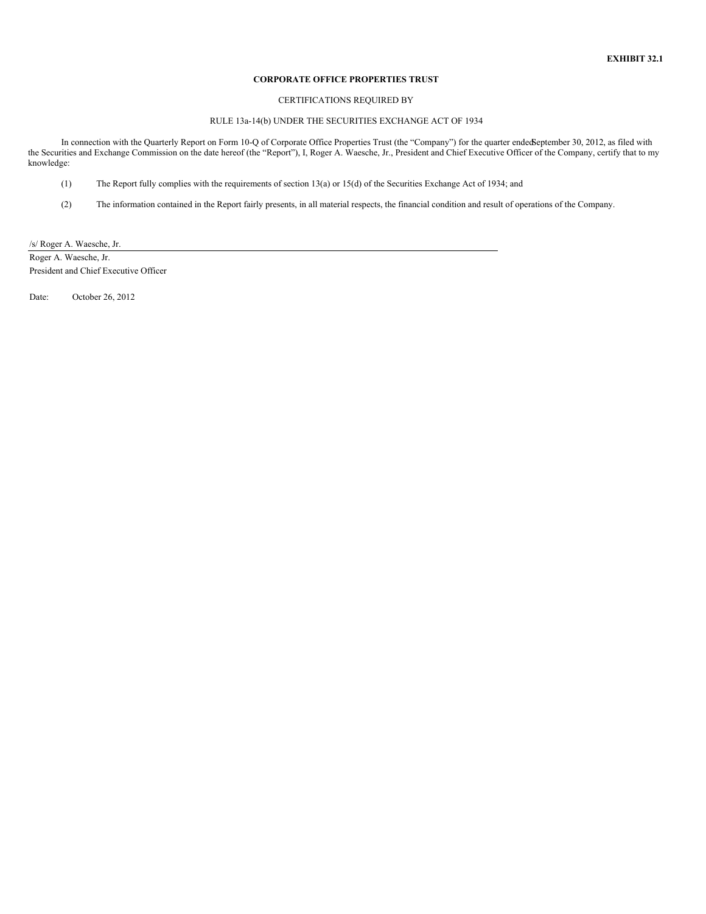**EXHIBIT 32.1**

**CORPORATE OFFICE PROPERTIES TRUST**

CERTIFICATIONS REQUIRED BY

RULE 13a-14(b) UNDER THE SECURITIES EXCHANGE ACT OF 1934

In connection with the Quarterly Report on Form 10-Q of Corporate Office Properties Trust (the "Company") for the quarter ended September 30, 2012, as filed with the Securities and Exchange Commission on the date hereof (the "Report"), I, Roger A. Waesche, Jr., President and Chief Executive Officer of the Company, certify that to my knowledge:

(1) The Report fully complies with the requirements of section 13(a) or 15(d) of the Securities Exchange Act of 1934; and

(2) The information contained in the Report fairly presents, in all material respects, the financial condition and result of operations of the Company.

/s/ Roger A. Waesche, Jr.

Roger A. Waesche, Jr.
President and Chief Executive Officer

Date: October 26, 2012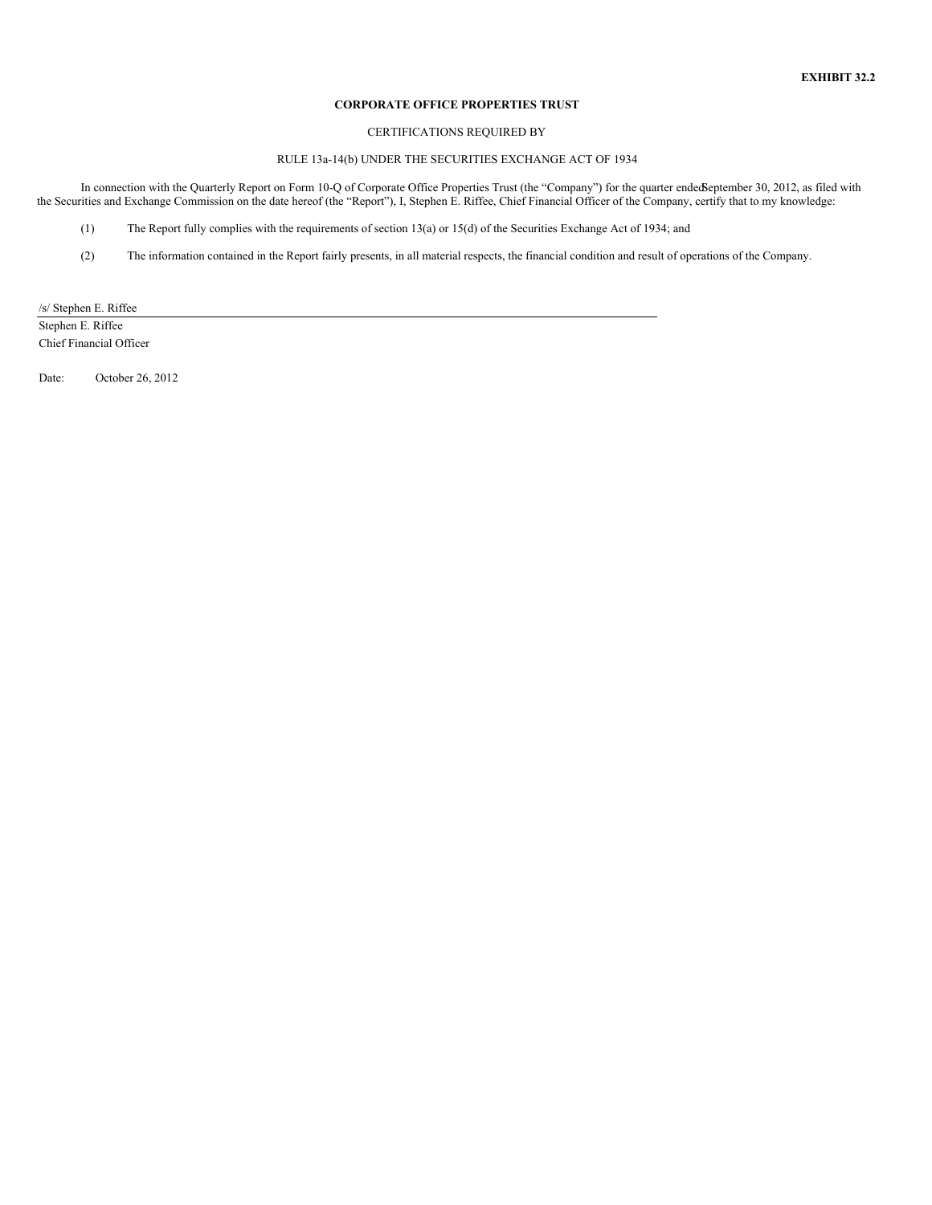**EXHIBIT 32.2**

**CORPORATE OFFICE PROPERTIES TRUST**

CERTIFICATIONS REQUIRED BY

RULE 13a-14(b) UNDER THE SECURITIES EXCHANGE ACT OF 1934

In connection with the Quarterly Report on Form 10-Q of Corporate Office Properties Trust (the "Company") for the quarter ended September 30, 2012, as filed with the Securities and Exchange Commission on the date hereof (the "Report"), I, Stephen E. Riffee, Chief Financial Officer of the Company, certify that to my knowledge:

(1) The Report fully complies with the requirements of section 13(a) or 15(d) of the Securities Exchange Act of 1934; and

(2) The information contained in the Report fairly presents, in all material respects, the financial condition and result of operations of the Company.

/s/ Stephen E. Riffee

Stephen E. Riffee
Chief Financial Officer

Date: October 26, 2012